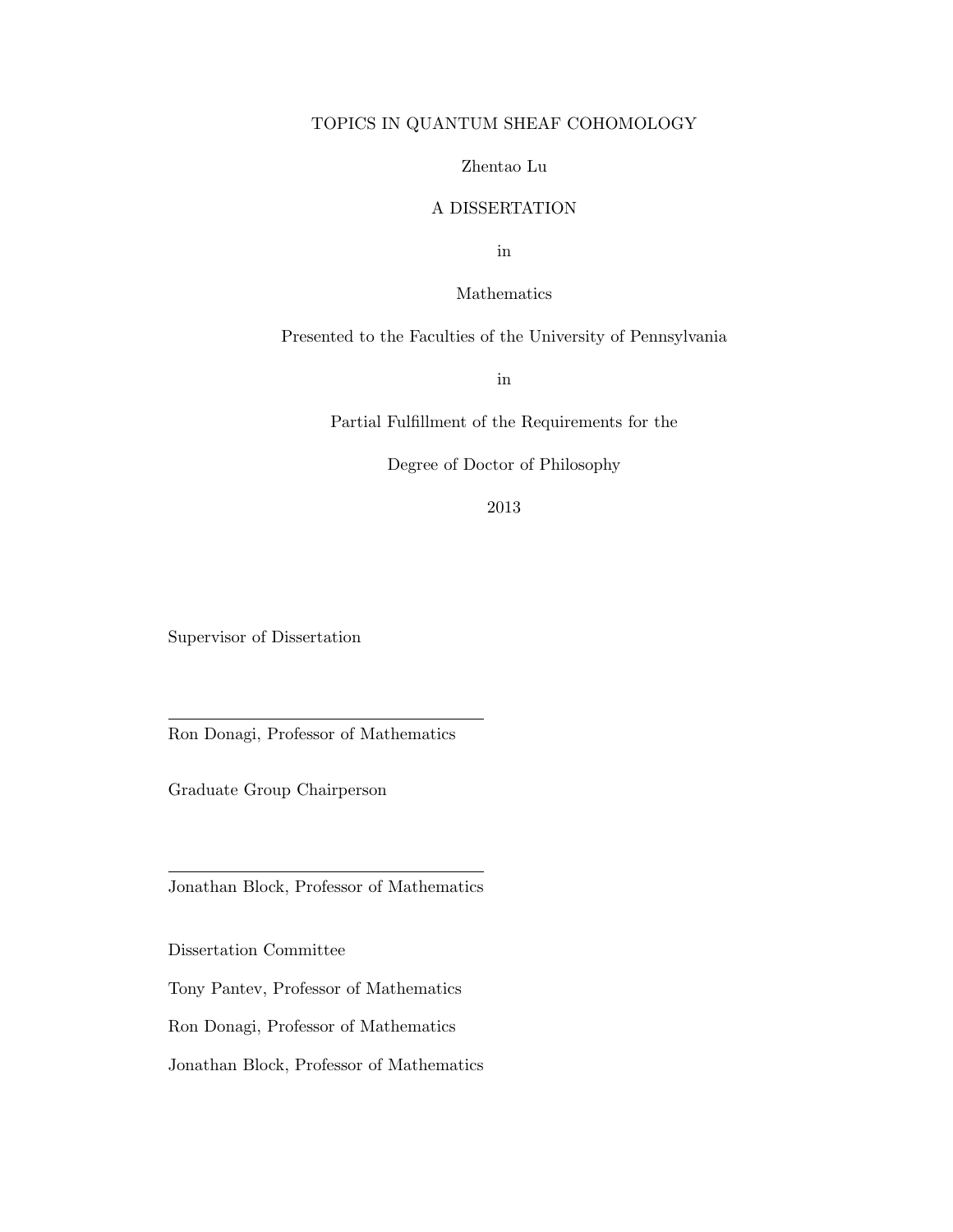# TOPICS IN QUANTUM SHEAF COHOMOLOGY

Zhentao Lu

A DISSERTATION

in

Mathematics

Presented to the Faculties of the University of Pennsylvania

in

Partial Fulfillment of the Requirements for the

Degree of Doctor of Philosophy

2013

Supervisor of Dissertation

---

Ron Donagi, Professor of Mathematics

Graduate Group Chairperson

---

Jonathan Block, Professor of Mathematics

Dissertation Committee

Tony Pantev, Professor of Mathematics

Ron Donagi, Professor of Mathematics

Jonathan Block, Professor of Mathematics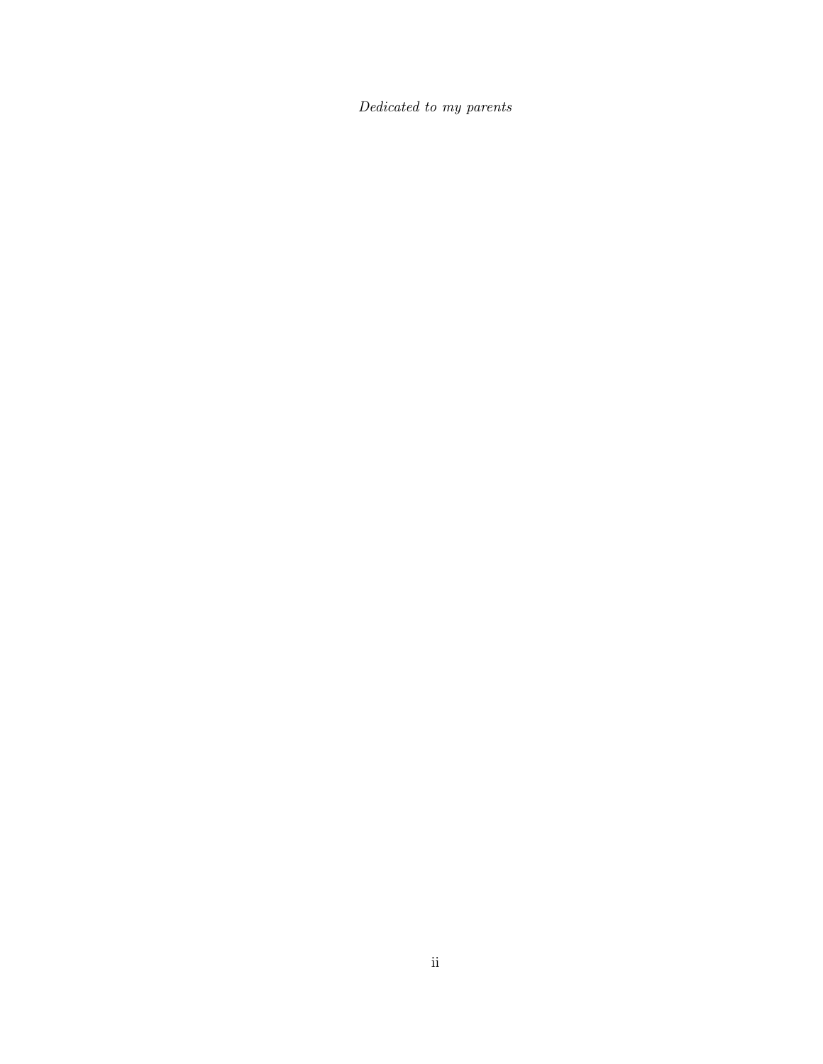*Dedicated to my parents*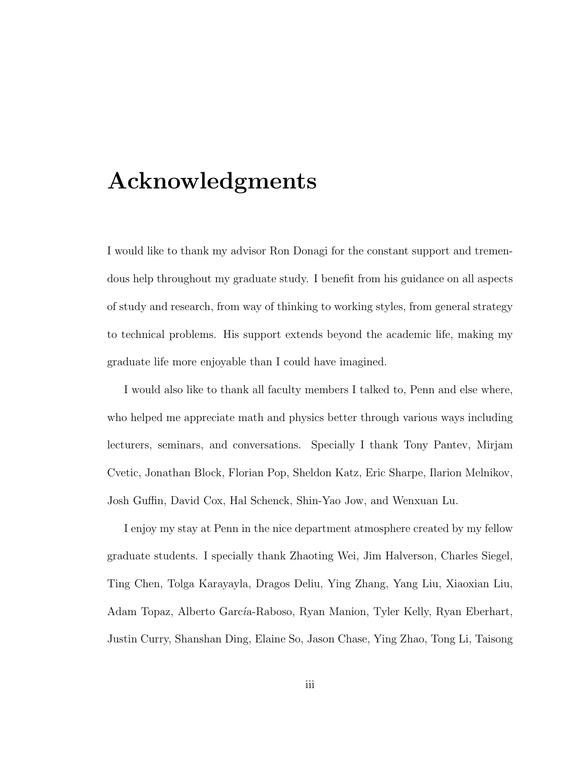# Acknowledgments

I would like to thank my advisor Ron Donagi for the constant support and tremendous help throughout my graduate study. I benefit from his guidance on all aspects of study and research, from way of thinking to working styles, from general strategy to technical problems. His support extends beyond the academic life, making my graduate life more enjoyable than I could have imagined.

I would also like to thank all faculty members I talked to, Penn and else where, who helped me appreciate math and physics better through various ways including lecturers, seminars, and conversations. Specially I thank Tony Pantev, Mirjam Cvetic, Jonathan Block, Florian Pop, Sheldon Katz, Eric Sharpe, Ilarion Melnikov, Josh Guffin, David Cox, Hal Schenck, Shin-Yao Jow, and Wenxuan Lu.

I enjoy my stay at Penn in the nice department atmosphere created by my fellow graduate students. I specially thank Zhaoting Wei, Jim Halverson, Charles Siegel, Ting Chen, Tolga Karayayla, Dragos Deliu, Ying Zhang, Yang Liu, Xiaoxian Liu, Adam Topaz, Alberto García-Raboso, Ryan Manion, Tyler Kelly, Ryan Eberhart, Justin Curry, Shanshan Ding, Elaine So, Jason Chase, Ying Zhao, Tong Li, Taisong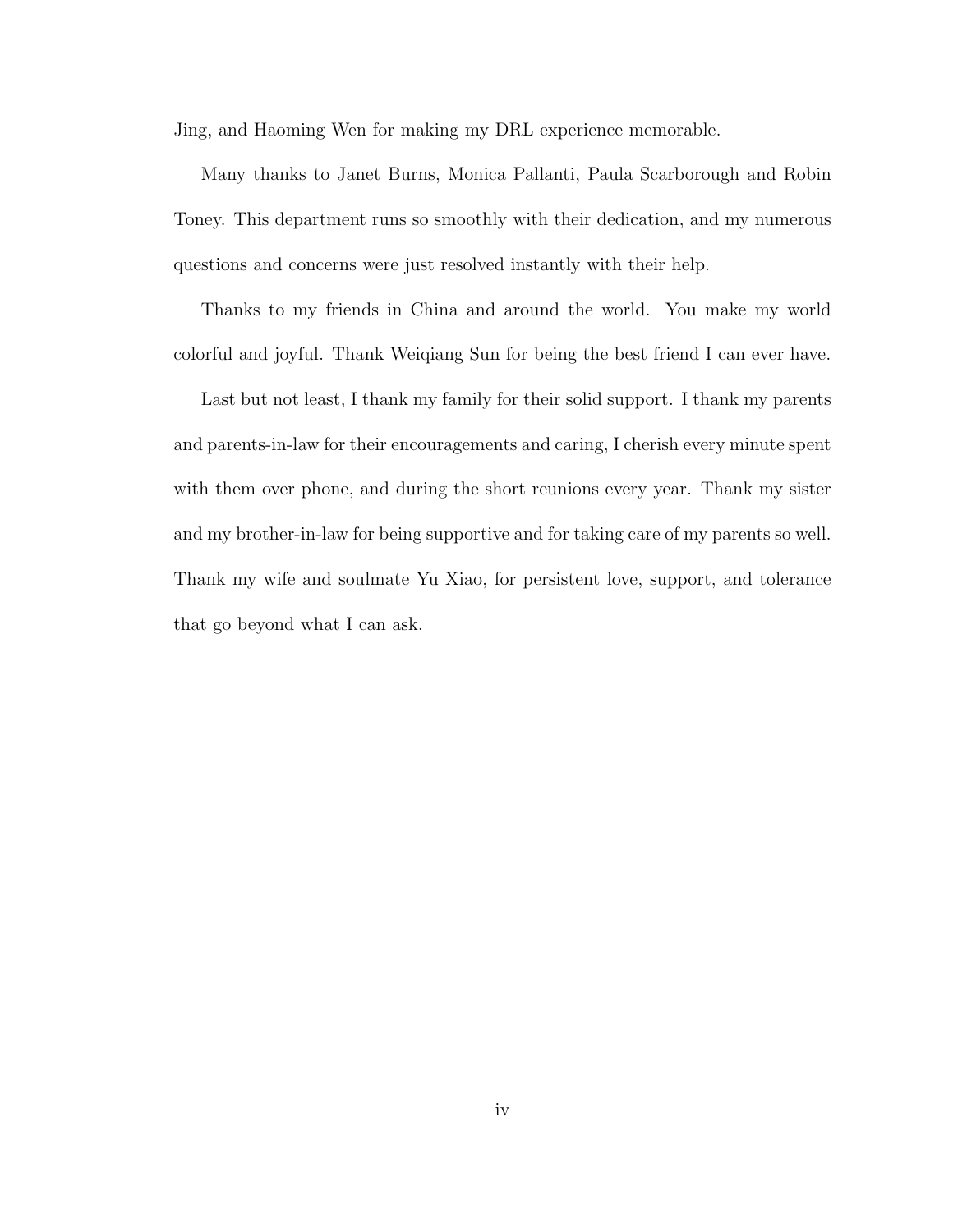Jing, and Haoming Wen for making my DRL experience memorable.

Many thanks to Janet Burns, Monica Pallanti, Paula Scarborough and Robin Toney. This department runs so smoothly with their dedication, and my numerous questions and concerns were just resolved instantly with their help.

Thanks to my friends in China and around the world. You make my world colorful and joyful. Thank Weiqiang Sun for being the best friend I can ever have.

Last but not least, I thank my family for their solid support. I thank my parents and parents-in-law for their encouragements and caring, I cherish every minute spent with them over phone, and during the short reunions every year. Thank my sister and my brother-in-law for being supportive and for taking care of my parents so well. Thank my wife and soulmate Yu Xiao, for persistent love, support, and tolerance that go beyond what I can ask.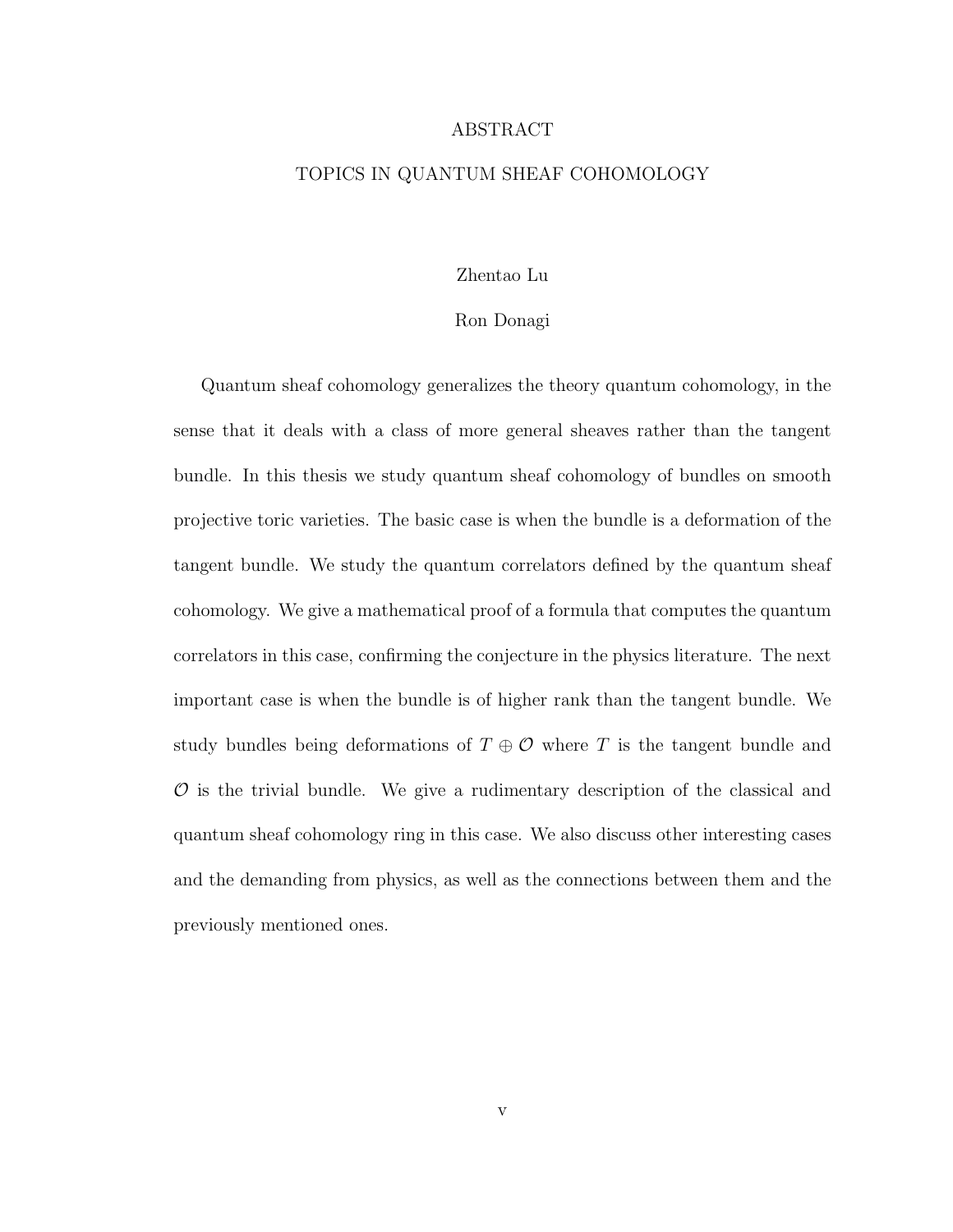# ABSTRACT

## TOPICS IN QUANTUM SHEAF COHOMOLOGY

Zhentao Lu

Ron Donagi

Quantum sheaf cohomology generalizes the theory quantum cohomology, in the sense that it deals with a class of more general sheaves rather than the tangent bundle. In this thesis we study quantum sheaf cohomology of bundles on smooth projective toric varieties. The basic case is when the bundle is a deformation of the tangent bundle. We study the quantum correlators defined by the quantum sheaf cohomology. We give a mathematical proof of a formula that computes the quantum correlators in this case, confirming the conjecture in the physics literature. The next important case is when the bundle is of higher rank than the tangent bundle. We study bundles being deformations of $T \oplus \mathcal{O}$ where $T$ is the tangent bundle and $\mathcal{O}$ is the trivial bundle. We give a rudimentary description of the classical and quantum sheaf cohomology ring in this case. We also discuss other interesting cases and the demanding from physics, as well as the connections between them and the previously mentioned ones.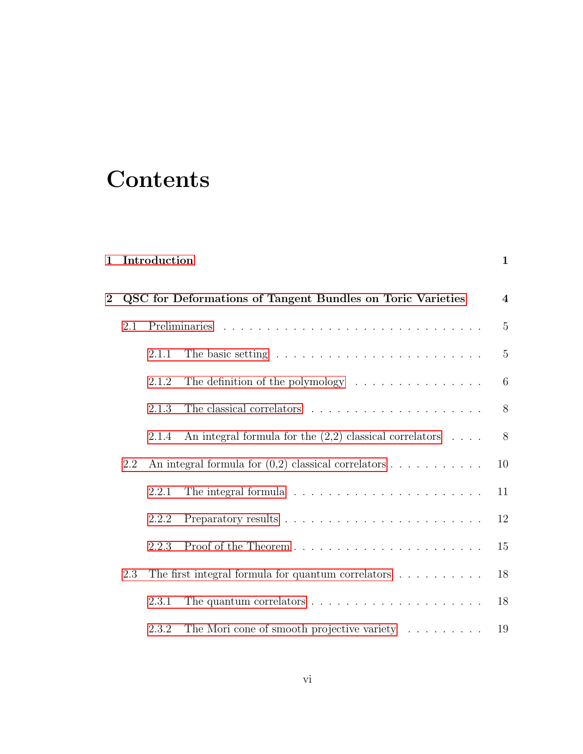# Contents

**1 Introduction** **1**

**2 QSC for Deformations of Tangent Bundles on Toric Varieties** **4**

- 2.1 Preliminaries . . . . . . . . . . . . . . . . . . . . . . . . . . . . . 5
  - 2.1.1 The basic setting . . . . . . . . . . . . . . . . . . . . . . . . 5
  - 2.1.2 The definition of the polymology . . . . . . . . . . . . . . . 6
  - 2.1.3 The classical correlators . . . . . . . . . . . . . . . . . . . . 8
  - 2.1.4 An integral formula for the (2,2) classical correlators . . . . 8
- 2.2 An integral formula for (0,2) classical correlators . . . . . . . . . . . 10
  - 2.2.1 The integral formula . . . . . . . . . . . . . . . . . . . . . . 11
  - 2.2.2 Preparatory results . . . . . . . . . . . . . . . . . . . . . . . 12
  - 2.2.3 Proof of the Theorem . . . . . . . . . . . . . . . . . . . . . . 15
- 2.3 The first integral formula for quantum correlators . . . . . . . . . . . 18
  - 2.3.1 The quantum correlators . . . . . . . . . . . . . . . . . . . . 18
  - 2.3.2 The Mori cone of smooth projective variety . . . . . . . . . . 19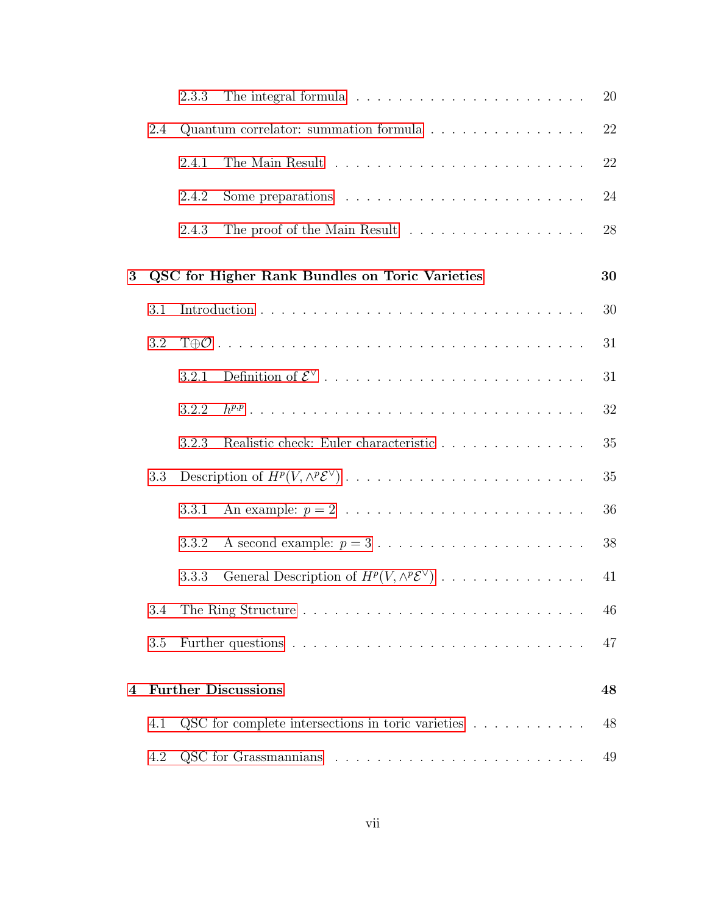2.3.3 The integral formula . . . . . . . . . . . . . . . . . . . . . . 20

2.4 Quantum correlator: summation formula . . . . . . . . . . . . . . . 22

2.4.1 The Main Result . . . . . . . . . . . . . . . . . . . . . . . . 22

2.4.2 Some preparations . . . . . . . . . . . . . . . . . . . . . . . 24

2.4.3 The proof of the Main Result . . . . . . . . . . . . . . . . . 28

**3 QSC for Higher Rank Bundles on Toric Varieties 30**

3.1 Introduction . . . . . . . . . . . . . . . . . . . . . . . . . . . . . . 30

3.2 $T\oplus\mathcal{O}$ . . . . . . . . . . . . . . . . . . . . . . . . . . . . . . . . 31

3.2.1 Definition of $\mathcal{E}^\vee$ . . . . . . . . . . . . . . . . . . . . . . . 31

3.2.2 $h^{p,p}$ . . . . . . . . . . . . . . . . . . . . . . . . . . . . . . 32

3.2.3 Realistic check: Euler characteristic . . . . . . . . . . . . . . 35

3.3 Description of $H^p(V, \wedge^p\mathcal{E}^\vee)$ . . . . . . . . . . . . . . . . . . . . 35

3.3.1 An example: $p = 2$ . . . . . . . . . . . . . . . . . . . . . . . 36

3.3.2 A second example: $p = 3$ . . . . . . . . . . . . . . . . . . . . 38

3.3.3 General Description of $H^p(V, \wedge^p\mathcal{E}^\vee)$ . . . . . . . . . . . . . 41

3.4 The Ring Structure . . . . . . . . . . . . . . . . . . . . . . . . . . . 46

3.5 Further questions . . . . . . . . . . . . . . . . . . . . . . . . . . . . 47

**4 Further Discussions 48**

4.1 QSC for complete intersections in toric varieties . . . . . . . . . . . 48

4.2 QSC for Grassmannians . . . . . . . . . . . . . . . . . . . . . . . . 49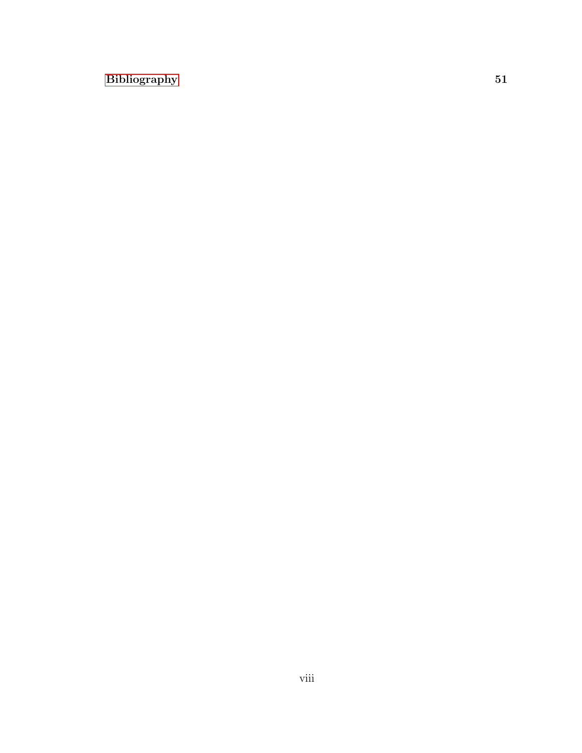**Bibliography** **51**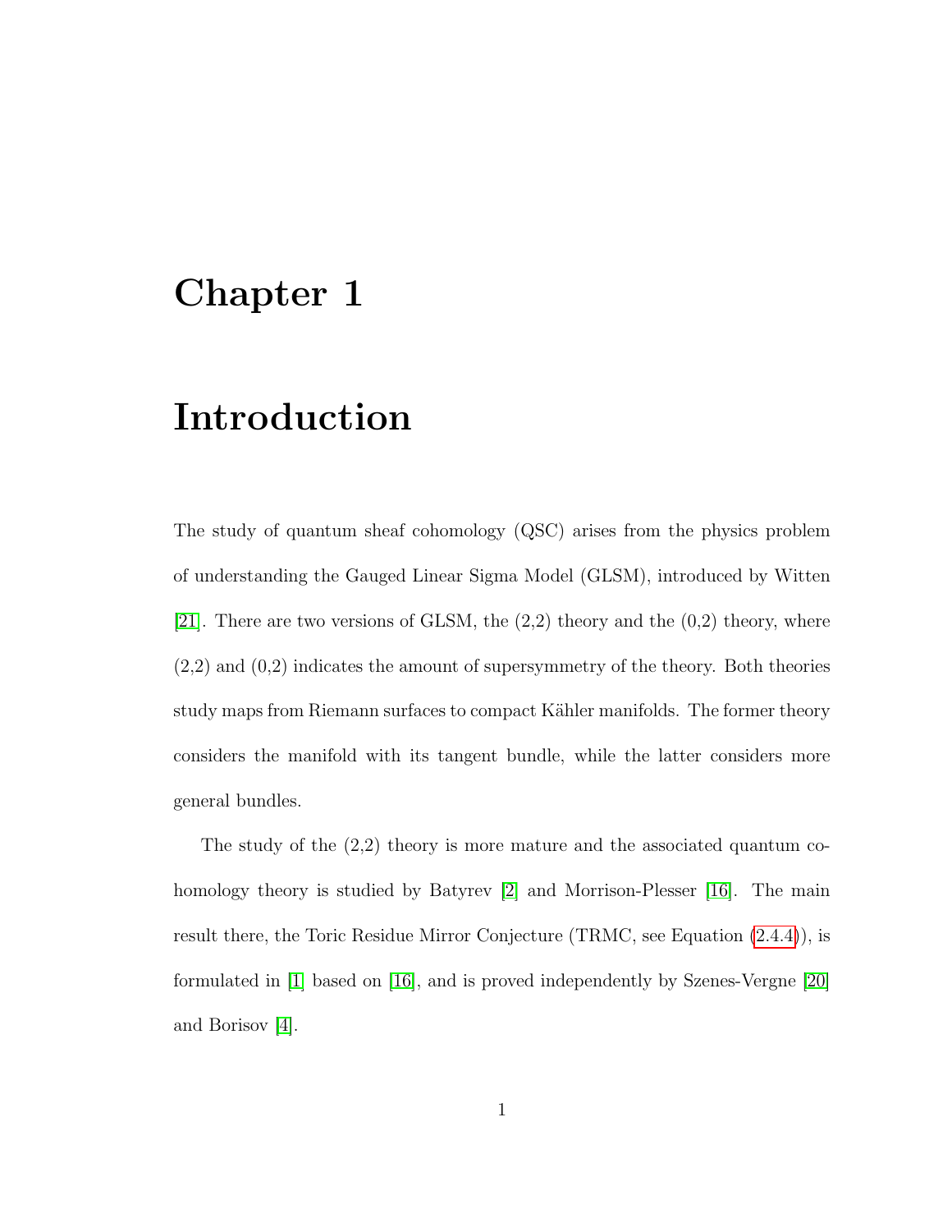# Chapter 1

# Introduction

The study of quantum sheaf cohomology (QSC) arises from the physics problem of understanding the Gauged Linear Sigma Model (GLSM), introduced by Witten [21]. There are two versions of GLSM, the (2,2) theory and the (0,2) theory, where (2,2) and (0,2) indicates the amount of supersymmetry of the theory. Both theories study maps from Riemann surfaces to compact Kähler manifolds. The former theory considers the manifold with its tangent bundle, while the latter considers more general bundles.

The study of the (2,2) theory is more mature and the associated quantum cohomology theory is studied by Batyrev [2] and Morrison-Plesser [16]. The main result there, the Toric Residue Mirror Conjecture (TRMC, see Equation (2.4.4)), is formulated in [1] based on [16], and is proved independently by Szenes-Vergne [20] and Borisov [4].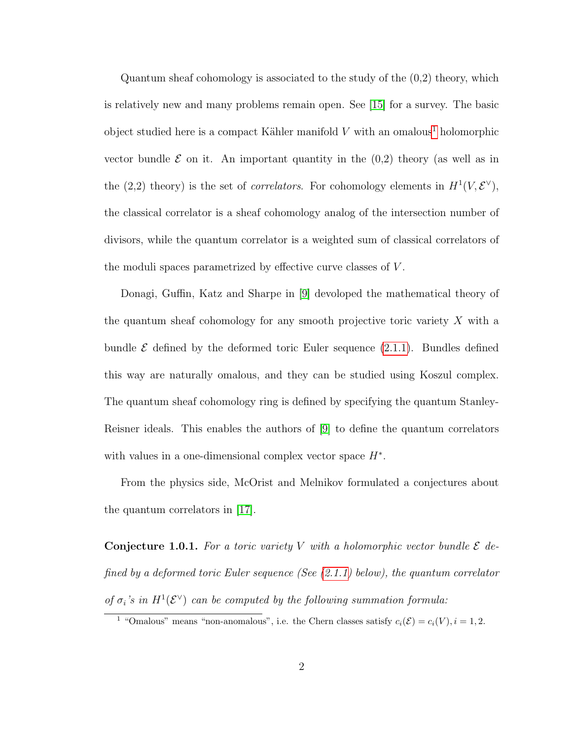Quantum sheaf cohomology is associated to the study of the (0,2) theory, which is relatively new and many problems remain open. See [15] for a survey. The basic object studied here is a compact Kähler manifold $V$ with an omalous[1] holomorphic vector bundle $\mathcal{E}$ on it. An important quantity in the (0,2) theory (as well as in the (2,2) theory) is the set of *correlators*. For cohomology elements in $H^1(V, \mathcal{E}^\vee)$, the classical correlator is a sheaf cohomology analog of the intersection number of divisors, while the quantum correlator is a weighted sum of classical correlators of the moduli spaces parametrized by effective curve classes of $V$.

Donagi, Guffin, Katz and Sharpe in [9] devoloped the mathematical theory of the quantum sheaf cohomology for any smooth projective toric variety $X$ with a bundle $\mathcal{E}$ defined by the deformed toric Euler sequence (2.1.1). Bundles defined this way are naturally omalous, and they can be studied using Koszul complex. The quantum sheaf cohomology ring is defined by specifying the quantum Stanley-Reisner ideals. This enables the authors of [9] to define the quantum correlators with values in a one-dimensional complex vector space $H^*$.

From the physics side, McOrist and Melnikov formulated a conjectures about the quantum correlators in [17].

**Conjecture 1.0.1.** *For a toric variety $V$ with a holomorphic vector bundle $\mathcal{E}$ defined by a deformed toric Euler sequence (See (2.1.1) below), the quantum correlator of $\sigma_i$'s in $H^1(\mathcal{E}^\vee)$ can be computed by the following summation formula:*

[1] "Omalous" means "non-anomalous", i.e. the Chern classes satisfy $c_i(\mathcal{E}) = c_i(V), i = 1, 2$.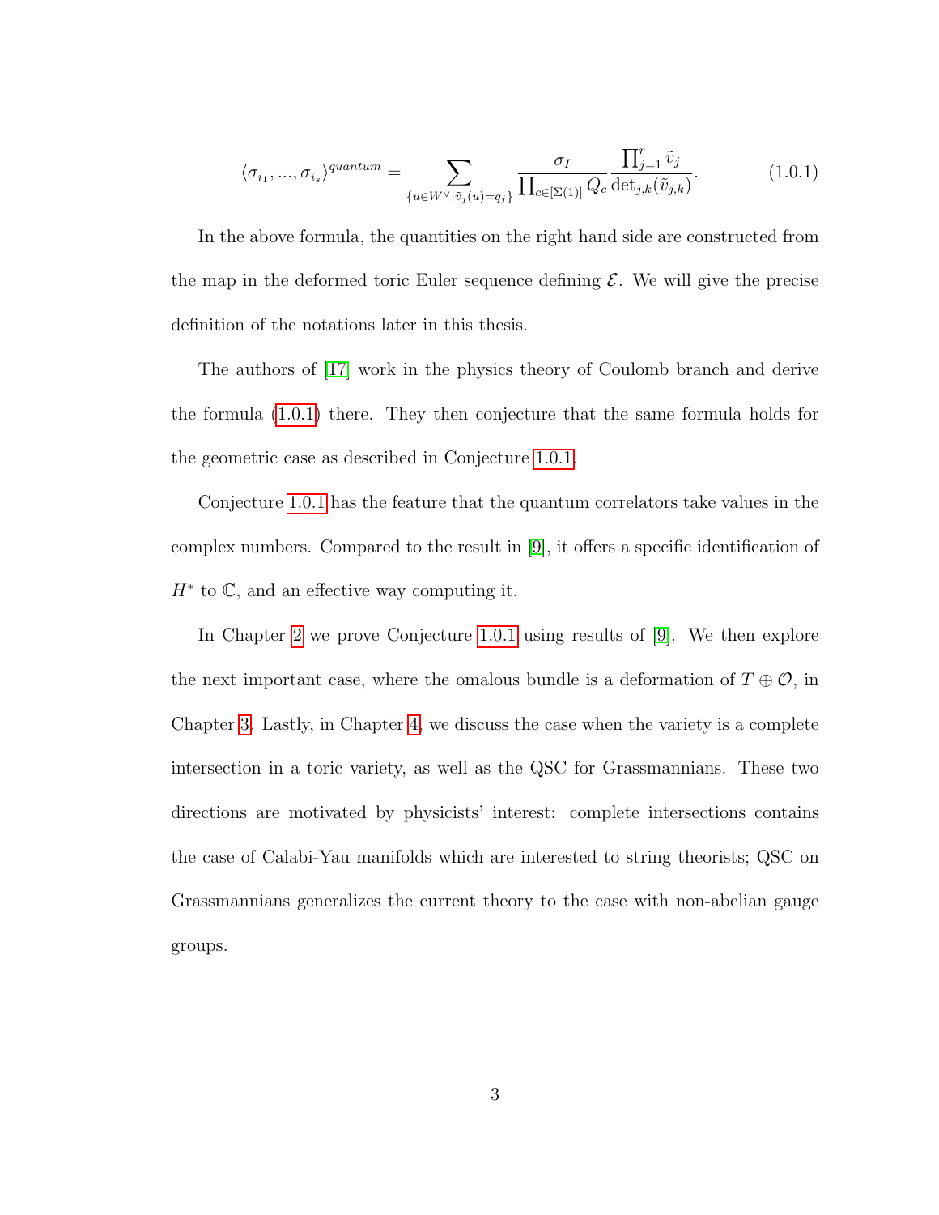$$\langle \sigma_{i_1}, ..., \sigma_{i_s} \rangle^{quantum} = \sum_{\{u \in W^\vee | \tilde{v}_j(u) = q_j\}} \frac{\sigma_I}{\prod_{c \in [\Sigma(1)]} Q_c} \frac{\prod_{j=1}^{r} \tilde{v}_j}{\det_{j,k}(\tilde{v}_{j,k})}. \tag{1.0.1}$$

In the above formula, the quantities on the right hand side are constructed from the map in the deformed toric Euler sequence defining $\mathcal{E}$. We will give the precise definition of the notations later in this thesis.

The authors of [17] work in the physics theory of Coulomb branch and derive the formula (1.0.1) there. They then conjecture that the same formula holds for the geometric case as described in Conjecture 1.0.1.

Conjecture 1.0.1 has the feature that the quantum correlators take values in the complex numbers. Compared to the result in [9], it offers a specific identification of $H^*$ to $\mathbb{C}$, and an effective way computing it.

In Chapter 2 we prove Conjecture 1.0.1 using results of [9]. We then explore the next important case, where the omalous bundle is a deformation of $T \oplus \mathcal{O}$, in Chapter 3. Lastly, in Chapter 4, we discuss the case when the variety is a complete intersection in a toric variety, as well as the QSC for Grassmannians. These two directions are motivated by physicists' interest: complete intersections contains the case of Calabi-Yau manifolds which are interested to string theorists; QSC on Grassmannians generalizes the current theory to the case with non-abelian gauge groups.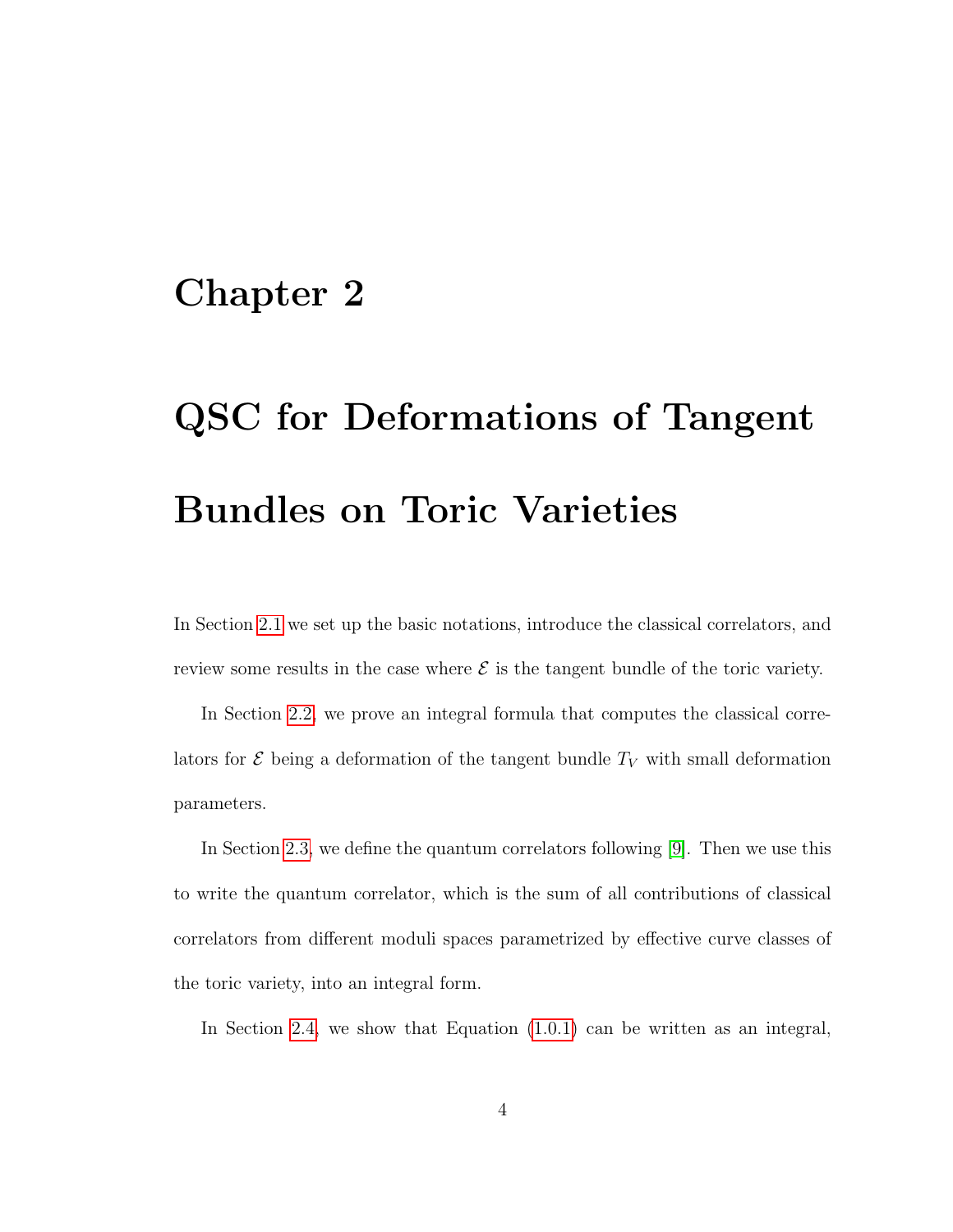# Chapter 2

# QSC for Deformations of Tangent Bundles on Toric Varieties

In Section 2.1 we set up the basic notations, introduce the classical correlators, and review some results in the case where $\mathcal{E}$ is the tangent bundle of the toric variety.

In Section 2.2, we prove an integral formula that computes the classical correlators for $\mathcal{E}$ being a deformation of the tangent bundle $T_V$ with small deformation parameters.

In Section 2.3, we define the quantum correlators following [9]. Then we use this to write the quantum correlator, which is the sum of all contributions of classical correlators from different moduli spaces parametrized by effective curve classes of the toric variety, into an integral form.

In Section 2.4, we show that Equation (1.0.1) can be written as an integral,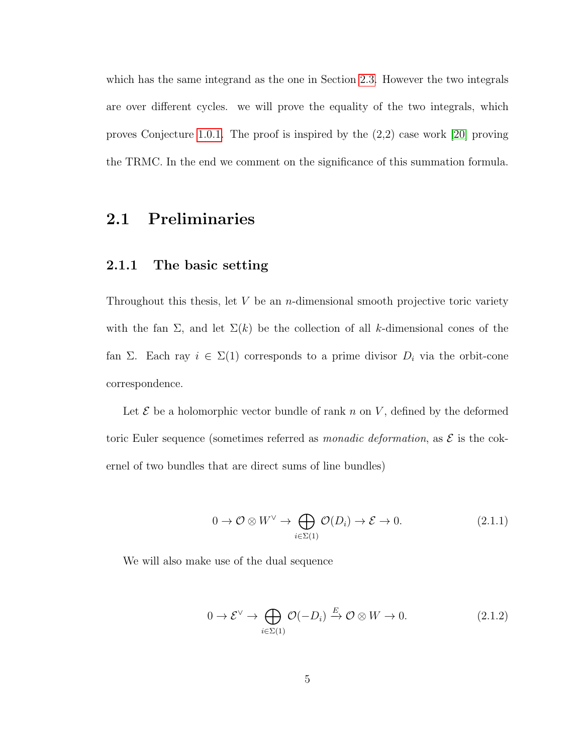which has the same integrand as the one in Section 2.3. However the two integrals are over different cycles. we will prove the equality of the two integrals, which proves Conjecture 1.0.1. The proof is inspired by the (2,2) case work [20] proving the TRMC. In the end we comment on the significance of this summation formula.

## 2.1 Preliminaries

### 2.1.1 The basic setting

Throughout this thesis, let $V$ be an $n$-dimensional smooth projective toric variety with the fan $\Sigma$, and let $\Sigma(k)$ be the collection of all $k$-dimensional cones of the fan $\Sigma$. Each ray $i \in \Sigma(1)$ corresponds to a prime divisor $D_i$ via the orbit-cone correspondence.

Let $\mathcal{E}$ be a holomorphic vector bundle of rank $n$ on $V$, defined by the deformed toric Euler sequence (sometimes referred as *monadic deformation*, as $\mathcal{E}$ is the cokernel of two bundles that are direct sums of line bundles)

$$0 \to \mathcal{O} \otimes W^\vee \to \bigoplus_{i \in \Sigma(1)} \mathcal{O}(D_i) \to \mathcal{E} \to 0. \tag{2.1.1}$$

We will also make use of the dual sequence

$$0 \to \mathcal{E}^\vee \to \bigoplus_{i \in \Sigma(1)} \mathcal{O}(-D_i) \xrightarrow{E} \mathcal{O} \otimes W \to 0. \tag{2.1.2}$$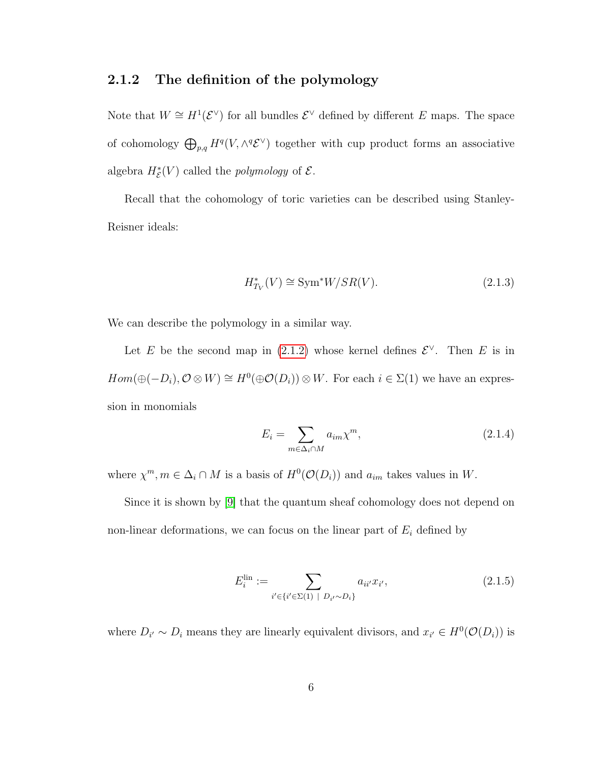### 2.1.2 The definition of the polymology

Note that $W \cong H^1(\mathcal{E}^\vee)$ for all bundles $\mathcal{E}^\vee$ defined by different $E$ maps. The space of cohomology $\bigoplus_{p,q} H^q(V, \wedge^q \mathcal{E}^\vee)$ together with cup product forms an associative algebra $H^*_{\mathcal{E}}(V)$ called the *polymology* of $\mathcal{E}$.

Recall that the cohomology of toric varieties can be described using Stanley-Reisner ideals:

$$H^*_{T_V}(V) \cong \mathrm{Sym}^* W / SR(V). \tag{2.1.3}$$

We can describe the polymology in a similar way.

Let $E$ be the second map in (2.1.2) whose kernel defines $\mathcal{E}^\vee$. Then $E$ is in $Hom(\oplus(-D_i), \mathcal{O} \otimes W) \cong H^0(\oplus \mathcal{O}(D_i)) \otimes W$. For each $i \in \Sigma(1)$ we have an expression in monomials

$$E_i = \sum_{m \in \Delta_i \cap M} a_{im} \chi^m, \tag{2.1.4}$$

where $\chi^m, m \in \Delta_i \cap M$ is a basis of $H^0(\mathcal{O}(D_i))$ and $a_{im}$ takes values in $W$.

Since it is shown by [9] that the quantum sheaf cohomology does not depend on non-linear deformations, we can focus on the linear part of $E_i$ defined by

$$E_i^{\mathrm{lin}} := \sum_{i' \in \{i' \in \Sigma(1) \ | \ D_{i'} \sim D_i\}} a_{ii'} x_{i'}, \tag{2.1.5}$$

where $D_{i'} \sim D_i$ means they are linearly equivalent divisors, and $x_{i'} \in H^0(\mathcal{O}(D_i))$ is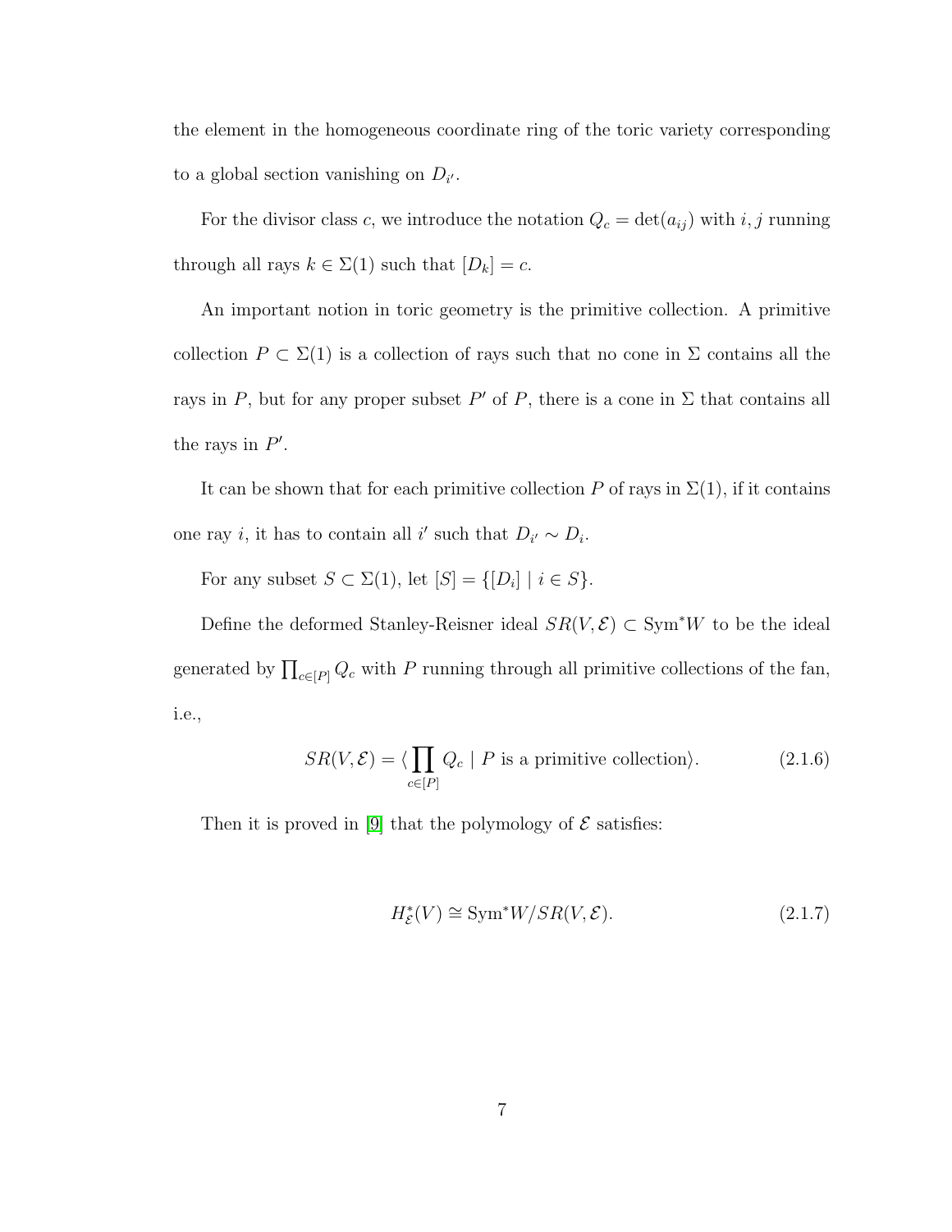the element in the homogeneous coordinate ring of the toric variety corresponding to a global section vanishing on $D_{i'}$.

For the divisor class $c$, we introduce the notation $Q_c = \det(a_{ij})$ with $i, j$ running through all rays $k \in \Sigma(1)$ such that $[D_k] = c$.

An important notion in toric geometry is the primitive collection. A primitive collection $P \subset \Sigma(1)$ is a collection of rays such that no cone in $\Sigma$ contains all the rays in $P$, but for any proper subset $P'$ of $P$, there is a cone in $\Sigma$ that contains all the rays in $P'$.

It can be shown that for each primitive collection $P$ of rays in $\Sigma(1)$, if it contains one ray $i$, it has to contain all $i'$ such that $D_{i'} \sim D_i$.

For any subset $S \subset \Sigma(1)$, let $[S] = \{[D_i] \mid i \in S\}$.

Define the deformed Stanley-Reisner ideal $SR(V, \mathcal{E}) \subset \mathrm{Sym}^* W$ to be the ideal generated by $\prod_{c \in [P]} Q_c$ with $P$ running through all primitive collections of the fan, i.e.,

$$SR(V, \mathcal{E}) = \langle \prod_{c \in [P]} Q_c \mid P \text{ is a primitive collection} \rangle. \tag{2.1.6}$$

Then it is proved in [9] that the polymology of $\mathcal{E}$ satisfies:

$$H^*_{\mathcal{E}}(V) \cong \mathrm{Sym}^* W / SR(V, \mathcal{E}). \tag{2.1.7}$$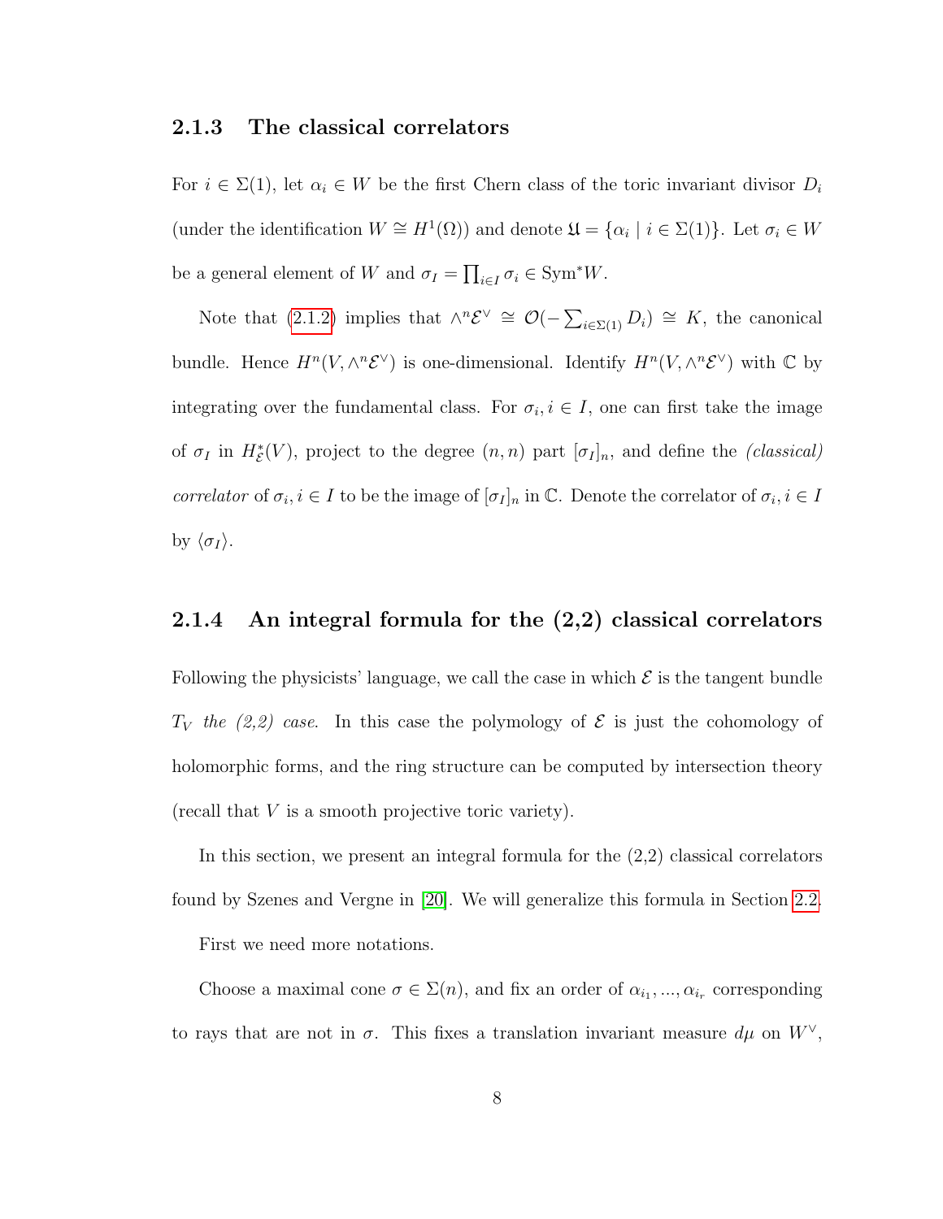### 2.1.3 The classical correlators

For $i \in \Sigma(1)$, let $\alpha_i \in W$ be the first Chern class of the toric invariant divisor $D_i$ (under the identification $W \cong H^1(\Omega)$) and denote $\mathfrak{U} = \{\alpha_i \mid i \in \Sigma(1)\}$. Let $\sigma_i \in W$ be a general element of $W$ and $\sigma_I = \prod_{i \in I} \sigma_i \in \mathrm{Sym}^* W$.

Note that (2.1.2) implies that $\wedge^n \mathcal{E}^\vee \cong \mathcal{O}(-\sum_{i \in \Sigma(1)} D_i) \cong K$, the canonical bundle. Hence $H^n(V, \wedge^n \mathcal{E}^\vee)$ is one-dimensional. Identify $H^n(V, \wedge^n \mathcal{E}^\vee)$ with $\mathbb{C}$ by integrating over the fundamental class. For $\sigma_i, i \in I$, one can first take the image of $\sigma_I$ in $H^*_{\mathcal{E}}(V)$, project to the degree $(n, n)$ part $[\sigma_I]_n$, and define the *(classical) correlator* of $\sigma_i, i \in I$ to be the image of $[\sigma_I]_n$ in $\mathbb{C}$. Denote the correlator of $\sigma_i, i \in I$ by $\langle \sigma_I \rangle$.

### 2.1.4 An integral formula for the (2,2) classical correlators

Following the physicists' language, we call the case in which $\mathcal{E}$ is the tangent bundle $T_V$ *the (2,2) case*. In this case the polymology of $\mathcal{E}$ is just the cohomology of holomorphic forms, and the ring structure can be computed by intersection theory (recall that $V$ is a smooth projective toric variety).

In this section, we present an integral formula for the (2,2) classical correlators found by Szenes and Vergne in [20]. We will generalize this formula in Section 2.2.

First we need more notations.

Choose a maximal cone $\sigma \in \Sigma(n)$, and fix an order of $\alpha_{i_1}, ..., \alpha_{i_r}$ corresponding to rays that are not in $\sigma$. This fixes a translation invariant measure $d\mu$ on $W^\vee$,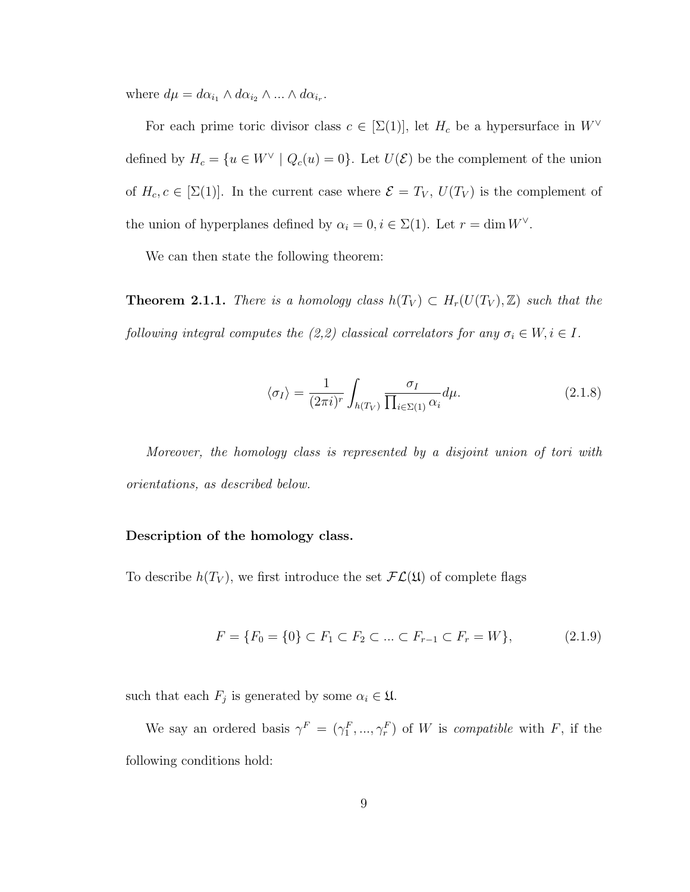where $d\mu = d\alpha_{i_1} \wedge d\alpha_{i_2} \wedge ... \wedge d\alpha_{i_r}$.

For each prime toric divisor class $c \in [\Sigma(1)]$, let $H_c$ be a hypersurface in $W^\vee$ defined by $H_c = \{u \in W^\vee \mid Q_c(u) = 0\}$. Let $U(\mathcal{E})$ be the complement of the union of $H_c, c \in [\Sigma(1)]$. In the current case where $\mathcal{E} = T_V$, $U(T_V)$ is the complement of the union of hyperplanes defined by $\alpha_i = 0, i \in \Sigma(1)$. Let $r = \dim W^\vee$.

We can then state the following theorem:

**Theorem 2.1.1.** *There is a homology class $h(T_V) \subset H_r(U(T_V), \mathbb{Z})$ such that the following integral computes the (2,2) classical correlators for any $\sigma_i \in W, i \in I$.*

$$\langle \sigma_I \rangle = \frac{1}{(2\pi i)^r} \int_{h(T_V)} \frac{\sigma_I}{\prod_{i \in \Sigma(1)} \alpha_i} d\mu. \tag{2.1.8}$$

*Moreover, the homology class is represented by a disjoint union of tori with orientations, as described below.*

**Description of the homology class.**

To describe $h(T_V)$, we first introduce the set $\mathcal{FL}(\mathfrak{U})$ of complete flags

$$F = \{F_0 = \{0\} \subset F_1 \subset F_2 \subset ... \subset F_{r-1} \subset F_r = W\}, \tag{2.1.9}$$

such that each $F_j$ is generated by some $\alpha_i \in \mathfrak{U}$.

We say an ordered basis $\gamma^F = (\gamma_1^F, ..., \gamma_r^F)$ of $W$ is *compatible* with $F$, if the following conditions hold: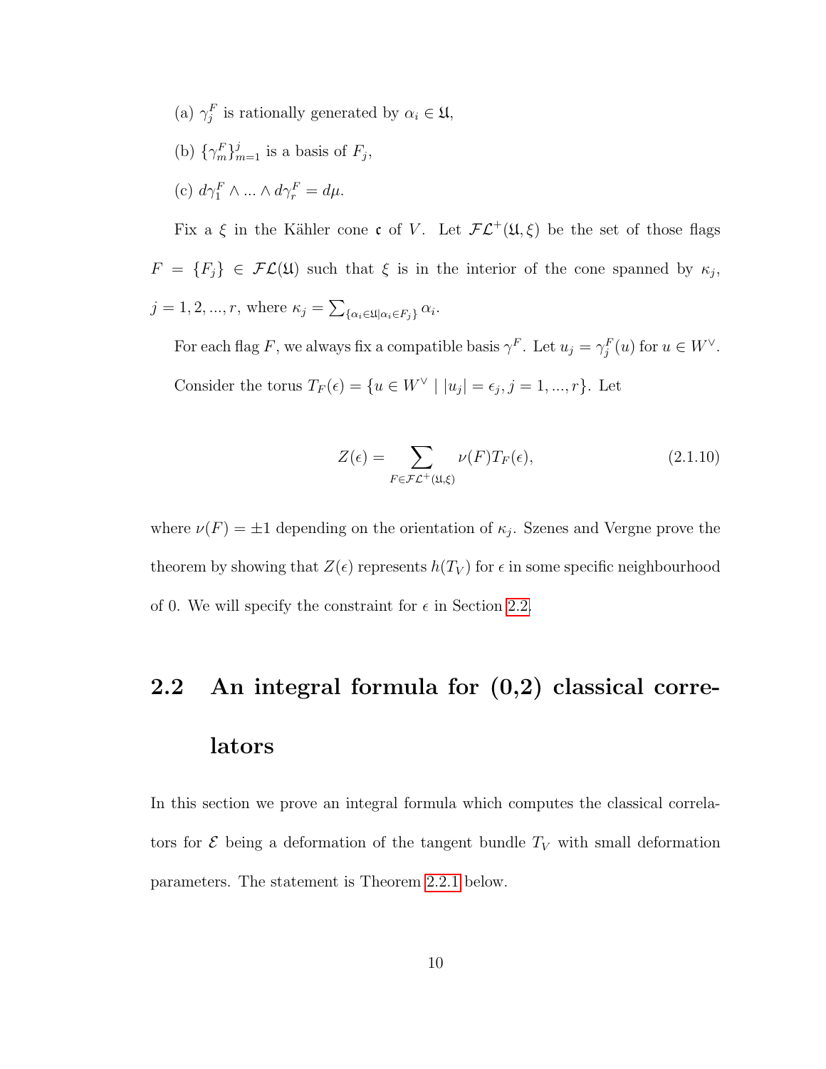(a) $\gamma_j^F$ is rationally generated by $\alpha_i \in \mathfrak{U}$,

(b) $\{\gamma_m^F\}_{m=1}^j$ is a basis of $F_j$,

(c) $d\gamma_1^F \wedge ... \wedge d\gamma_r^F = d\mu$.

Fix a $\xi$ in the Kähler cone $\mathfrak{c}$ of $V$. Let $\mathcal{FL}^+(\mathfrak{U}, \xi)$ be the set of those flags $F = \{F_j\} \in \mathcal{FL}(\mathfrak{U})$ such that $\xi$ is in the interior of the cone spanned by $\kappa_j$, $j = 1, 2, ..., r$, where $\kappa_j = \sum_{\{\alpha_i \in \mathfrak{U} | \alpha_i \in F_j\}} \alpha_i$.

For each flag $F$, we always fix a compatible basis $\gamma^F$. Let $u_j = \gamma_j^F(u)$ for $u \in W^\vee$.

Consider the torus $T_F(\epsilon) = \{u \in W^\vee \mid |u_j| = \epsilon_j, j = 1, ..., r\}$. Let

$$Z(\epsilon) = \sum_{F \in \mathcal{FL}^+(\mathfrak{U}, \xi)} \nu(F) T_F(\epsilon), \tag{2.1.10}$$

where $\nu(F) = \pm 1$ depending on the orientation of $\kappa_j$. Szenes and Vergne prove the theorem by showing that $Z(\epsilon)$ represents $h(T_V)$ for $\epsilon$ in some specific neighbourhood of 0. We will specify the constraint for $\epsilon$ in Section 2.2.

## 2.2 An integral formula for (0,2) classical correlators

In this section we prove an integral formula which computes the classical correlators for $\mathcal{E}$ being a deformation of the tangent bundle $T_V$ with small deformation parameters. The statement is Theorem 2.2.1 below.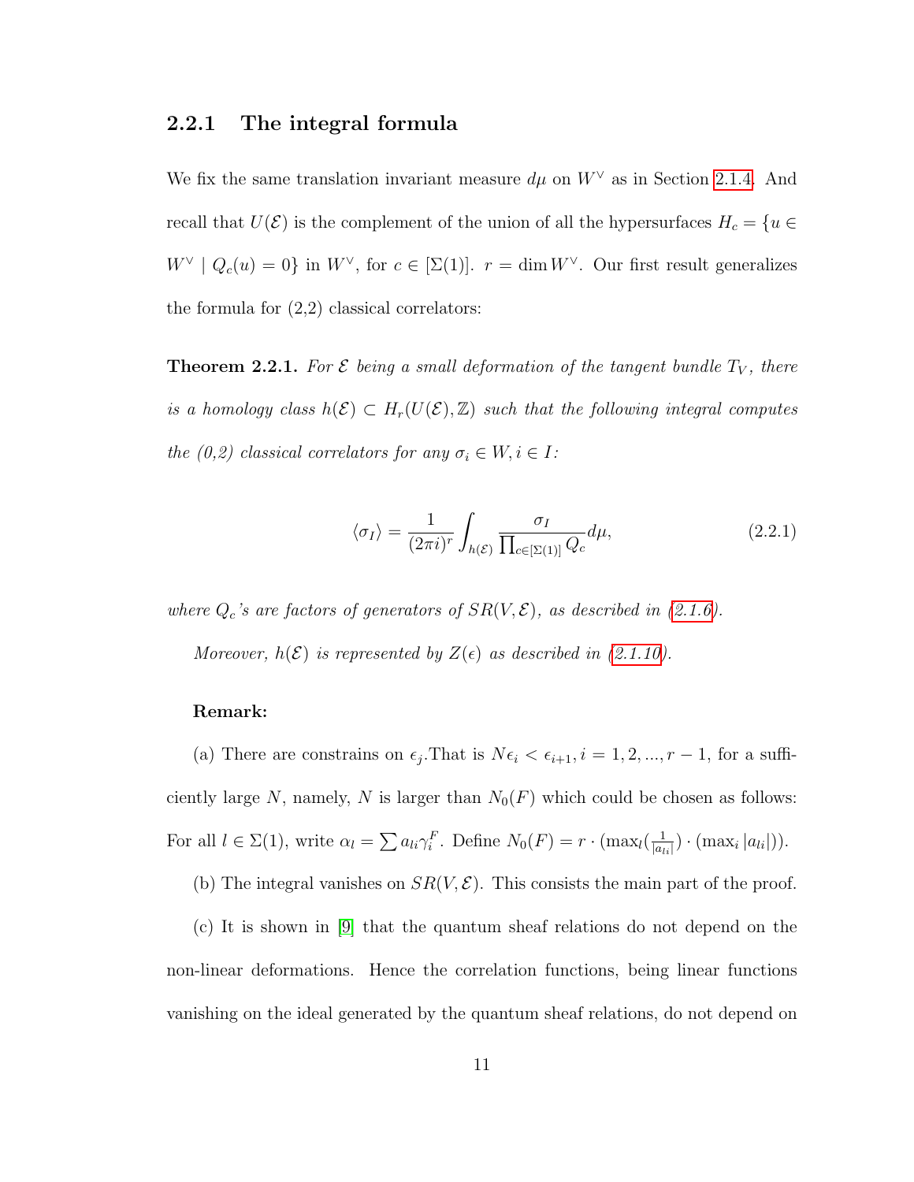### 2.2.1 The integral formula

We fix the same translation invariant measure $d\mu$ on $W^\vee$ as in Section 2.1.4. And recall that $U(\mathcal{E})$ is the complement of the union of all the hypersurfaces $H_c = \{u \in W^\vee \mid Q_c(u) = 0\}$ in $W^\vee$, for $c \in [\Sigma(1)]$. $r = \dim W^\vee$. Our first result generalizes the formula for (2,2) classical correlators:

**Theorem 2.2.1.** *For $\mathcal{E}$ being a small deformation of the tangent bundle $T_V$, there is a homology class $h(\mathcal{E}) \subset H_r(U(\mathcal{E}), \mathbb{Z})$ such that the following integral computes the (0,2) classical correlators for any $\sigma_i \in W, i \in I$:*

$$\langle \sigma_I \rangle = \frac{1}{(2\pi i)^r} \int_{h(\mathcal{E})} \frac{\sigma_I}{\prod_{c\in[\Sigma(1)]} Q_c} d\mu, \tag{2.2.1}$$

*where $Q_c$'s are factors of generators of $SR(V, \mathcal{E})$, as described in (2.1.6).*

*Moreover, $h(\mathcal{E})$ is represented by $Z(\epsilon)$ as described in (2.1.10).*

**Remark:**

(a) There are constrains on $\epsilon_j$.That is $N\epsilon_i < \epsilon_{i+1}, i = 1, 2, ..., r-1$, for a sufficiently large $N$, namely, $N$ is larger than $N_0(F)$ which could be chosen as follows: For all $l \in \Sigma(1)$, write $\alpha_l = \sum a_{li}\gamma_i^F$. Define $N_0(F) = r \cdot (\max_l(\frac{1}{|a_{li}|}) \cdot (\max_i |a_{li}|))$.

(b) The integral vanishes on $SR(V, \mathcal{E})$. This consists the main part of the proof.

(c) It is shown in [9] that the quantum sheaf relations do not depend on the non-linear deformations. Hence the correlation functions, being linear functions vanishing on the ideal generated by the quantum sheaf relations, do not depend on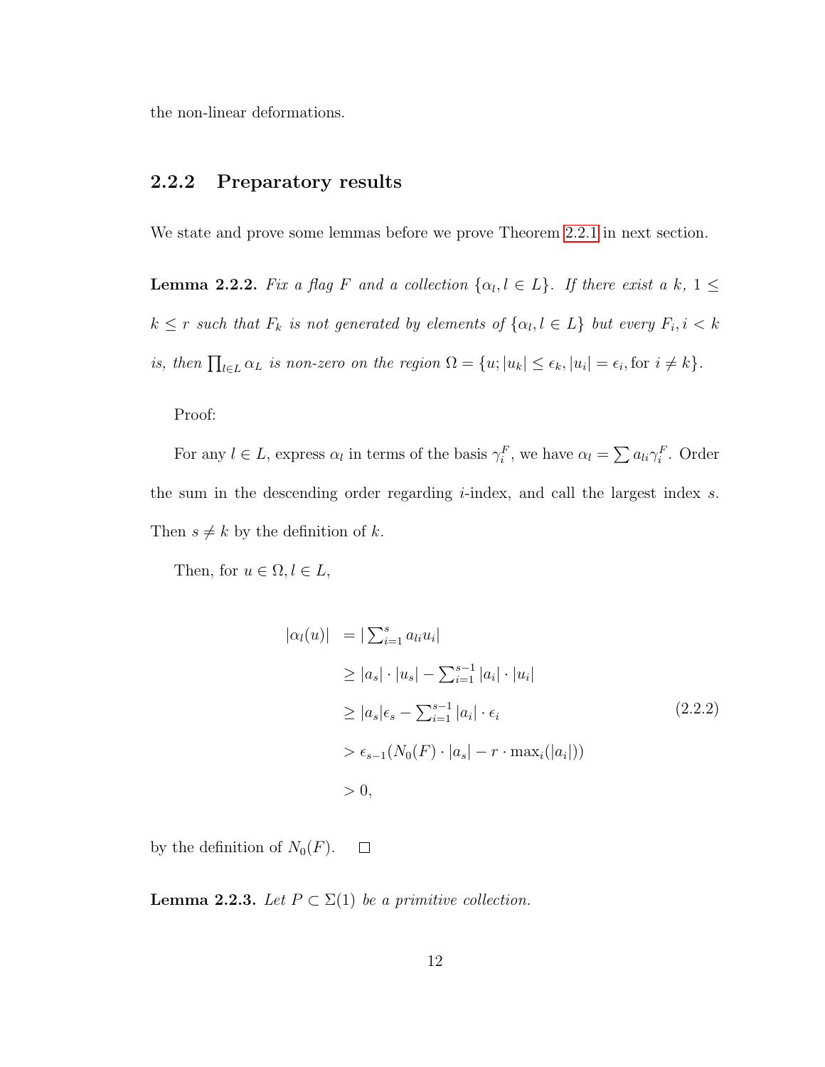the non-linear deformations.

### 2.2.2 Preparatory results

We state and prove some lemmas before we prove Theorem 2.2.1 in next section.

**Lemma 2.2.2.** *Fix a flag $F$ and a collection $\{\alpha_l, l \in L\}$. If there exist a $k$, $1 \leq k \leq r$ such that $F_k$ is not generated by elements of $\{\alpha_l, l \in L\}$ but every $F_i, i < k$ is, then $\prod_{l \in L} \alpha_L$ is non-zero on the region $\Omega = \{u; |u_k| \leq \epsilon_k, |u_i| = \epsilon_i, \text{for } i \neq k\}$.*

Proof:

For any $l \in L$, express $\alpha_l$ in terms of the basis $\gamma_i^F$, we have $\alpha_l = \sum a_{li}\gamma_i^F$. Order the sum in the descending order regarding $i$-index, and call the largest index $s$. Then $s \neq k$ by the definition of $k$.

Then, for $u \in \Omega, l \in L$,

$$
\begin{aligned}
|\alpha_l(u)| &= |\textstyle\sum_{i=1}^{s} a_{li}u_i| \\
&\geq |a_s| \cdot |u_s| - \textstyle\sum_{i=1}^{s-1} |a_i| \cdot |u_i| \\
&\geq |a_s|\epsilon_s - \textstyle\sum_{i=1}^{s-1} |a_i| \cdot \epsilon_i \\
&> \epsilon_{s-1}(N_0(F) \cdot |a_s| - r \cdot \max_i(|a_i|)) \\
&> 0,
\end{aligned}
\tag{2.2.2}
$$

by the definition of $N_0(F)$. $\square$

**Lemma 2.2.3.** *Let $P \subset \Sigma(1)$ be a primitive collection.*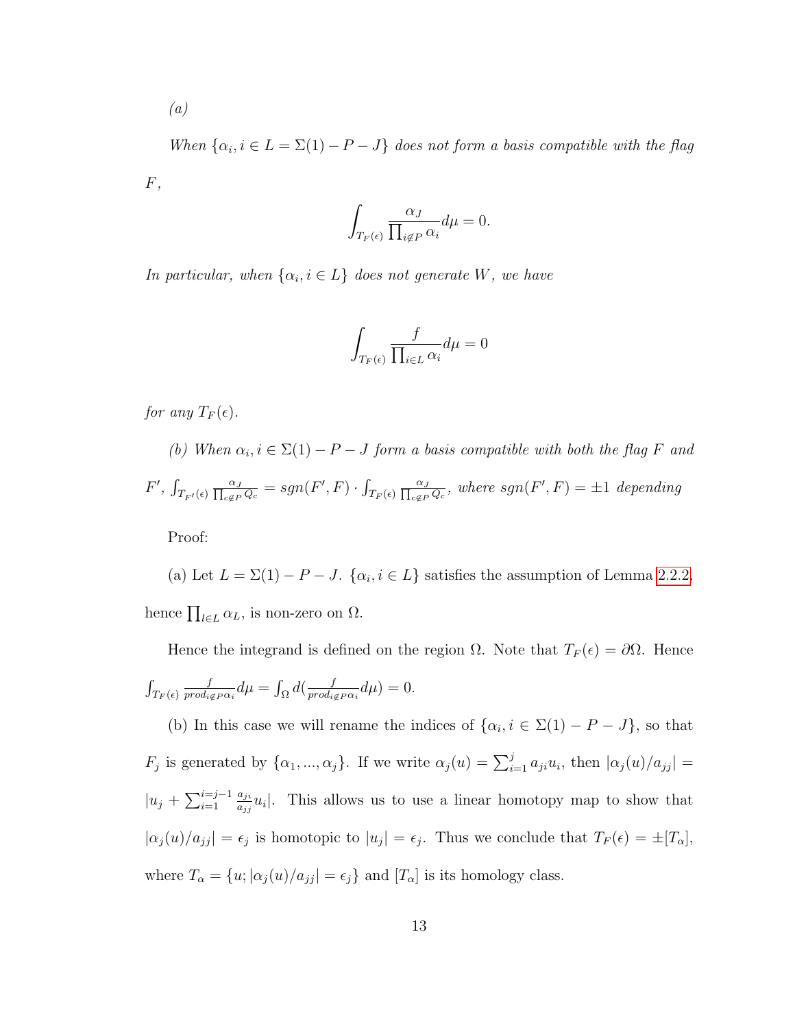*(a)*

*When $\{\alpha_i, i \in L = \Sigma(1) - P - J\}$ does not form a basis compatible with the flag $F$,*

$$\int_{T_F(\epsilon)} \frac{\alpha_J}{\prod_{i \notin P} \alpha_i} d\mu = 0.$$

*In particular, when $\{\alpha_i, i \in L\}$ does not generate $W$, we have*

$$\int_{T_F(\epsilon)} \frac{f}{\prod_{i \in L} \alpha_i} d\mu = 0$$

*for any $T_F(\epsilon)$.*

*(b) When $\alpha_i, i \in \Sigma(1) - P - J$ form a basis compatible with both the flag $F$ and $F'$, $\int_{T_{F'}(\epsilon)} \frac{\alpha_J}{\prod_{c \notin P} Q_c} = sgn(F', F) \cdot \int_{T_F(\epsilon)} \frac{\alpha_J}{\prod_{c \notin P} Q_c}$, where $sgn(F', F) = \pm 1$ depending*

Proof:

(a) Let $L = \Sigma(1) - P - J$. $\{\alpha_i, i \in L\}$ satisfies the assumption of Lemma 2.2.2, hence $\prod_{l \in L} \alpha_L$, is non-zero on $\Omega$.

Hence the integrand is defined on the region $\Omega$. Note that $T_F(\epsilon) = \partial \Omega$. Hence $\int_{T_F(\epsilon)} \frac{f}{prod_{i \notin P} \alpha_i} d\mu = \int_{\Omega} d(\frac{f}{prod_{i \notin P} \alpha_i} d\mu) = 0$.

(b) In this case we will rename the indices of $\{\alpha_i, i \in \Sigma(1) - P - J\}$, so that $F_j$ is generated by $\{\alpha_1, ..., \alpha_j\}$. If we write $\alpha_j(u) = \sum_{i=1}^{j} a_{ji} u_i$, then $|\alpha_j(u)/a_{jj}| = |u_j + \sum_{i=1}^{i=j-1} \frac{a_{ji}}{a_{jj}} u_i|$. This allows us to use a linear homotopy map to show that $|\alpha_j(u)/a_{jj}| = \epsilon_j$ is homotopic to $|u_j| = \epsilon_j$. Thus we conclude that $T_F(\epsilon) = \pm[T_\alpha]$, where $T_\alpha = \{u; |\alpha_j(u)/a_{jj}| = \epsilon_j\}$ and $[T_\alpha]$ is its homology class.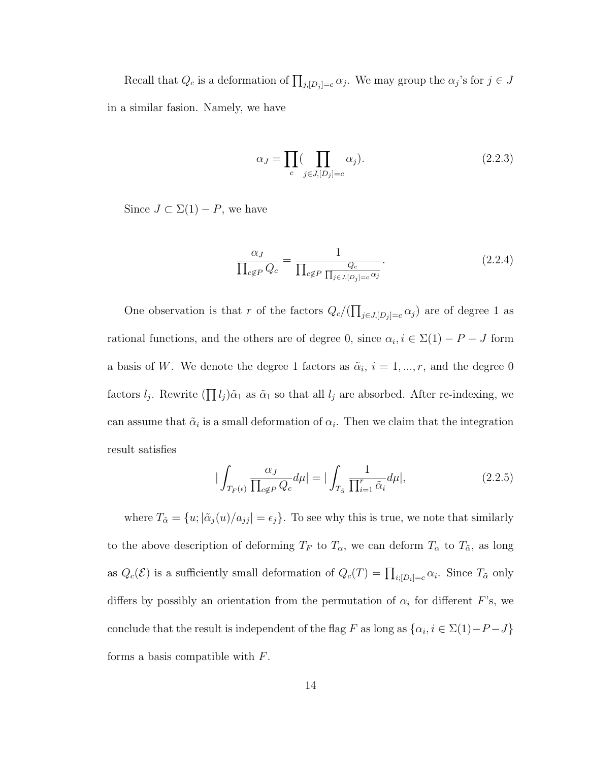Recall that $Q_c$ is a deformation of $\prod_{j,[D_j]=c} \alpha_j$. We may group the $\alpha_j$'s for $j \in J$ in a similar fasion. Namely, we have

$$\alpha_J = \prod_c (\prod_{j \in J, [D_j]=c} \alpha_j). \tag{2.2.3}$$

Since $J \subset \Sigma(1) - P$, we have

$$\frac{\alpha_J}{\prod_{c \notin P} Q_c} = \frac{1}{\prod_{c \notin P} \frac{Q_c}{\prod_{j \in J, [D_j]=c} \alpha_j}}. \tag{2.2.4}$$

One observation is that $r$ of the factors $Q_c/(\prod_{j \in J, [D_j]=c} \alpha_j)$ are of degree 1 as rational functions, and the others are of degree 0, since $\alpha_i, i \in \Sigma(1) - P - J$ form a basis of $W$. We denote the degree 1 factors as $\tilde{\alpha}_i$, $i = 1, ..., r$, and the degree 0 factors $l_j$. Rewrite $(\prod l_j)\tilde{\alpha}_1$ as $\tilde{\alpha}_1$ so that all $l_j$ are absorbed. After re-indexing, we can assume that $\tilde{\alpha}_i$ is a small deformation of $\alpha_i$. Then we claim that the integration result satisfies

$$\left| \int_{T_F(\epsilon)} \frac{\alpha_J}{\prod_{c \notin P} Q_c} d\mu \right| = \left| \int_{T_{\tilde{\alpha}}} \frac{1}{\prod_{i=1}^r \tilde{\alpha}_i} d\mu \right|, \tag{2.2.5}$$

where $T_{\tilde{\alpha}} = \{u; |\tilde{\alpha}_j(u)/a_{jj}| = \epsilon_j\}$. To see why this is true, we note that similarly to the above description of deforming $T_F$ to $T_\alpha$, we can deform $T_\alpha$ to $T_{\tilde{\alpha}}$, as long as $Q_c(\mathcal{E})$ is a sufficiently small deformation of $Q_c(T) = \prod_{i;[D_i]=c} \alpha_i$. Since $T_{\tilde{\alpha}}$ only differs by possibly an orientation from the permutation of $\alpha_i$ for different $F$'s, we conclude that the result is independent of the flag $F$ as long as $\{\alpha_i, i \in \Sigma(1) - P - J\}$ forms a basis compatible with $F$.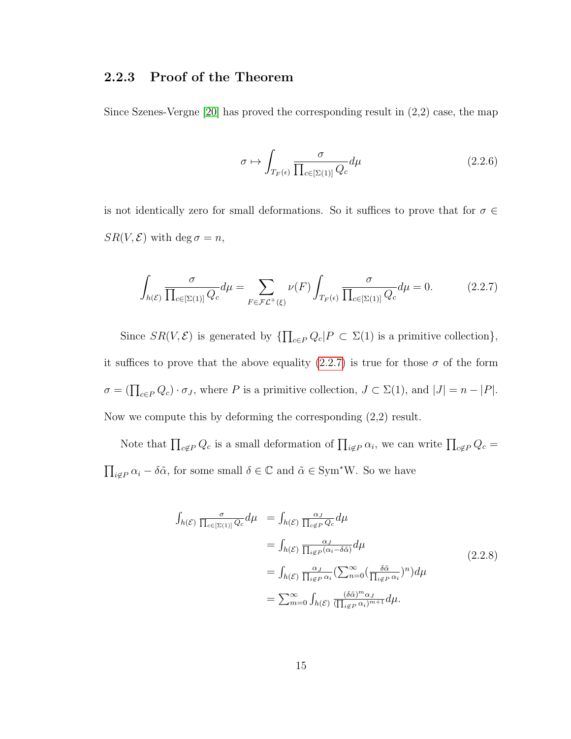### 2.2.3 Proof of the Theorem

Since Szenes-Vergne [20] has proved the corresponding result in (2,2) case, the map

$$\sigma \mapsto \int_{T_F(\epsilon)} \frac{\sigma}{\prod_{c\in[\Sigma(1)]} Q_c} d\mu \tag{2.2.6}$$

is not identically zero for small deformations. So it suffices to prove that for $\sigma \in SR(V, \mathcal{E})$ with $\deg \sigma = n$,

$$\int_{h(\mathcal{E})} \frac{\sigma}{\prod_{c\in[\Sigma(1)]} Q_c} d\mu = \sum_{F\in\mathcal{FL}^+(\xi)} \nu(F) \int_{T_F(\epsilon)} \frac{\sigma}{\prod_{c\in[\Sigma(1)]} Q_c} d\mu = 0. \tag{2.2.7}$$

Since $SR(V, \mathcal{E})$ is generated by $\{\prod_{c\in P} Q_c | P \subset \Sigma(1) \text{ is a primitive collection}\}$, it suffices to prove that the above equality (2.2.7) is true for those $\sigma$ of the form $\sigma = (\prod_{c\in P} Q_c)\cdot \sigma_J$, where $P$ is a primitive collection, $J \subset \Sigma(1)$, and $|J| = n - |P|$. Now we compute this by deforming the corresponding (2,2) result.

Note that $\prod_{c\notin P} Q_c$ is a small deformation of $\prod_{i\notin P} \alpha_i$, we can write $\prod_{c\notin P} Q_c = \prod_{i\notin P} \alpha_i - \delta\tilde{\alpha}$, for some small $\delta \in \mathbb{C}$ and $\tilde{\alpha} \in \mathrm{Sym}^*\mathrm{W}$. So we have

$$\begin{aligned}
\int_{h(\mathcal{E})} \frac{\sigma}{\prod_{c\in[\Sigma(1)]} Q_c} d\mu &= \int_{h(\mathcal{E})} \frac{\alpha_J}{\prod_{c\notin P} Q_c} d\mu \\
&= \int_{h(\mathcal{E})} \frac{\alpha_J}{\prod_{i\notin P}(\alpha_i - \delta\tilde{\alpha})} d\mu \\
&= \int_{h(\mathcal{E})} \frac{\alpha_J}{\prod_{i\notin P} \alpha_i} \left(\sum_{n=0}^{\infty} \left(\frac{\delta\tilde{\alpha}}{\prod_{i\notin P} \alpha_i}\right)^n\right) d\mu \\
&= \sum_{m=0}^{\infty} \int_{h(\mathcal{E})} \frac{(\delta\tilde{\alpha})^m \alpha_J}{(\prod_{i\notin P} \alpha_i)^{m+1}} d\mu.
\end{aligned} \tag{2.2.8}$$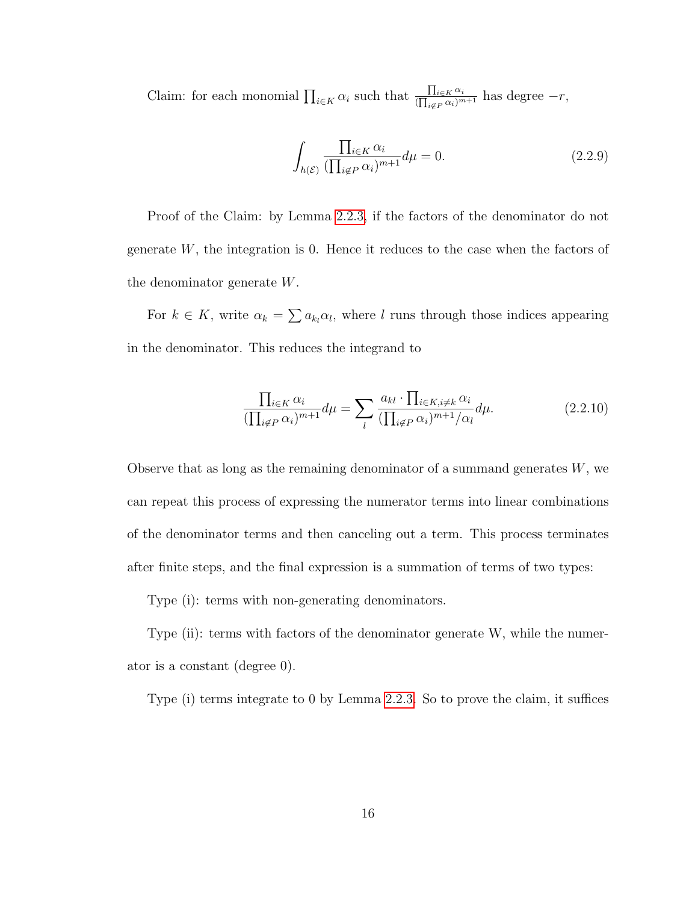Claim: for each monomial $\prod_{i\in K}\alpha_i$ such that $\frac{\prod_{i\in K}\alpha_i}{(\prod_{i\notin P}\alpha_i)^{m+1}}$ has degree $-r$,

$$\int_{h(\mathcal{E})}\frac{\prod_{i\in K}\alpha_i}{(\prod_{i\notin P}\alpha_i)^{m+1}}d\mu = 0. \tag{2.2.9}$$

Proof of the Claim: by Lemma 2.2.3, if the factors of the denominator do not generate $W$, the integration is 0. Hence it reduces to the case when the factors of the denominator generate $W$.

For $k \in K$, write $\alpha_k = \sum a_{k_l}\alpha_l$, where $l$ runs through those indices appearing in the denominator. This reduces the integrand to

$$\frac{\prod_{i\in K}\alpha_i}{(\prod_{i\notin P}\alpha_i)^{m+1}}d\mu = \sum_l \frac{a_{kl}\cdot\prod_{i\in K, i\neq k}\alpha_i}{(\prod_{i\notin P}\alpha_i)^{m+1}/\alpha_l}d\mu. \tag{2.2.10}$$

Observe that as long as the remaining denominator of a summand generates $W$, we can repeat this process of expressing the numerator terms into linear combinations of the denominator terms and then canceling out a term. This process terminates after finite steps, and the final expression is a summation of terms of two types:

Type (i): terms with non-generating denominators.

Type (ii): terms with factors of the denominator generate W, while the numerator is a constant (degree 0).

Type (i) terms integrate to 0 by Lemma 2.2.3. So to prove the claim, it suffices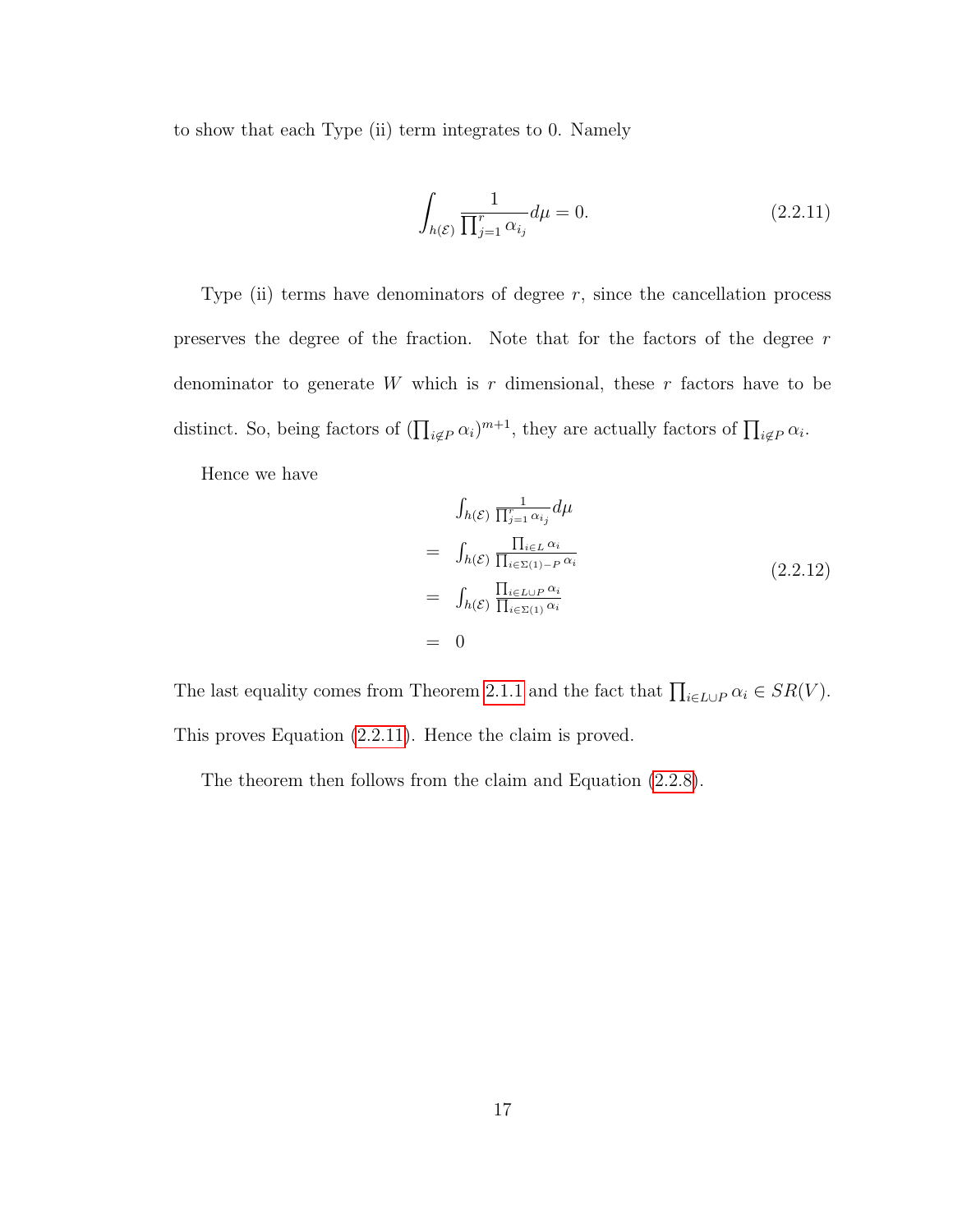to show that each Type (ii) term integrates to 0. Namely

$$\int_{h(\mathcal{E})} \frac{1}{\prod_{j=1}^{r} \alpha_{i_j}} d\mu = 0. \tag{2.2.11}$$

Type (ii) terms have denominators of degree $r$, since the cancellation process preserves the degree of the fraction. Note that for the factors of the degree $r$ denominator to generate $W$ which is $r$ dimensional, these $r$ factors have to be distinct. So, being factors of $(\prod_{i \notin P} \alpha_i)^{m+1}$, they are actually factors of $\prod_{i \notin P} \alpha_i$.

Hence we have

$$\begin{aligned}
& \int_{h(\mathcal{E})} \frac{1}{\prod_{j=1}^{r} \alpha_{i_j}} d\mu \\
= \;& \int_{h(\mathcal{E})} \frac{\prod_{i \in L} \alpha_i}{\prod_{i \in \Sigma(1) - P} \alpha_i} \\
= \;& \int_{h(\mathcal{E})} \frac{\prod_{i \in L \cup P} \alpha_i}{\prod_{i \in \Sigma(1)} \alpha_i} \\
= \;& 0
\end{aligned} \tag{2.2.12}$$

The last equality comes from Theorem 2.1.1 and the fact that $\prod_{i \in L \cup P} \alpha_i \in SR(V)$. This proves Equation (2.2.11). Hence the claim is proved.

The theorem then follows from the claim and Equation (2.2.8).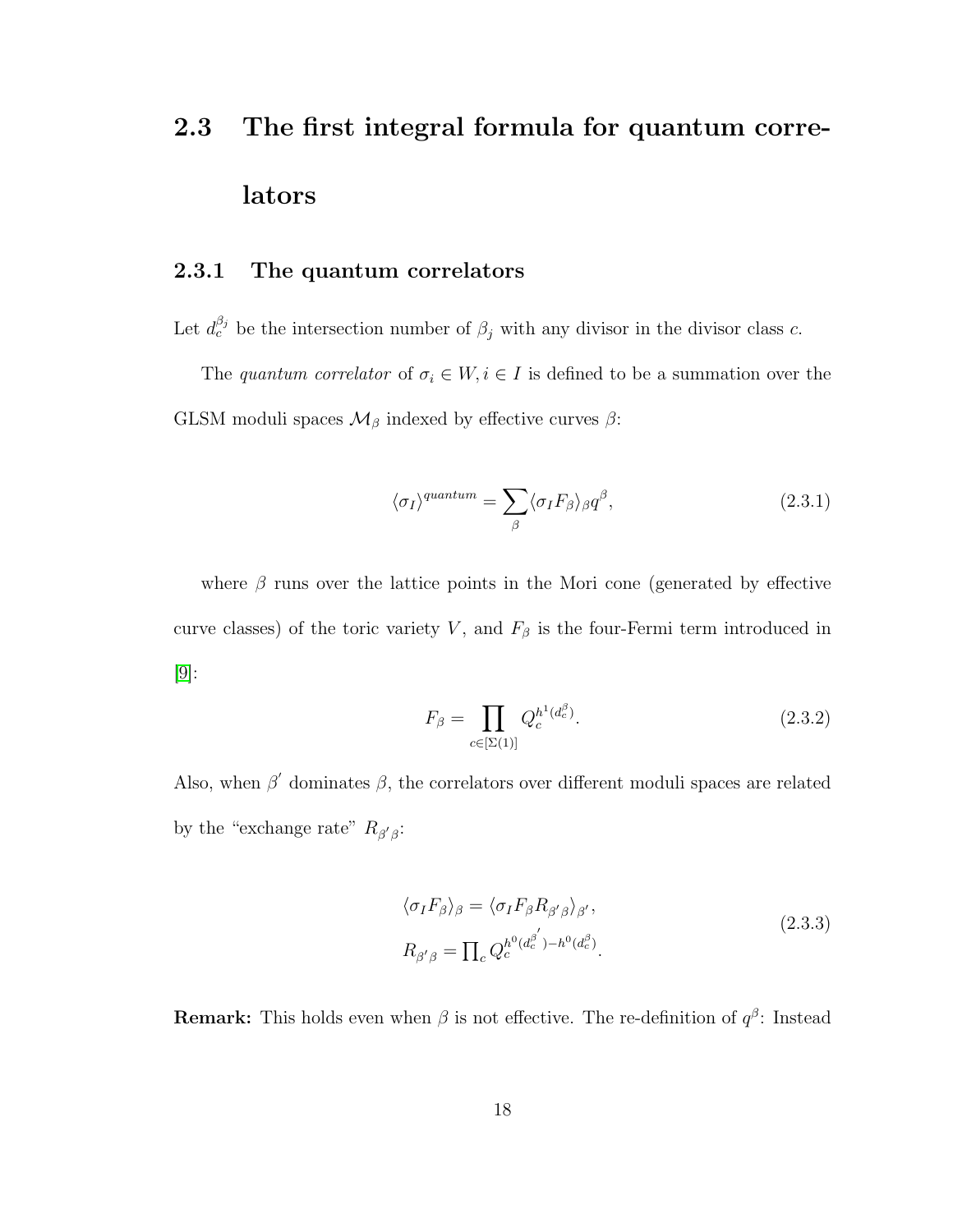## 2.3 The first integral formula for quantum correlators

### 2.3.1 The quantum correlators

Let $d_c^{\beta_j}$ be the intersection number of $\beta_j$ with any divisor in the divisor class $c$.

The *quantum correlator* of $\sigma_i \in W, i \in I$ is defined to be a summation over the GLSM moduli spaces $\mathcal{M}_\beta$ indexed by effective curves $\beta$:

$$\langle \sigma_I \rangle^{quantum} = \sum_\beta \langle \sigma_I F_\beta \rangle_\beta q^\beta, \tag{2.3.1}$$

where $\beta$ runs over the lattice points in the Mori cone (generated by effective curve classes) of the toric variety $V$, and $F_\beta$ is the four-Fermi term introduced in [9]:

$$F_\beta = \prod_{c \in [\Sigma(1)]} Q_c^{h^1(d_c^\beta)}. \tag{2.3.2}$$

Also, when $\beta'$ dominates $\beta$, the correlators over different moduli spaces are related by the "exchange rate" $R_{\beta'\beta}$:

$$\begin{aligned} \langle \sigma_I F_\beta \rangle_\beta &= \langle \sigma_I F_\beta R_{\beta'\beta} \rangle_{\beta'}, \\ R_{\beta'\beta} &= \textstyle\prod_c Q_c^{h^0(d_c^{\beta'}) - h^0(d_c^\beta)}. \end{aligned} \tag{2.3.3}$$

**Remark:** This holds even when $\beta$ is not effective. The re-definition of $q^\beta$: Instead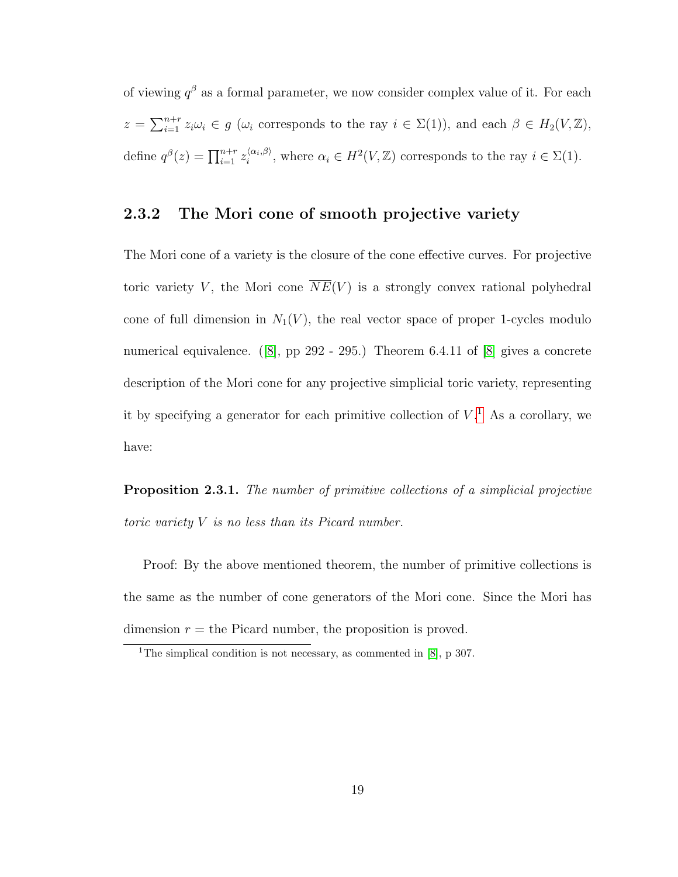of viewing $q^\beta$ as a formal parameter, we now consider complex value of it. For each $z = \sum_{i=1}^{n+r} z_i \omega_i \in g$ ($\omega_i$ corresponds to the ray $i \in \Sigma(1)$), and each $\beta \in H_2(V, \mathbb{Z})$, define $q^\beta(z) = \prod_{i=1}^{n+r} z_i^{\langle \alpha_i, \beta \rangle}$, where $\alpha_i \in H^2(V, \mathbb{Z})$ corresponds to the ray $i \in \Sigma(1)$.

### 2.3.2 The Mori cone of smooth projective variety

The Mori cone of a variety is the closure of the cone effective curves. For projective toric variety $V$, the Mori cone $\overline{NE}(V)$ is a strongly convex rational polyhedral cone of full dimension in $N_1(V)$, the real vector space of proper 1-cycles modulo numerical equivalence. ([8], pp 292 - 295.) Theorem 6.4.11 of [8] gives a concrete description of the Mori cone for any projective simplicial toric variety, representing it by specifying a generator for each primitive collection of $V$.[1] As a corollary, we have:

**Proposition 2.3.1.** *The number of primitive collections of a simplicial projective toric variety $V$ is no less than its Picard number.*

Proof: By the above mentioned theorem, the number of primitive collections is the same as the number of cone generators of the Mori cone. Since the Mori has dimension $r =$ the Picard number, the proposition is proved.

[1] The simplical condition is not necessary, as commented in [8], p 307.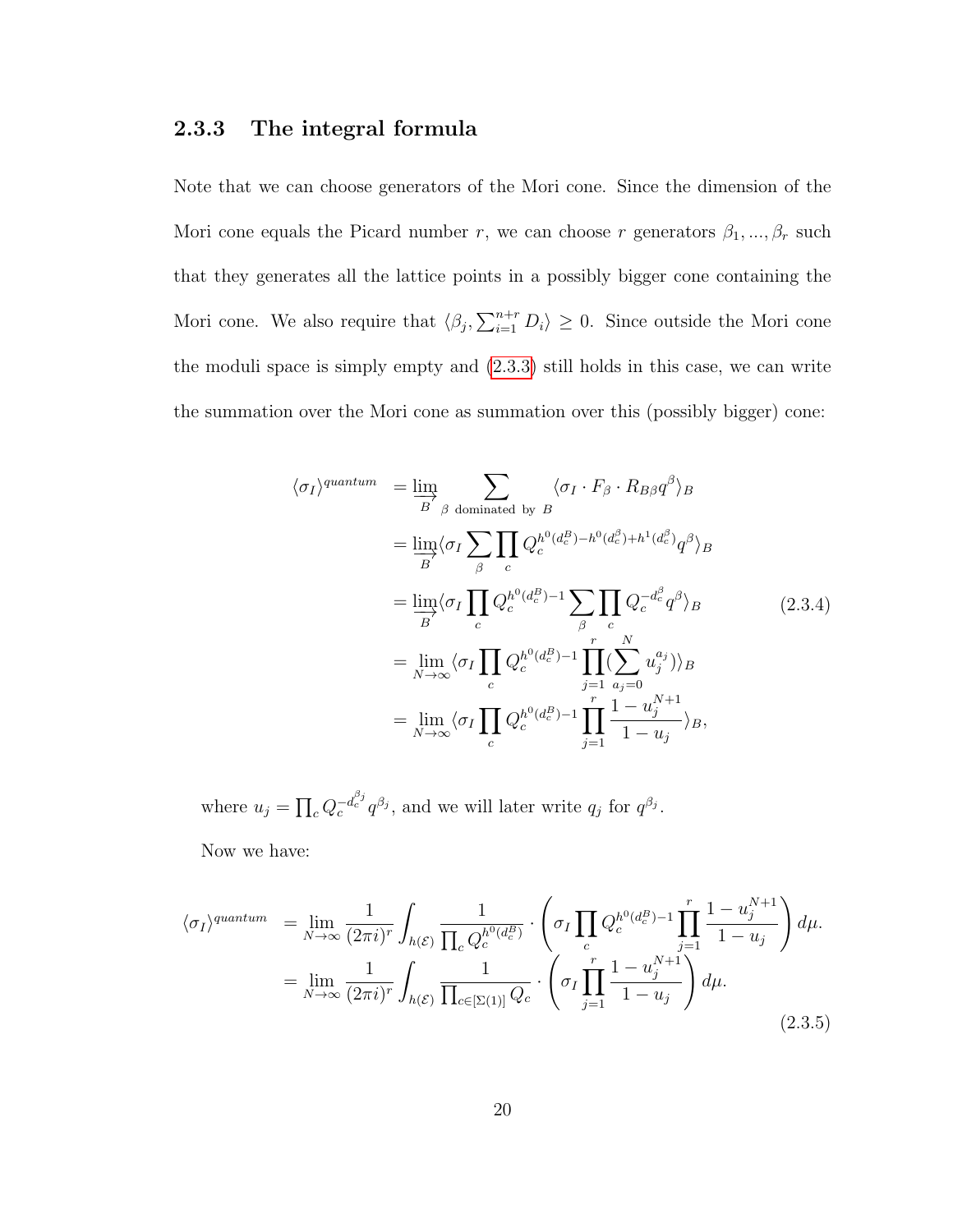### 2.3.3 The integral formula

Note that we can choose generators of the Mori cone. Since the dimension of the Mori cone equals the Picard number $r$, we can choose $r$ generators $\beta_1, ..., \beta_r$ such that they generates all the lattice points in a possibly bigger cone containing the Mori cone. We also require that $\langle \beta_j, \sum_{i=1}^{n+r} D_i \rangle \geq 0$. Since outside the Mori cone the moduli space is simply empty and (2.3.3) still holds in this case, we can write the summation over the Mori cone as summation over this (possibly bigger) cone:

$$
\begin{aligned}
\langle \sigma_I \rangle^{quantum} &= \varinjlim_{B} \sum_{\beta \text{ dominated by } B} \langle \sigma_I \cdot F_\beta \cdot R_{B\beta} q^\beta \rangle_B \\
&= \varinjlim_{B} \langle \sigma_I \sum_\beta \prod_c Q_c^{h^0(d_c^B) - h^0(d_c^\beta) + h^1(d_c^\beta)} q^\beta \rangle_B \\
&= \varinjlim_{B} \langle \sigma_I \prod_c Q_c^{h^0(d_c^B)-1} \sum_\beta \prod_c Q_c^{-d_c^\beta} q^\beta \rangle_B \\
&= \lim_{N\to\infty} \langle \sigma_I \prod_c Q_c^{h^0(d_c^B)-1} \prod_{j=1}^{r} (\sum_{a_j=0}^{N} u_j^{a_j}) \rangle_B \\
&= \lim_{N\to\infty} \langle \sigma_I \prod_c Q_c^{h^0(d_c^B)-1} \prod_{j=1}^{r} \frac{1-u_j^{N+1}}{1-u_j} \rangle_B,
\end{aligned}
\tag{2.3.4}
$$

where $u_j = \prod_c Q_c^{-d_c^{\beta_j}} q^{\beta_j}$, and we will later write $q_j$ for $q^{\beta_j}$.

Now we have:

$$
\begin{aligned}
\langle \sigma_I \rangle^{quantum} &= \lim_{N\to\infty} \frac{1}{(2\pi i)^r} \int_{h(\mathcal{E})} \frac{1}{\prod_c Q_c^{h^0(d_c^B)}} \cdot \left( \sigma_I \prod_c Q_c^{h^0(d_c^B)-1} \prod_{j=1}^{r} \frac{1-u_j^{N+1}}{1-u_j} \right) d\mu. \\
&= \lim_{N\to\infty} \frac{1}{(2\pi i)^r} \int_{h(\mathcal{E})} \frac{1}{\prod_{c\in[\Sigma(1)]} Q_c} \cdot \left( \sigma_I \prod_{j=1}^{r} \frac{1-u_j^{N+1}}{1-u_j} \right) d\mu.
\end{aligned}
\tag{2.3.5}
$$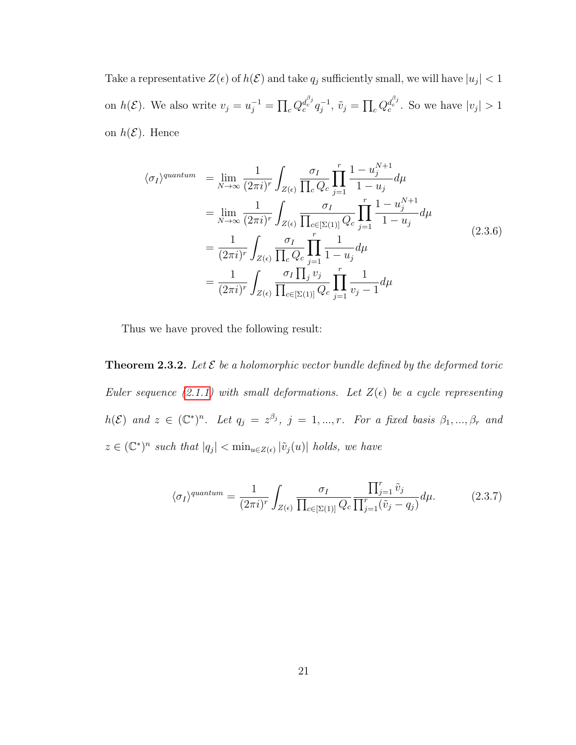Take a representative $Z(\epsilon)$ of $h(\mathcal{E})$ and take $q_j$ sufficiently small, we will have $|u_j| < 1$ on $h(\mathcal{E})$. We also write $v_j = u_j^{-1} = \prod_c Q_c^{d_c^{\beta_j}} q_j^{-1}$, $\tilde{v}_j = \prod_c Q_c^{d_c^{\beta_j}}$. So we have $|v_j| > 1$ on $h(\mathcal{E})$. Hence

$$
\begin{aligned}
\langle \sigma_I \rangle^{quantum} &= \lim_{N\to\infty} \frac{1}{(2\pi i)^r} \int_{Z(\epsilon)} \frac{\sigma_I}{\prod_c Q_c} \prod_{j=1}^{r} \frac{1-u_j^{N+1}}{1-u_j} d\mu \\
&= \lim_{N\to\infty} \frac{1}{(2\pi i)^r} \int_{Z(\epsilon)} \frac{\sigma_I}{\prod_{c\in[\Sigma(1)]} Q_c} \prod_{j=1}^{r} \frac{1-u_j^{N+1}}{1-u_j} d\mu \\
&= \frac{1}{(2\pi i)^r} \int_{Z(\epsilon)} \frac{\sigma_I}{\prod_c Q_c} \prod_{j=1}^{r} \frac{1}{1-u_j} d\mu \\
&= \frac{1}{(2\pi i)^r} \int_{Z(\epsilon)} \frac{\sigma_I \prod_j v_j}{\prod_{c\in[\Sigma(1)]} Q_c} \prod_{j=1}^{r} \frac{1}{v_j - 1} d\mu
\end{aligned}
\tag{2.3.6}
$$

Thus we have proved the following result:

**Theorem 2.3.2.** *Let $\mathcal{E}$ be a holomorphic vector bundle defined by the deformed toric Euler sequence (2.1.1) with small deformations. Let $Z(\epsilon)$ be a cycle representing $h(\mathcal{E})$ and $z \in (\mathbb{C}^*)^n$. Let $q_j = z^{\beta_j}$, $j = 1, ..., r$. For a fixed basis $\beta_1, ..., \beta_r$ and $z \in (\mathbb{C}^*)^n$ such that $|q_j| < \min_{u\in Z(\epsilon)} |\tilde{v}_j(u)|$ holds, we have*

$$
\langle \sigma_I \rangle^{quantum} = \frac{1}{(2\pi i)^r} \int_{Z(\epsilon)} \frac{\sigma_I}{\prod_{c\in[\Sigma(1)]} Q_c} \frac{\prod_{j=1}^r \tilde{v}_j}{\prod_{j=1}^r (\tilde{v}_j - q_j)} d\mu. \tag{2.3.7}
$$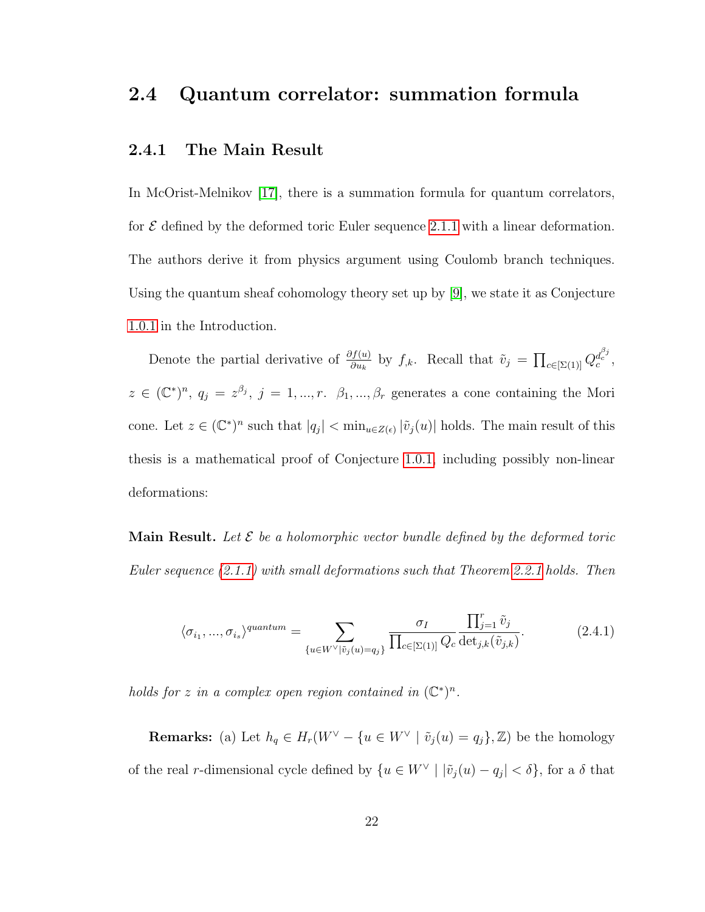## 2.4 Quantum correlator: summation formula

### 2.4.1 The Main Result

In McOrist-Melnikov [17], there is a summation formula for quantum correlators, for $\mathcal{E}$ defined by the deformed toric Euler sequence 2.1.1 with a linear deformation. The authors derive it from physics argument using Coulomb branch techniques. Using the quantum sheaf cohomology theory set up by [9], we state it as Conjecture 1.0.1 in the Introduction.

Denote the partial derivative of $\frac{\partial f(u)}{\partial u_k}$ by $f_{,k}$. Recall that $\tilde{v}_j = \prod_{c\in[\Sigma(1)]} Q_c^{d_c^{\beta_j}}$, $z \in (\mathbb{C}^*)^n$, $q_j = z^{\beta_j}$, $j = 1, ..., r$. $\beta_1, ..., \beta_r$ generates a cone containing the Mori cone. Let $z \in (\mathbb{C}^*)^n$ such that $|q_j| < \min_{u\in Z(\epsilon)} |\tilde{v}_j(u)|$ holds. The main result of this thesis is a mathematical proof of Conjecture 1.0.1, including possibly non-linear deformations:

**Main Result.** *Let $\mathcal{E}$ be a holomorphic vector bundle defined by the deformed toric Euler sequence (2.1.1) with small deformations such that Theorem 2.2.1 holds. Then*

$$\langle \sigma_{i_1}, ..., \sigma_{i_s} \rangle^{quantum} = \sum_{\{u\in W^\vee | \tilde{v}_j(u) = q_j\}} \frac{\sigma_I}{\prod_{c\in[\Sigma(1)]} Q_c} \frac{\prod_{j=1}^r \tilde{v}_j}{\det_{j,k}(\tilde{v}_{j,k})}. \tag{2.4.1}$$

*holds for $z$ in a complex open region contained in $(\mathbb{C}^*)^n$.*

**Remarks:** (a) Let $h_q \in H_r(W^\vee - \{u \in W^\vee \mid \tilde{v}_j(u) = q_j\}, \mathbb{Z})$ be the homology of the real $r$-dimensional cycle defined by $\{u \in W^\vee \mid |\tilde{v}_j(u) - q_j| < \delta\}$, for a $\delta$ that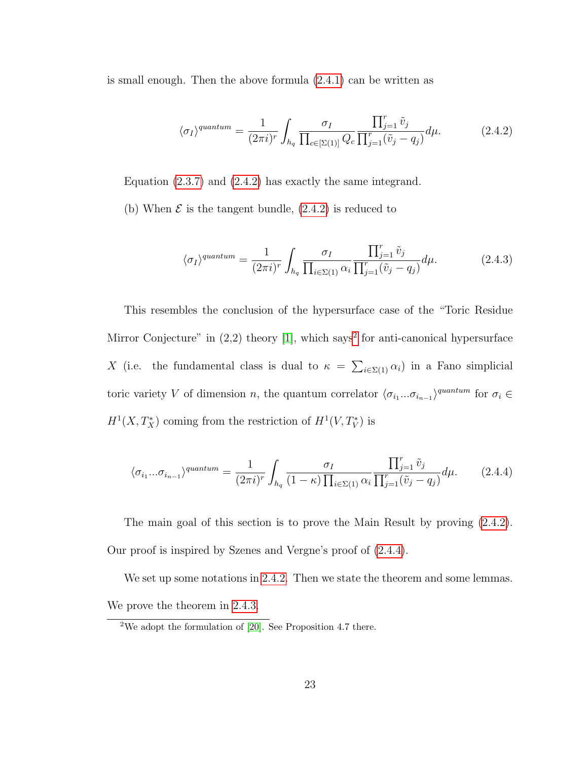is small enough. Then the above formula (2.4.1) can be written as

$$\langle \sigma_I \rangle^{quantum} = \frac{1}{(2\pi i)^r} \int_{h_q} \frac{\sigma_I}{\prod_{c\in[\Sigma(1)]} Q_c} \frac{\prod_{j=1}^r \tilde{v}_j}{\prod_{j=1}^r (\tilde{v}_j - q_j)} d\mu. \tag{2.4.2}$$

Equation (2.3.7) and (2.4.2) has exactly the same integrand.

(b) When $\mathcal{E}$ is the tangent bundle, (2.4.2) is reduced to

$$\langle \sigma_I \rangle^{quantum} = \frac{1}{(2\pi i)^r} \int_{h_q} \frac{\sigma_I}{\prod_{i\in\Sigma(1)} \alpha_i} \frac{\prod_{j=1}^r \tilde{v}_j}{\prod_{j=1}^r (\tilde{v}_j - q_j)} d\mu. \tag{2.4.3}$$

This resembles the conclusion of the hypersurface case of the "Toric Residue Mirror Conjecture" in (2,2) theory [1], which says[2] for anti-canonical hypersurface $X$ (i.e. the fundamental class is dual to $\kappa = \sum_{i\in\Sigma(1)} \alpha_i$) in a Fano simplicial toric variety $V$ of dimension $n$, the quantum correlator $\langle \sigma_{i_1} ... \sigma_{i_{n-1}} \rangle^{quantum}$ for $\sigma_i \in H^1(X, T^*_X)$ coming from the restriction of $H^1(V, T^*_V)$ is

$$\langle \sigma_{i_1} ... \sigma_{i_{n-1}} \rangle^{quantum} = \frac{1}{(2\pi i)^r} \int_{h_q} \frac{\sigma_I}{(1-\kappa)\prod_{i\in\Sigma(1)} \alpha_i} \frac{\prod_{j=1}^r \tilde{v}_j}{\prod_{j=1}^r (\tilde{v}_j - q_j)} d\mu. \tag{2.4.4}$$

The main goal of this section is to prove the Main Result by proving (2.4.2). Our proof is inspired by Szenes and Vergne's proof of (2.4.4).

We set up some notations in 2.4.2. Then we state the theorem and some lemmas. We prove the theorem in 2.4.3.

[2] We adopt the formulation of [20]. See Proposition 4.7 there.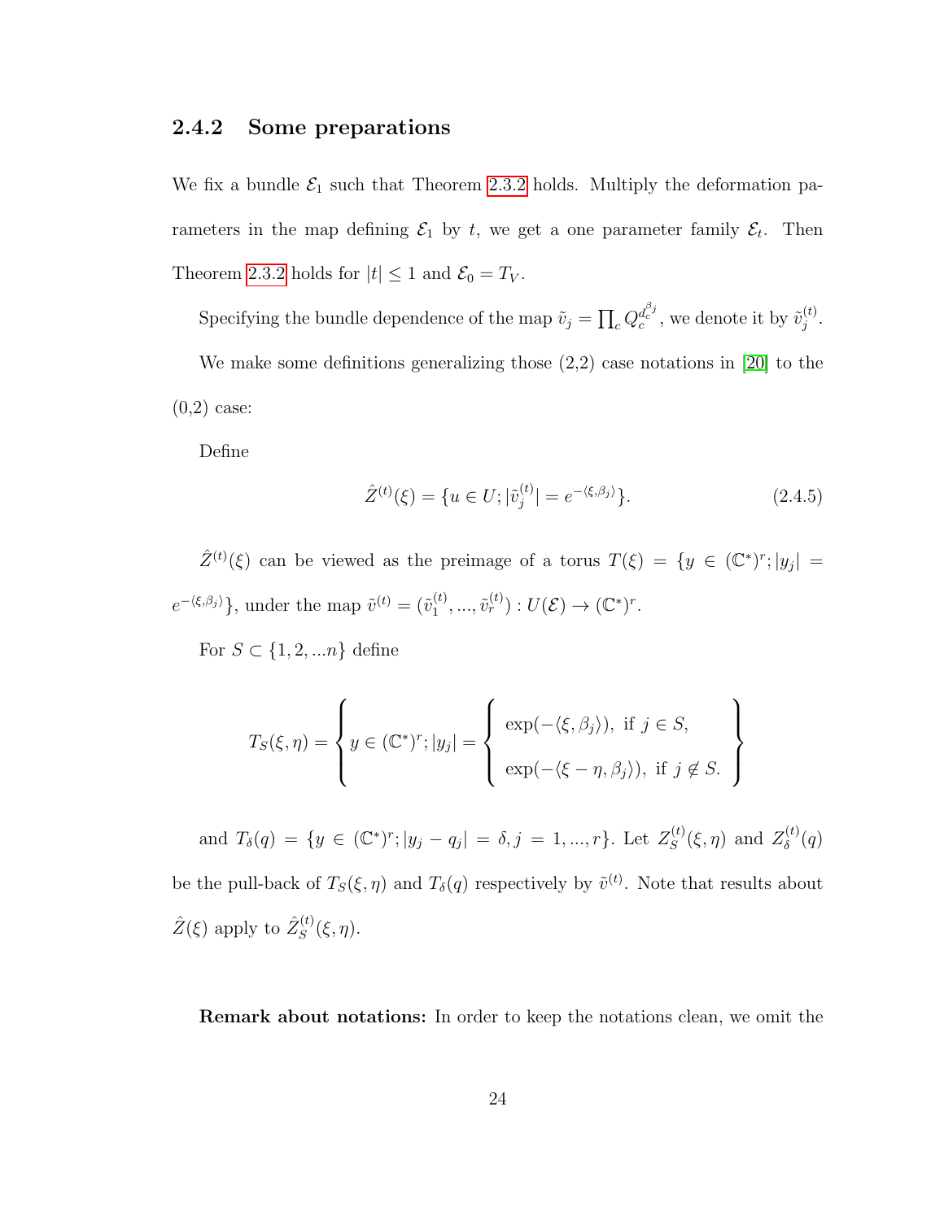### 2.4.2 Some preparations

We fix a bundle $\mathcal{E}_1$ such that Theorem 2.3.2 holds. Multiply the deformation parameters in the map defining $\mathcal{E}_1$ by $t$, we get a one parameter family $\mathcal{E}_t$. Then Theorem 2.3.2 holds for $|t| \leq 1$ and $\mathcal{E}_0 = T_V$.

Specifying the bundle dependence of the map $\tilde{v}_j = \prod_c Q_c^{d_c^{\beta_j}}$, we denote it by $\tilde{v}_j^{(t)}$.

We make some definitions generalizing those (2,2) case notations in [20] to the (0,2) case:

Define

$$\hat{Z}^{(t)}(\xi) = \{u \in U; |\tilde{v}_j^{(t)}| = e^{-\langle \xi, \beta_j \rangle}\}. \tag{2.4.5}$$

$\hat{Z}^{(t)}(\xi)$ can be viewed as the preimage of a torus $T(\xi) = \{y \in (\mathbb{C}^*)^r; |y_j| = e^{-\langle \xi, \beta_j \rangle}\}$, under the map $\tilde{v}^{(t)} = (\tilde{v}_1^{(t)}, ..., \tilde{v}_r^{(t)}) : U(\mathcal{E}) \to (\mathbb{C}^*)^r$.

For $S \subset \{1, 2, ...n\}$ define

$$T_S(\xi, \eta) = \left\{ y \in (\mathbb{C}^*)^r; |y_j| = \left\{ \begin{array}{l} \exp(-\langle \xi, \beta_j \rangle), \text{ if } j \in S, \\ \\ \exp(-\langle \xi - \eta, \beta_j \rangle), \text{ if } j \notin S. \end{array} \right. \right\}$$

and $T_\delta(q) = \{y \in (\mathbb{C}^*)^r; |y_j - q_j| = \delta, j = 1, ..., r\}$. Let $Z_S^{(t)}(\xi, \eta)$ and $Z_\delta^{(t)}(q)$ be the pull-back of $T_S(\xi, \eta)$ and $T_\delta(q)$ respectively by $\tilde{v}^{(t)}$. Note that results about $\hat{Z}(\xi)$ apply to $\hat{Z}_S^{(t)}(\xi, \eta)$.

**Remark about notations:** In order to keep the notations clean, we omit the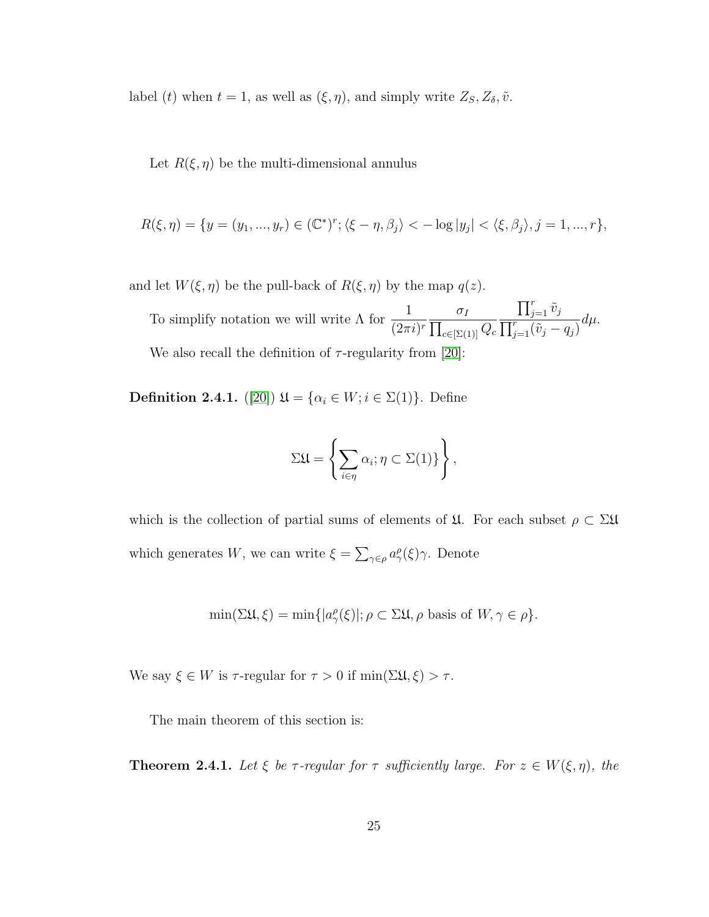label $(t)$ when $t = 1$, as well as $(\xi, \eta)$, and simply write $Z_S, Z_\delta, \tilde{v}$.

Let $R(\xi, \eta)$ be the multi-dimensional annulus

$$R(\xi, \eta) = \{y = (y_1, ..., y_r) \in (\mathbb{C}^*)^r; \langle \xi - \eta, \beta_j \rangle < -\log |y_j| < \langle \xi, \beta_j \rangle, j = 1, ..., r\},$$

and let $W(\xi, \eta)$ be the pull-back of $R(\xi, \eta)$ by the map $q(z)$.

To simplify notation we will write $\Lambda$ for $\dfrac{1}{(2\pi i)^r} \dfrac{\sigma_I}{\prod_{c \in [\Sigma(1)]} Q_c} \dfrac{\prod_{j=1}^r \tilde{v}_j}{\prod_{j=1}^r (\tilde{v}_j - q_j)} d\mu$.

We also recall the definition of $\tau$-regularity from [20]:

**Definition 2.4.1.** ([20]) $\mathfrak{U} = \{\alpha_i \in W; i \in \Sigma(1)\}$. Define

$$\Sigma\mathfrak{U} = \left\{ \sum_{i \in \eta} \alpha_i ; \eta \subset \Sigma(1) \} \right\},$$

which is the collection of partial sums of elements of $\mathfrak{U}$. For each subset $\rho \subset \Sigma\mathfrak{U}$ which generates $W$, we can write $\xi = \sum_{\gamma \in \rho} a_\gamma^\rho(\xi) \gamma$. Denote

$$\min(\Sigma\mathfrak{U}, \xi) = \min\{|a_\gamma^\rho(\xi)|; \rho \subset \Sigma\mathfrak{U}, \rho \text{ basis of } W, \gamma \in \rho\}.$$

We say $\xi \in W$ is $\tau$-regular for $\tau > 0$ if $\min(\Sigma\mathfrak{U}, \xi) > \tau$.

The main theorem of this section is:

**Theorem 2.4.1.** *Let $\xi$ be $\tau$-regular for $\tau$ sufficiently large. For $z \in W(\xi, \eta)$, the*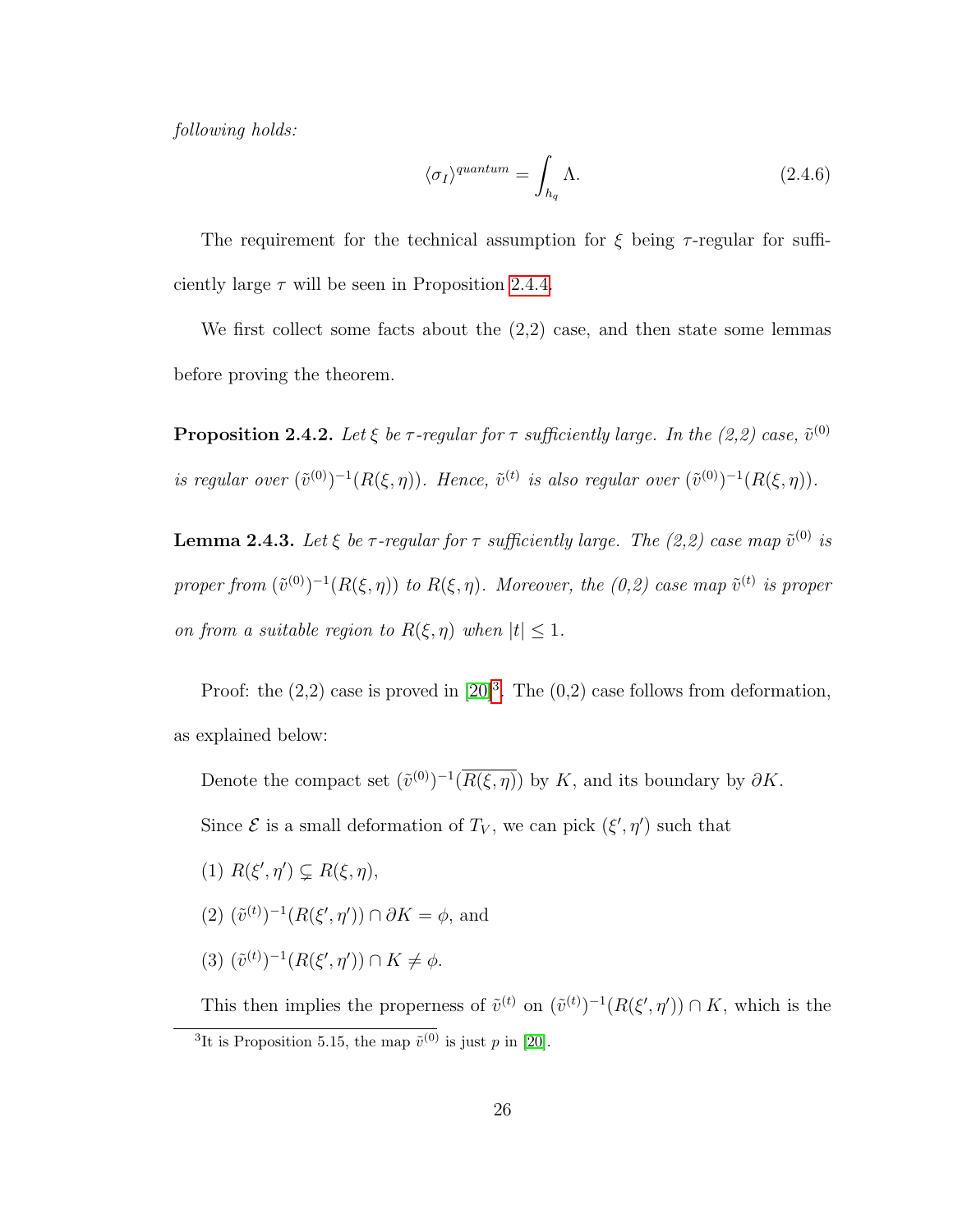*following holds:*

$$\langle \sigma_I \rangle^{quantum} = \int_{h_q} \Lambda. \tag{2.4.6}$$

The requirement for the technical assumption for $\xi$ being $\tau$-regular for sufficiently large $\tau$ will be seen in Proposition 2.4.4.

We first collect some facts about the (2,2) case, and then state some lemmas before proving the theorem.

**Proposition 2.4.2.** *Let $\xi$ be $\tau$-regular for $\tau$ sufficiently large. In the (2,2) case, $\tilde{v}^{(0)}$ is regular over $(\tilde{v}^{(0)})^{-1}(R(\xi, \eta))$. Hence, $\tilde{v}^{(t)}$ is also regular over $(\tilde{v}^{(0)})^{-1}(R(\xi, \eta))$.*

**Lemma 2.4.3.** *Let $\xi$ be $\tau$-regular for $\tau$ sufficiently large. The (2,2) case map $\tilde{v}^{(0)}$ is proper from $(\tilde{v}^{(0)})^{-1}(R(\xi, \eta))$ to $R(\xi, \eta)$. Moreover, the (0,2) case map $\tilde{v}^{(t)}$ is proper on from a suitable region to $R(\xi, \eta)$ when $|t| \leq 1$.*

Proof: the (2,2) case is proved in [20][3]. The (0,2) case follows from deformation, as explained below:

Denote the compact set $(\tilde{v}^{(0)})^{-1}(\overline{R(\xi, \eta)})$ by $K$, and its boundary by $\partial K$.

Since $\mathcal{E}$ is a small deformation of $T_V$, we can pick $(\xi', \eta')$ such that

(1) $R(\xi', \eta') \subsetneq R(\xi, \eta)$,

(2) $(\tilde{v}^{(t)})^{-1}(R(\xi', \eta')) \cap \partial K = \phi$, and

(3) $(\tilde{v}^{(t)})^{-1}(R(\xi', \eta')) \cap K \neq \phi$.

This then implies the properness of $\tilde{v}^{(t)}$ on $(\tilde{v}^{(t)})^{-1}(R(\xi', \eta')) \cap K$, which is the

[3] It is Proposition 5.15, the map $\tilde{v}^{(0)}$ is just $p$ in [20].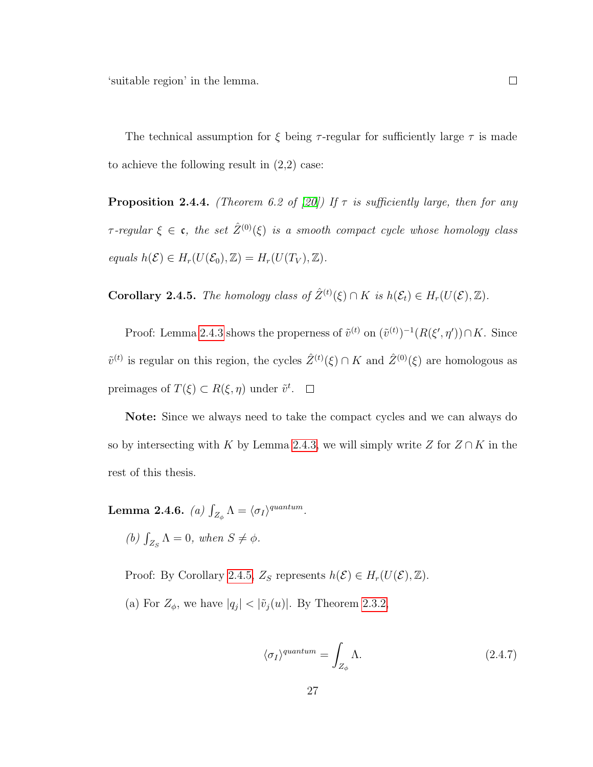'suitable region' in the lemma. □

The technical assumption for $\xi$ being $\tau$-regular for sufficiently large $\tau$ is made to achieve the following result in (2,2) case:

**Proposition 2.4.4.** *(Theorem 6.2 of [20]) If $\tau$ is sufficiently large, then for any $\tau$-regular $\xi \in \mathfrak{c}$, the set $\hat{Z}^{(0)}(\xi)$ is a smooth compact cycle whose homology class equals $h(\mathcal{E}) \in H_r(U(\mathcal{E}_0), \mathbb{Z}) = H_r(U(T_V), \mathbb{Z})$.*

**Corollary 2.4.5.** *The homology class of $\hat{Z}^{(t)}(\xi) \cap K$ is $h(\mathcal{E}_t) \in H_r(U(\mathcal{E}), \mathbb{Z})$.*

Proof: Lemma 2.4.3 shows the properness of $\tilde{v}^{(t)}$ on $(\tilde{v}^{(t)})^{-1}(R(\xi', \eta')) \cap K$. Since $\tilde{v}^{(t)}$ is regular on this region, the cycles $\hat{Z}^{(t)}(\xi) \cap K$ and $\hat{Z}^{(0)}(\xi)$ are homologous as preimages of $T(\xi) \subset R(\xi, \eta)$ under $\tilde{v}^t$. □

**Note:** Since we always need to take the compact cycles and we can always do so by intersecting with $K$ by Lemma 2.4.3, we will simply write $Z$ for $Z \cap K$ in the rest of this thesis.

**Lemma 2.4.6.** *(a) $\int_{Z_\phi} \Lambda = \langle \sigma_I \rangle^{quantum}$.*

*(b) $\int_{Z_S} \Lambda = 0$, when $S \neq \phi$.*

Proof: By Corollary 2.4.5, $Z_S$ represents $h(\mathcal{E}) \in H_r(U(\mathcal{E}), \mathbb{Z})$.

(a) For $Z_\phi$, we have $|q_j| < |\tilde{v}_j(u)|$. By Theorem 2.3.2,

$$\langle \sigma_I \rangle^{quantum} = \int_{Z_\phi} \Lambda. \tag{2.4.7}$$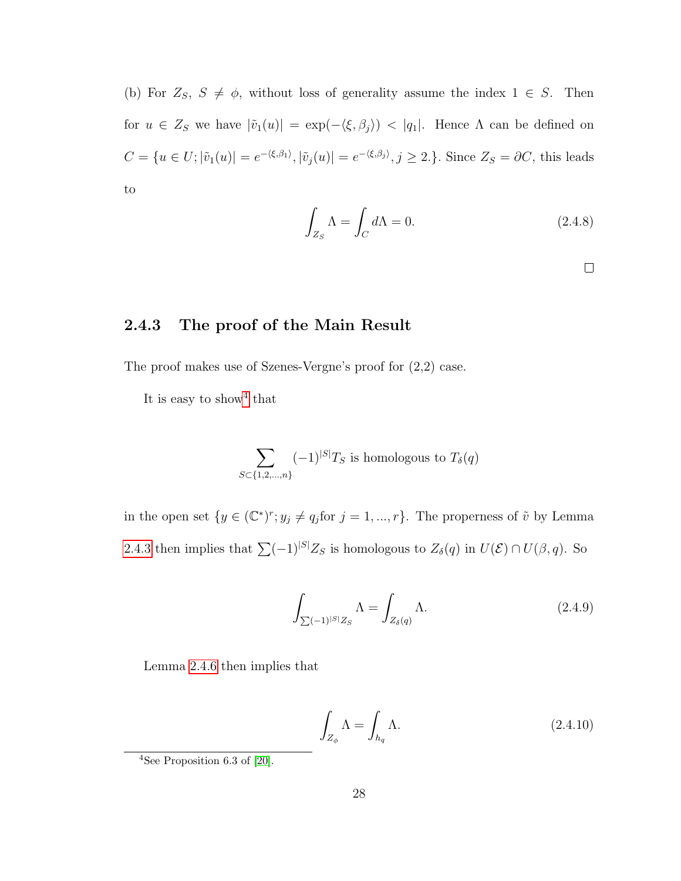(b) For $Z_S$, $S \neq \phi$, without loss of generality assume the index $1 \in S$. Then for $u \in Z_S$ we have $|\tilde{v}_1(u)| = \exp(-\langle \xi, \beta_j \rangle) < |q_1|$. Hence $\Lambda$ can be defined on $C = \{u \in U; |\tilde{v}_1(u)| = e^{-\langle \xi, \beta_1 \rangle}, |\tilde{v}_j(u)| = e^{-\langle \xi, \beta_j \rangle}, j \geq 2.\}$. Since $Z_S = \partial C$, this leads to

$$\int_{Z_S} \Lambda = \int_C d\Lambda = 0. \tag{2.4.8}$$

□

### 2.4.3 The proof of the Main Result

The proof makes use of Szenes-Vergne's proof for (2,2) case.

It is easy to show[4] that

$$\sum_{S \subset \{1,2,\ldots,n\}} (-1)^{|S|} T_S \text{ is homologous to } T_\delta(q)$$

in the open set $\{y \in (\mathbb{C}^*)^r; y_j \neq q_j \text{for } j = 1, ..., r\}$. The properness of $\tilde{v}$ by Lemma 2.4.3 then implies that $\sum (-1)^{|S|} Z_S$ is homologous to $Z_\delta(q)$ in $U(\mathcal{E}) \cap U(\beta, q)$. So

$$\int_{\sum (-1)^{|S|} Z_S} \Lambda = \int_{Z_\delta(q)} \Lambda. \tag{2.4.9}$$

Lemma 2.4.6 then implies that

$$\int_{Z_\phi} \Lambda = \int_{h_q} \Lambda. \tag{2.4.10}$$

[4] See Proposition 6.3 of [20].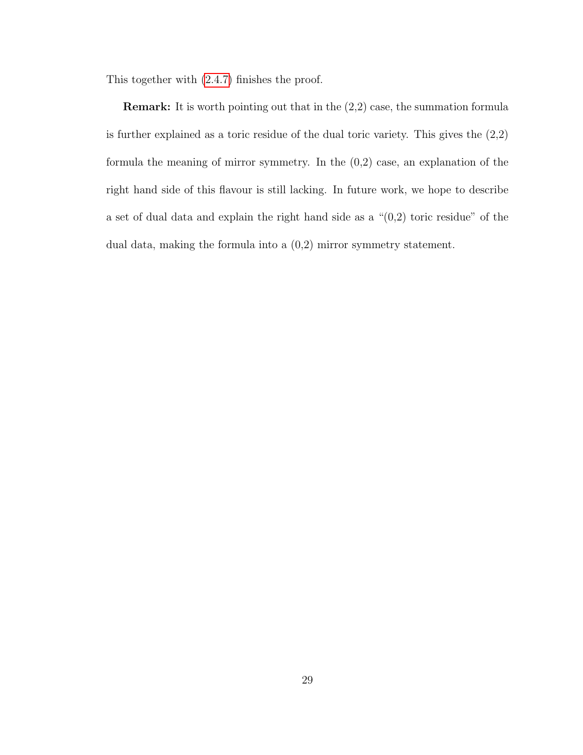This together with (2.4.7) finishes the proof.

**Remark:** It is worth pointing out that in the (2,2) case, the summation formula is further explained as a toric residue of the dual toric variety. This gives the (2,2) formula the meaning of mirror symmetry. In the (0,2) case, an explanation of the right hand side of this flavour is still lacking. In future work, we hope to describe a set of dual data and explain the right hand side as a "(0,2) toric residue" of the dual data, making the formula into a (0,2) mirror symmetry statement.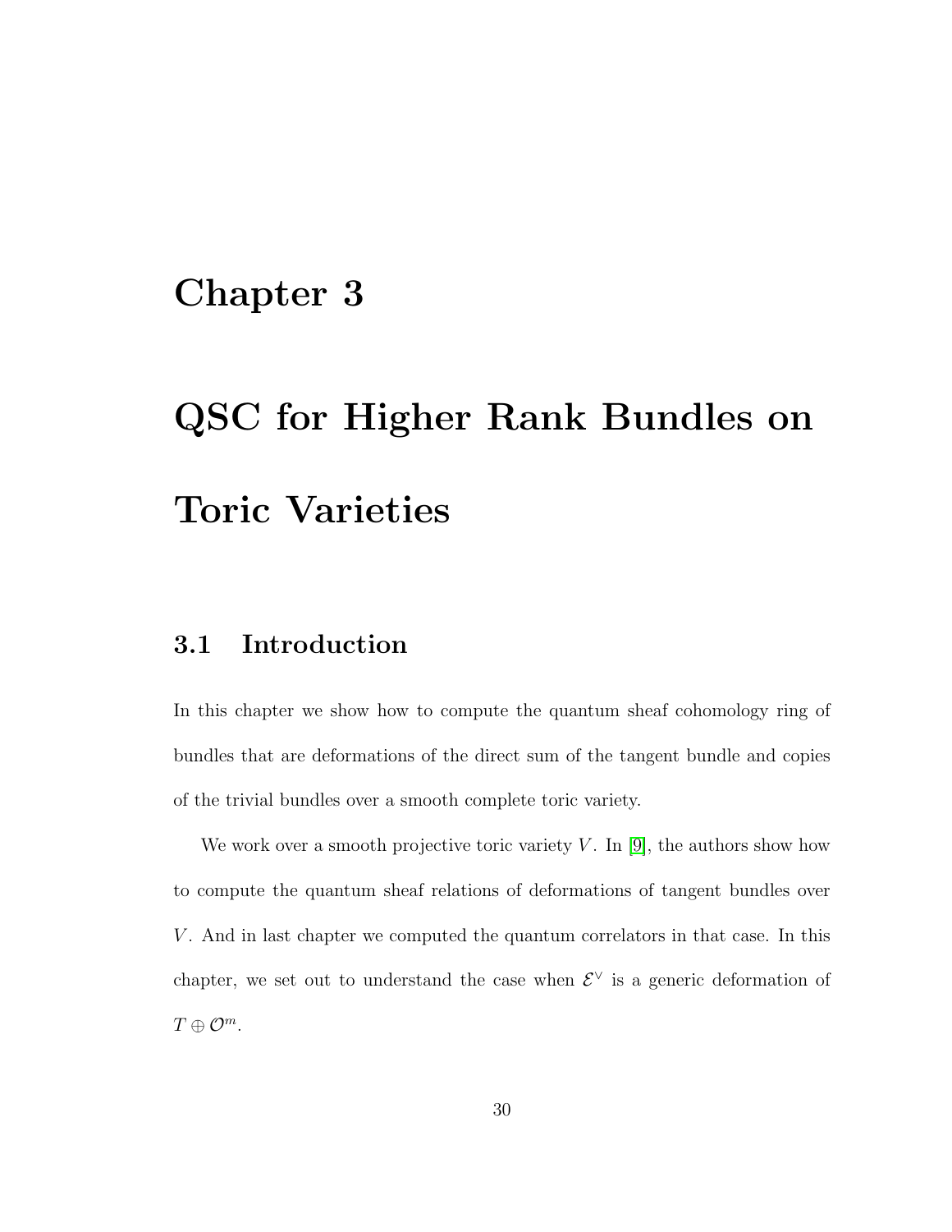# Chapter 3

# QSC for Higher Rank Bundles on Toric Varieties

## 3.1 Introduction

In this chapter we show how to compute the quantum sheaf cohomology ring of bundles that are deformations of the direct sum of the tangent bundle and copies of the trivial bundles over a smooth complete toric variety.

We work over a smooth projective toric variety $V$. In [9], the authors show how to compute the quantum sheaf relations of deformations of tangent bundles over $V$. And in last chapter we computed the quantum correlators in that case. In this chapter, we set out to understand the case when $\mathcal{E}^\vee$ is a generic deformation of $T \oplus \mathcal{O}^m$.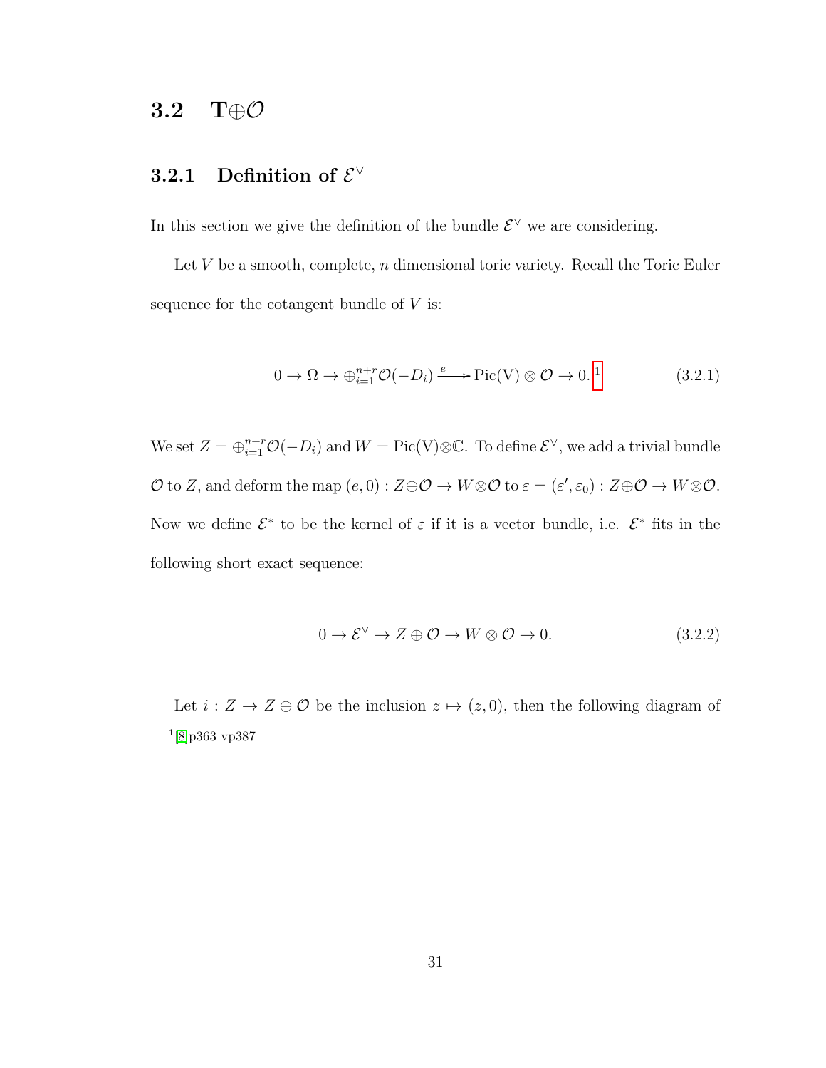## 3.2 T⊕$\mathcal{O}$

### 3.2.1 Definition of $\mathcal{E}^\vee$

In this section we give the definition of the bundle $\mathcal{E}^\vee$ we are considering.

Let $V$ be a smooth, complete, $n$ dimensional toric variety. Recall the Toric Euler sequence for the cotangent bundle of $V$ is:

$$0 \to \Omega \to \oplus_{i=1}^{n+r}\mathcal{O}(-D_i) \xrightarrow{e} \text{Pic(V)} \otimes \mathcal{O} \to 0. \tag{3.2.1}$$

[1]

We set $Z = \oplus_{i=1}^{n+r}\mathcal{O}(-D_i)$ and $W = \text{Pic(V)}\otimes\mathbb{C}$. To define $\mathcal{E}^\vee$, we add a trivial bundle $\mathcal{O}$ to $Z$, and deform the map $(e, 0) : Z\oplus\mathcal{O} \to W\otimes\mathcal{O}$ to $\varepsilon = (\varepsilon', \varepsilon_0) : Z\oplus\mathcal{O} \to W\otimes\mathcal{O}$. Now we define $\mathcal{E}^*$ to be the kernel of $\varepsilon$ if it is a vector bundle, i.e. $\mathcal{E}^*$ fits in the following short exact sequence:

$$0 \to \mathcal{E}^\vee \to Z \oplus \mathcal{O} \to W \otimes \mathcal{O} \to 0. \tag{3.2.2}$$

Let $i : Z \to Z \oplus \mathcal{O}$ be the inclusion $z \mapsto (z, 0)$, then the following diagram of

[1] [8]p363 vp387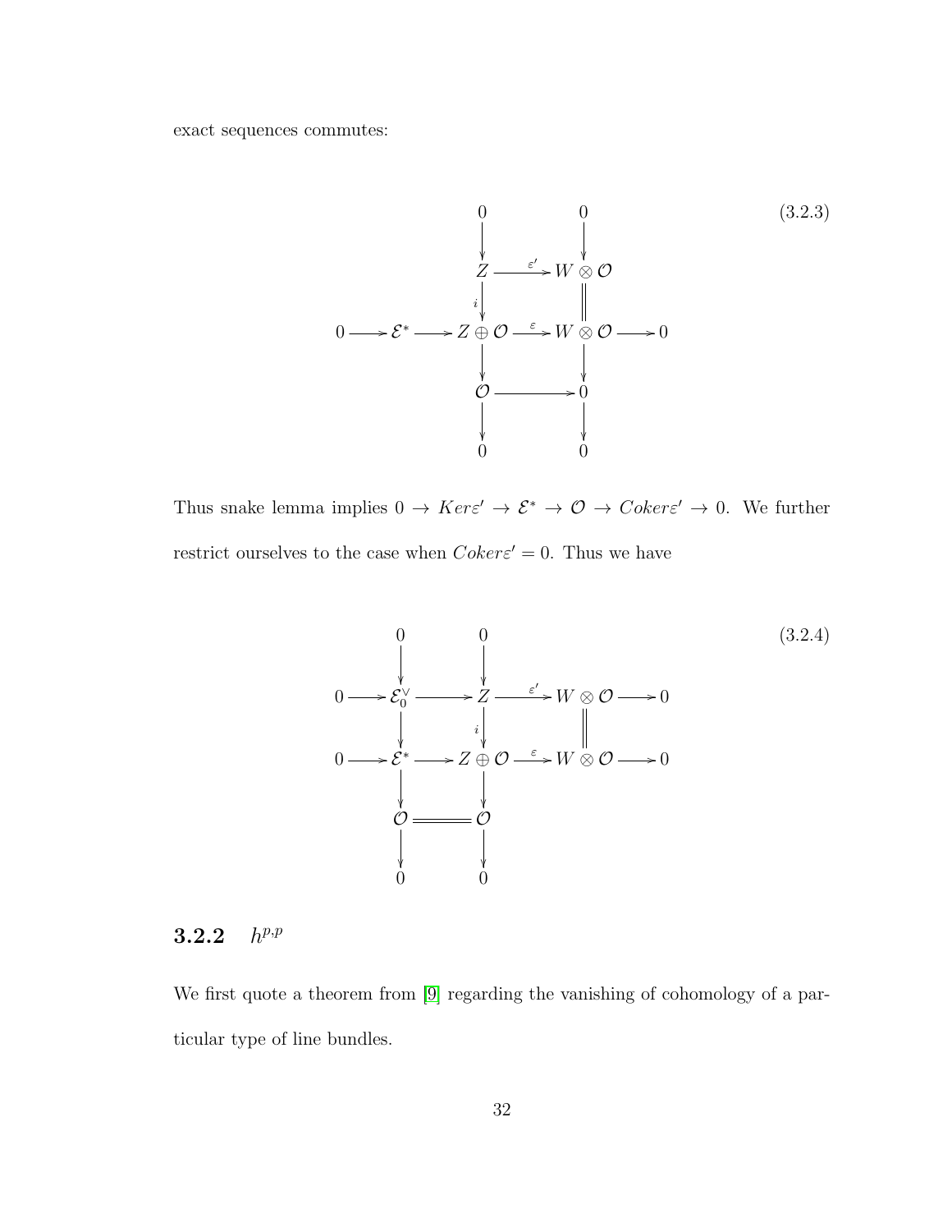exact sequences commutes:

$$
\begin{array}{ccccccccc}
 & & 0 & & 0 & & \\
 & & \downarrow & & \downarrow & & \\
 & & Z & \xrightarrow{\varepsilon'} & W \otimes \mathcal{O} & & \\
 & & \downarrow{\scriptstyle i} & & \| & & \\
0 & \longrightarrow \mathcal{E}^* \longrightarrow & Z \oplus \mathcal{O} & \xrightarrow{\varepsilon} & W \otimes \mathcal{O} & \longrightarrow & 0 \\
 & & \downarrow & & \downarrow & & \\
 & & \mathcal{O} & \longrightarrow & 0 & & \\
 & & \downarrow & & \downarrow & & \\
 & & 0 & & 0 & &
\end{array}
\tag{3.2.3}
$$

Thus snake lemma implies $0 \to Ker\varepsilon' \to \mathcal{E}^* \to \mathcal{O} \to Coker\varepsilon' \to 0$. We further restrict ourselves to the case when $Coker\varepsilon' = 0$. Thus we have

$$
\begin{array}{ccccccccc}
 & 0 & & 0 & & & & \\
 & \downarrow & & \downarrow & & & & \\
0 \longrightarrow & \mathcal{E}_0^\vee & \longrightarrow & Z & \xrightarrow{\varepsilon'} & W \otimes \mathcal{O} & \longrightarrow & 0 \\
 & \downarrow & & \downarrow{\scriptstyle i} & & \| & & \\
0 \longrightarrow & \mathcal{E}^* & \longrightarrow & Z \oplus \mathcal{O} & \xrightarrow{\varepsilon} & W \otimes \mathcal{O} & \longrightarrow & 0 \\
 & \downarrow & & \downarrow & & & & \\
 & \mathcal{O} & = & \mathcal{O} & & & & \\
 & \downarrow & & \downarrow & & & & \\
 & 0 & & 0 & & & &
\end{array}
\tag{3.2.4}
$$

### 3.2.2 $h^{p,p}$

We first quote a theorem from [9] regarding the vanishing of cohomology of a particular type of line bundles.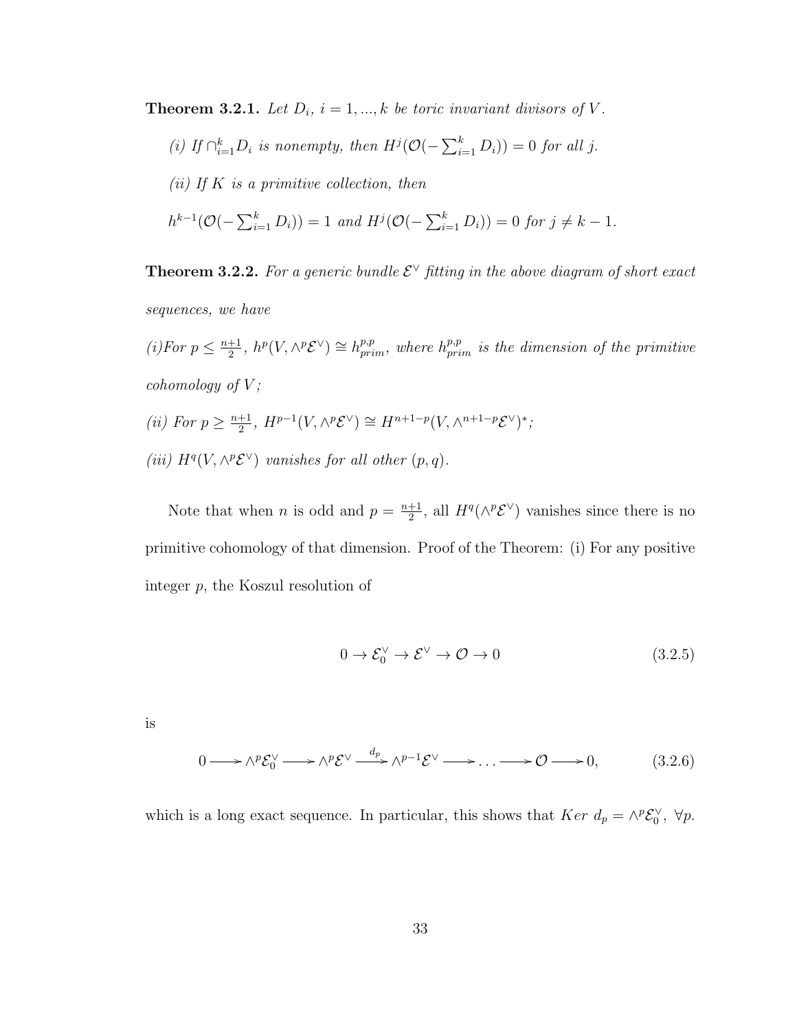**Theorem 3.2.1.** *Let $D_i$, $i = 1, ..., k$ be toric invariant divisors of $V$.*

*(i) If $\cap_{i=1}^k D_i$ is nonempty, then $H^j(\mathcal{O}(-\sum_{i=1}^k D_i)) = 0$ for all $j$.*

*(ii) If $K$ is a primitive collection, then*

$h^{k-1}(\mathcal{O}(-\sum_{i=1}^k D_i)) = 1$ *and* $H^j(\mathcal{O}(-\sum_{i=1}^k D_i)) = 0$ *for* $j \neq k-1$.

**Theorem 3.2.2.** *For a generic bundle $\mathcal{E}^\vee$ fitting in the above diagram of short exact sequences, we have*

*(i)For $p \leq \frac{n+1}{2}$, $h^p(V, \wedge^p \mathcal{E}^\vee) \cong h^{p,p}_{prim}$, where $h^{p,p}_{prim}$ is the dimension of the primitive cohomology of $V$;*

*(ii) For $p \geq \frac{n+1}{2}$, $H^{p-1}(V, \wedge^p \mathcal{E}^\vee) \cong H^{n+1-p}(V, \wedge^{n+1-p}\mathcal{E}^\vee)^*$;*

*(iii) $H^q(V, \wedge^p \mathcal{E}^\vee)$ vanishes for all other $(p, q)$.*

Note that when $n$ is odd and $p = \frac{n+1}{2}$, all $H^q(\wedge^p \mathcal{E}^\vee)$ vanishes since there is no primitive cohomology of that dimension. Proof of the Theorem: (i) For any positive integer $p$, the Koszul resolution of

$$0 \to \mathcal{E}_0^\vee \to \mathcal{E}^\vee \to \mathcal{O} \to 0 \tag{3.2.5}$$

is

$$0 \longrightarrow \wedge^p \mathcal{E}_0^\vee \longrightarrow \wedge^p \mathcal{E}^\vee \xrightarrow{d_p} \wedge^{p-1}\mathcal{E}^\vee \longrightarrow \ldots \longrightarrow \mathcal{O} \longrightarrow 0, \tag{3.2.6}$$

which is a long exact sequence. In particular, this shows that $Ker\ d_p = \wedge^p \mathcal{E}_0^\vee$, $\forall p$.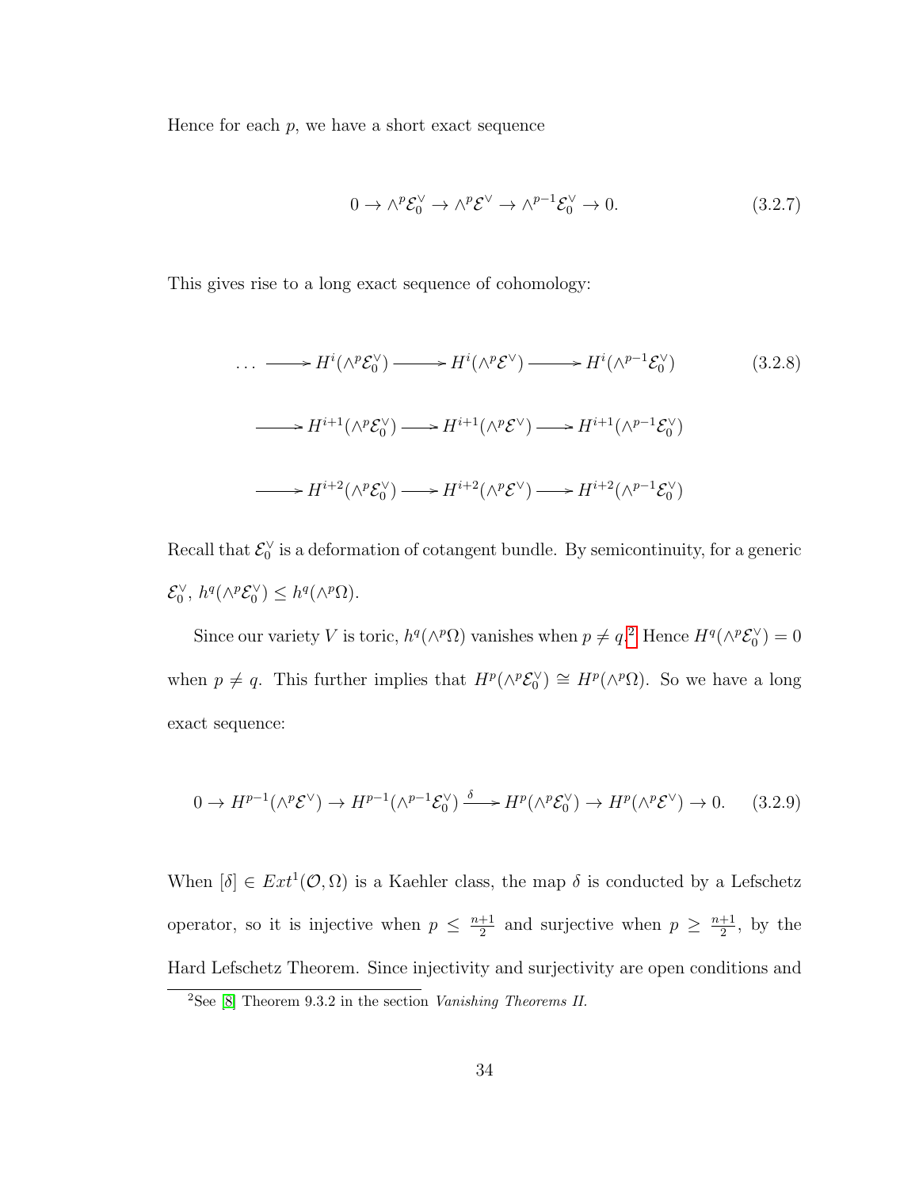Hence for each $p$, we have a short exact sequence

$$0 \to \wedge^p \mathcal{E}_0^\vee \to \wedge^p \mathcal{E}^\vee \to \wedge^{p-1} \mathcal{E}_0^\vee \to 0. \tag{3.2.7}$$

This gives rise to a long exact sequence of cohomology:

$$\begin{array}{l} \ldots \longrightarrow H^i(\wedge^p \mathcal{E}_0^\vee) \longrightarrow H^i(\wedge^p \mathcal{E}^\vee) \longrightarrow H^i(\wedge^{p-1} \mathcal{E}_0^\vee) \\ \longrightarrow H^{i+1}(\wedge^p \mathcal{E}_0^\vee) \longrightarrow H^{i+1}(\wedge^p \mathcal{E}^\vee) \longrightarrow H^{i+1}(\wedge^{p-1} \mathcal{E}_0^\vee) \\ \longrightarrow H^{i+2}(\wedge^p \mathcal{E}_0^\vee) \longrightarrow H^{i+2}(\wedge^p \mathcal{E}^\vee) \longrightarrow H^{i+2}(\wedge^{p-1} \mathcal{E}_0^\vee) \end{array} \tag{3.2.8}$$

Recall that $\mathcal{E}_0^\vee$ is a deformation of cotangent bundle. By semicontinuity, for a generic $\mathcal{E}_0^\vee$, $h^q(\wedge^p \mathcal{E}_0^\vee) \leq h^q(\wedge^p \Omega)$.

Since our variety $V$ is toric, $h^q(\wedge^p \Omega)$ vanishes when $p \neq q$.[2] Hence $H^q(\wedge^p \mathcal{E}_0^\vee) = 0$ when $p \neq q$. This further implies that $H^p(\wedge^p \mathcal{E}_0^\vee) \cong H^p(\wedge^p \Omega)$. So we have a long exact sequence:

$$0 \to H^{p-1}(\wedge^p \mathcal{E}^\vee) \to H^{p-1}(\wedge^{p-1} \mathcal{E}_0^\vee) \xrightarrow{\delta} H^p(\wedge^p \mathcal{E}_0^\vee) \to H^p(\wedge^p \mathcal{E}^\vee) \to 0. \tag{3.2.9}$$

When $[\delta] \in Ext^1(\mathcal{O}, \Omega)$ is a Kaehler class, the map $\delta$ is conducted by a Lefschetz operator, so it is injective when $p \leq \frac{n+1}{2}$ and surjective when $p \geq \frac{n+1}{2}$, by the Hard Lefschetz Theorem. Since injectivity and surjectivity are open conditions and

[2] See [8] Theorem 9.3.2 in the section *Vanishing Theorems II.*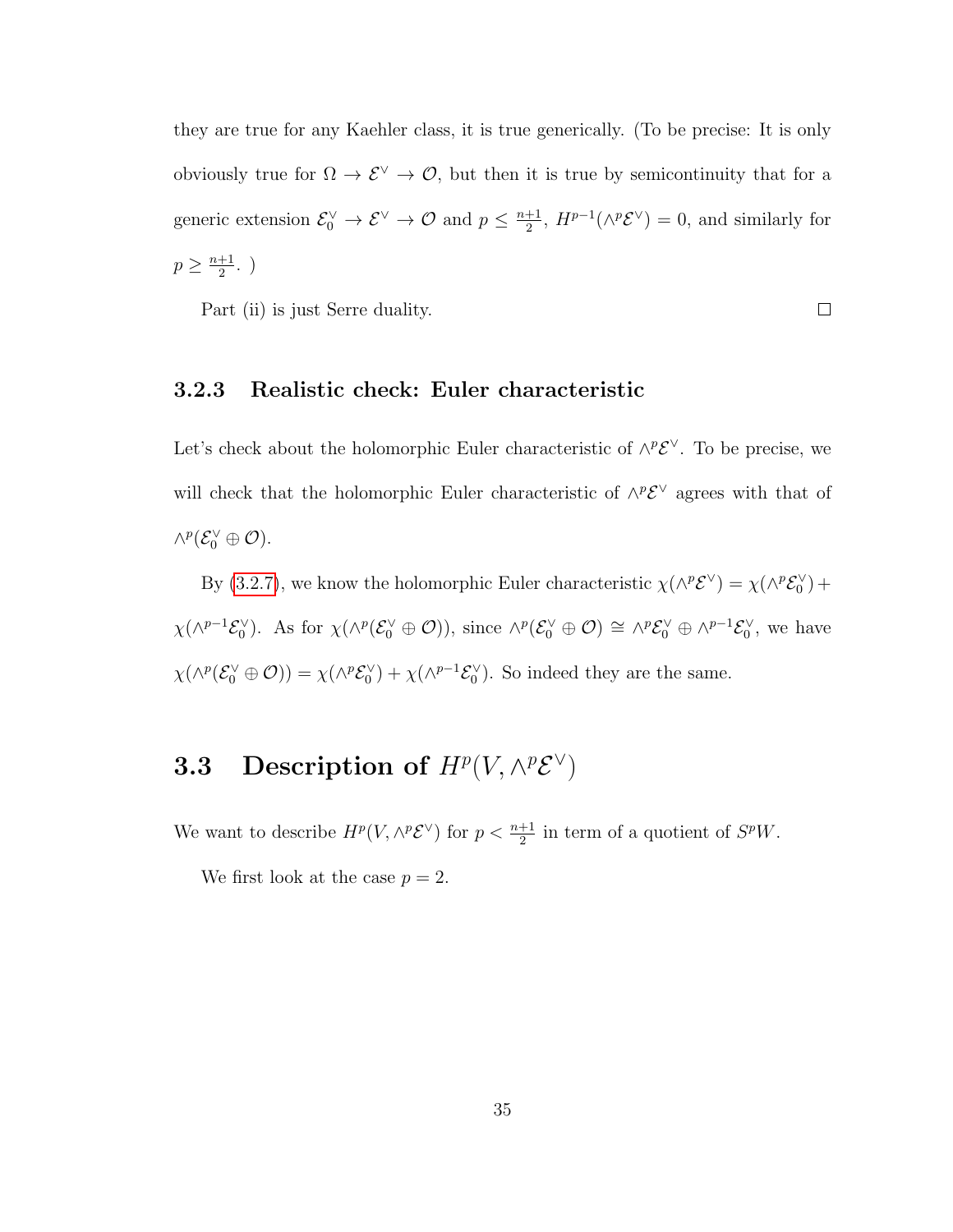they are true for any Kaehler class, it is true generically. (To be precise: It is only obviously true for $\Omega \to \mathcal{E}^\vee \to \mathcal{O}$, but then it is true by semicontinuity that for a generic extension $\mathcal{E}_0^\vee \to \mathcal{E}^\vee \to \mathcal{O}$ and $p \leq \frac{n+1}{2}$, $H^{p-1}(\wedge^p \mathcal{E}^\vee) = 0$, and similarly for $p \geq \frac{n+1}{2}$. )

Part (ii) is just Serre duality. □

### 3.2.3 Realistic check: Euler characteristic

Let's check about the holomorphic Euler characteristic of $\wedge^p \mathcal{E}^\vee$. To be precise, we will check that the holomorphic Euler characteristic of $\wedge^p \mathcal{E}^\vee$ agrees with that of $\wedge^p(\mathcal{E}_0^\vee \oplus \mathcal{O})$.

By (3.2.7), we know the holomorphic Euler characteristic $\chi(\wedge^p \mathcal{E}^\vee) = \chi(\wedge^p \mathcal{E}_0^\vee) + \chi(\wedge^{p-1} \mathcal{E}_0^\vee)$. As for $\chi(\wedge^p(\mathcal{E}_0^\vee \oplus \mathcal{O}))$, since $\wedge^p(\mathcal{E}_0^\vee \oplus \mathcal{O}) \cong \wedge^p \mathcal{E}_0^\vee \oplus \wedge^{p-1} \mathcal{E}_0^\vee$, we have $\chi(\wedge^p(\mathcal{E}_0^\vee \oplus \mathcal{O})) = \chi(\wedge^p \mathcal{E}_0^\vee) + \chi(\wedge^{p-1} \mathcal{E}_0^\vee)$. So indeed they are the same.

## 3.3 Description of $H^p(V, \wedge^p \mathcal{E}^\vee)$

We want to describe $H^p(V, \wedge^p \mathcal{E}^\vee)$ for $p < \frac{n+1}{2}$ in term of a quotient of $S^p W$.

We first look at the case $p = 2$.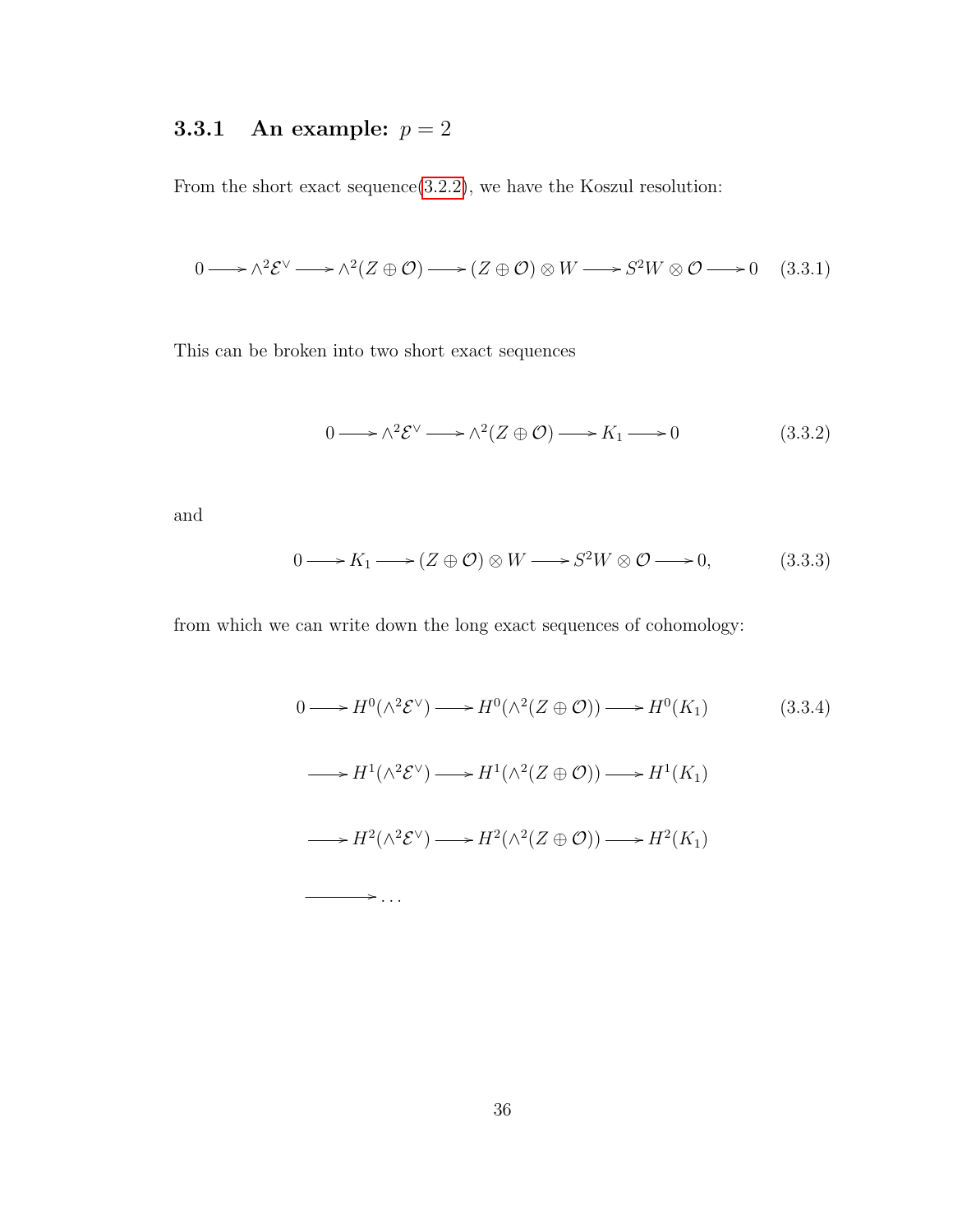### 3.3.1 An example: $p = 2$

From the short exact sequence(3.2.2), we have the Koszul resolution:

$$0 \longrightarrow \wedge^2 \mathcal{E}^\vee \longrightarrow \wedge^2 (Z \oplus \mathcal{O}) \longrightarrow (Z \oplus \mathcal{O}) \otimes W \longrightarrow S^2 W \otimes \mathcal{O} \longrightarrow 0 \tag{3.3.1}$$

This can be broken into two short exact sequences

$$0 \longrightarrow \wedge^2 \mathcal{E}^\vee \longrightarrow \wedge^2 (Z \oplus \mathcal{O}) \longrightarrow K_1 \longrightarrow 0 \tag{3.3.2}$$

and

$$0 \longrightarrow K_1 \longrightarrow (Z \oplus \mathcal{O}) \otimes W \longrightarrow S^2 W \otimes \mathcal{O} \longrightarrow 0, \tag{3.3.3}$$

from which we can write down the long exact sequences of cohomology:

$$\begin{aligned}
0 &\longrightarrow H^0(\wedge^2 \mathcal{E}^\vee) \longrightarrow H^0(\wedge^2 (Z \oplus \mathcal{O})) \longrightarrow H^0(K_1) \\
&\longrightarrow H^1(\wedge^2 \mathcal{E}^\vee) \longrightarrow H^1(\wedge^2 (Z \oplus \mathcal{O})) \longrightarrow H^1(K_1) \\
&\longrightarrow H^2(\wedge^2 \mathcal{E}^\vee) \longrightarrow H^2(\wedge^2 (Z \oplus \mathcal{O})) \longrightarrow H^2(K_1) \\
&\longrightarrow \ldots
\end{aligned} \tag{3.3.4}$$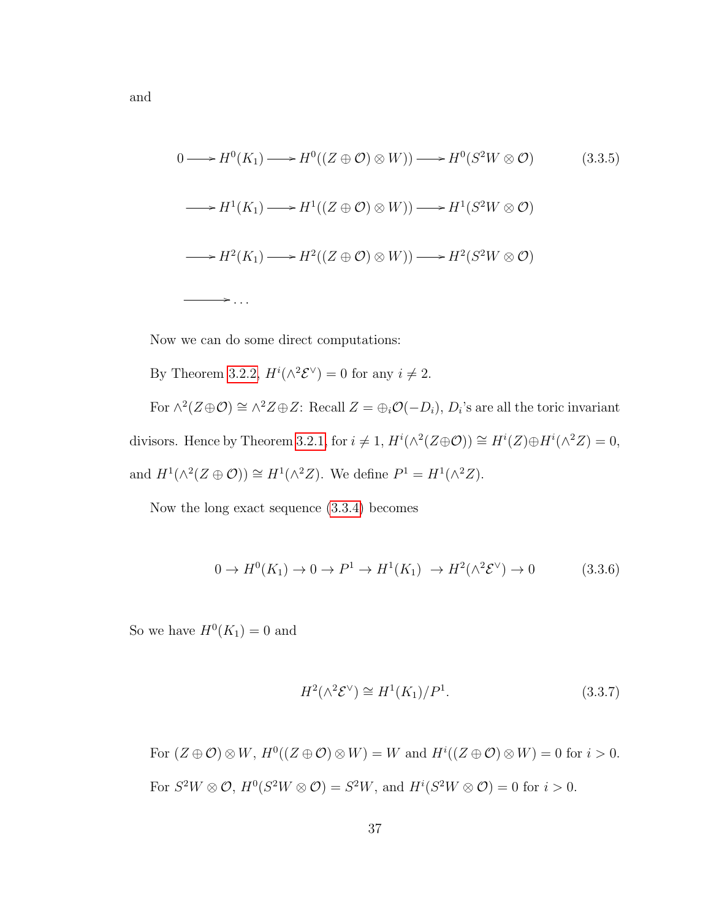and

$$
\begin{aligned}
0 \longrightarrow H^0(K_1) &\longrightarrow H^0((Z \oplus \mathcal{O}) \otimes W)) \longrightarrow H^0(S^2W \otimes \mathcal{O}) \\
\longrightarrow H^1(K_1) &\longrightarrow H^1((Z \oplus \mathcal{O}) \otimes W)) \longrightarrow H^1(S^2W \otimes \mathcal{O}) \\
\longrightarrow H^2(K_1) &\longrightarrow H^2((Z \oplus \mathcal{O}) \otimes W)) \longrightarrow H^2(S^2W \otimes \mathcal{O}) \\
\longrightarrow \dots &
\end{aligned}
\tag{3.3.5}
$$

Now we can do some direct computations:

By Theorem 3.2.2, $H^i(\wedge^2 \mathcal{E}^\vee) = 0$ for any $i \neq 2$.

For $\wedge^2(Z \oplus \mathcal{O}) \cong \wedge^2 Z \oplus Z$: Recall $Z = \oplus_i \mathcal{O}(-D_i)$, $D_i$'s are all the toric invariant divisors. Hence by Theorem 3.2.1, for $i \neq 1$, $H^i(\wedge^2(Z \oplus \mathcal{O})) \cong H^i(Z) \oplus H^i(\wedge^2 Z) = 0$, and $H^1(\wedge^2(Z \oplus \mathcal{O})) \cong H^1(\wedge^2 Z)$. We define $P^1 = H^1(\wedge^2 Z)$.

Now the long exact sequence (3.3.4) becomes

$$
0 \to H^0(K_1) \to 0 \to P^1 \to H^1(K_1) \to H^2(\wedge^2 \mathcal{E}^\vee) \to 0 \tag{3.3.6}
$$

So we have $H^0(K_1) = 0$ and

$$
H^2(\wedge^2 \mathcal{E}^\vee) \cong H^1(K_1)/P^1. \tag{3.3.7}
$$

For $(Z \oplus \mathcal{O}) \otimes W$, $H^0((Z \oplus \mathcal{O}) \otimes W) = W$ and $H^i((Z \oplus \mathcal{O}) \otimes W) = 0$ for $i > 0$.

For $S^2W \otimes \mathcal{O}$, $H^0(S^2W \otimes \mathcal{O}) = S^2W$, and $H^i(S^2W \otimes \mathcal{O}) = 0$ for $i > 0$.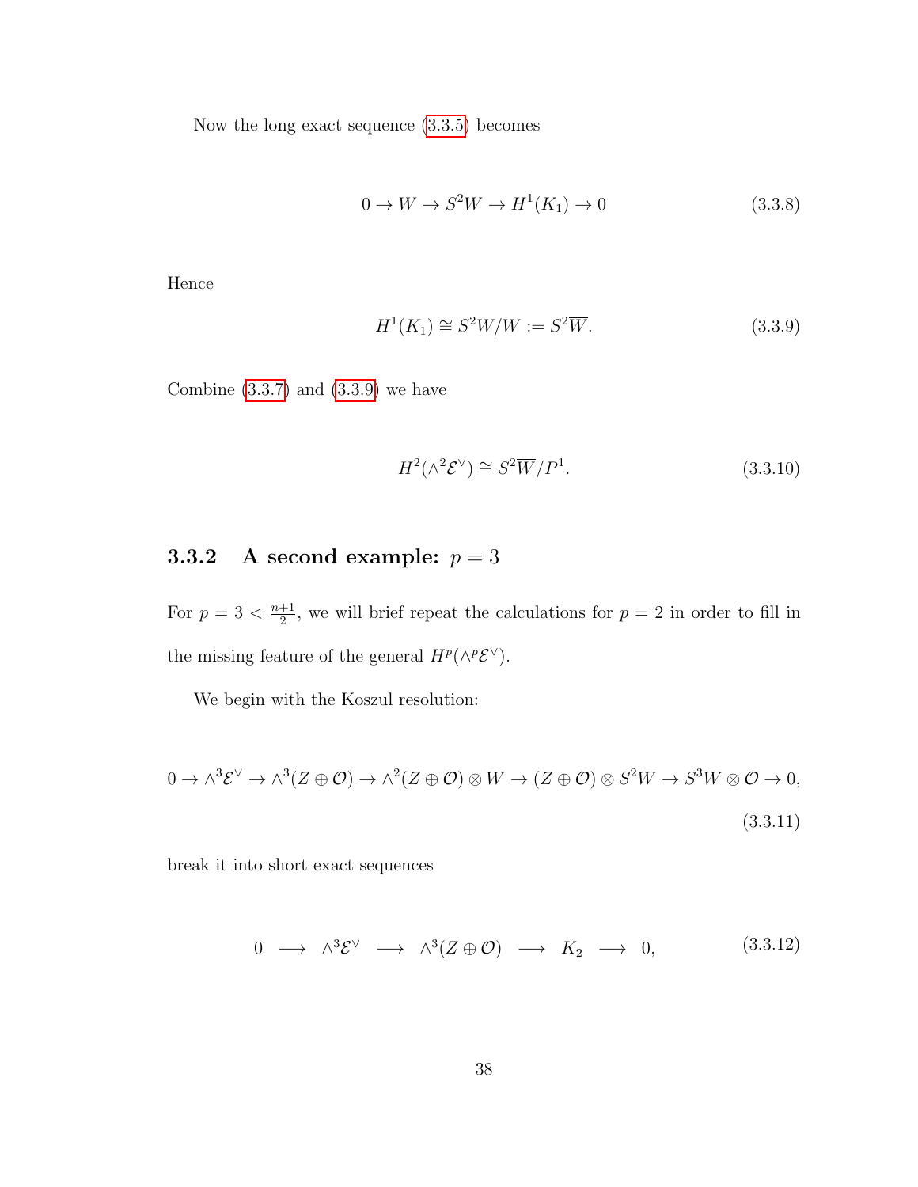Now the long exact sequence (3.3.5) becomes

$$0 \to W \to S^2W \to H^1(K_1) \to 0 \tag{3.3.8}$$

Hence

$$H^1(K_1) \cong S^2W/W := S^2\overline{W}. \tag{3.3.9}$$

Combine (3.3.7) and (3.3.9) we have

$$H^2(\wedge^2\mathcal{E}^\vee) \cong S^2\overline{W}/P^1. \tag{3.3.10}$$

### 3.3.2 A second example: $p = 3$

For $p = 3 < \frac{n+1}{2}$, we will brief repeat the calculations for $p = 2$ in order to fill in the missing feature of the general $H^p(\wedge^p\mathcal{E}^\vee)$.

We begin with the Koszul resolution:

$$0 \to \wedge^3\mathcal{E}^\vee \to \wedge^3(Z \oplus \mathcal{O}) \to \wedge^2(Z \oplus \mathcal{O}) \otimes W \to (Z \oplus \mathcal{O}) \otimes S^2W \to S^3W \otimes \mathcal{O} \to 0, \tag{3.3.11}$$

break it into short exact sequences

$$0 \longrightarrow \wedge^3\mathcal{E}^\vee \longrightarrow \wedge^3(Z \oplus \mathcal{O}) \longrightarrow K_2 \longrightarrow 0, \tag{3.3.12}$$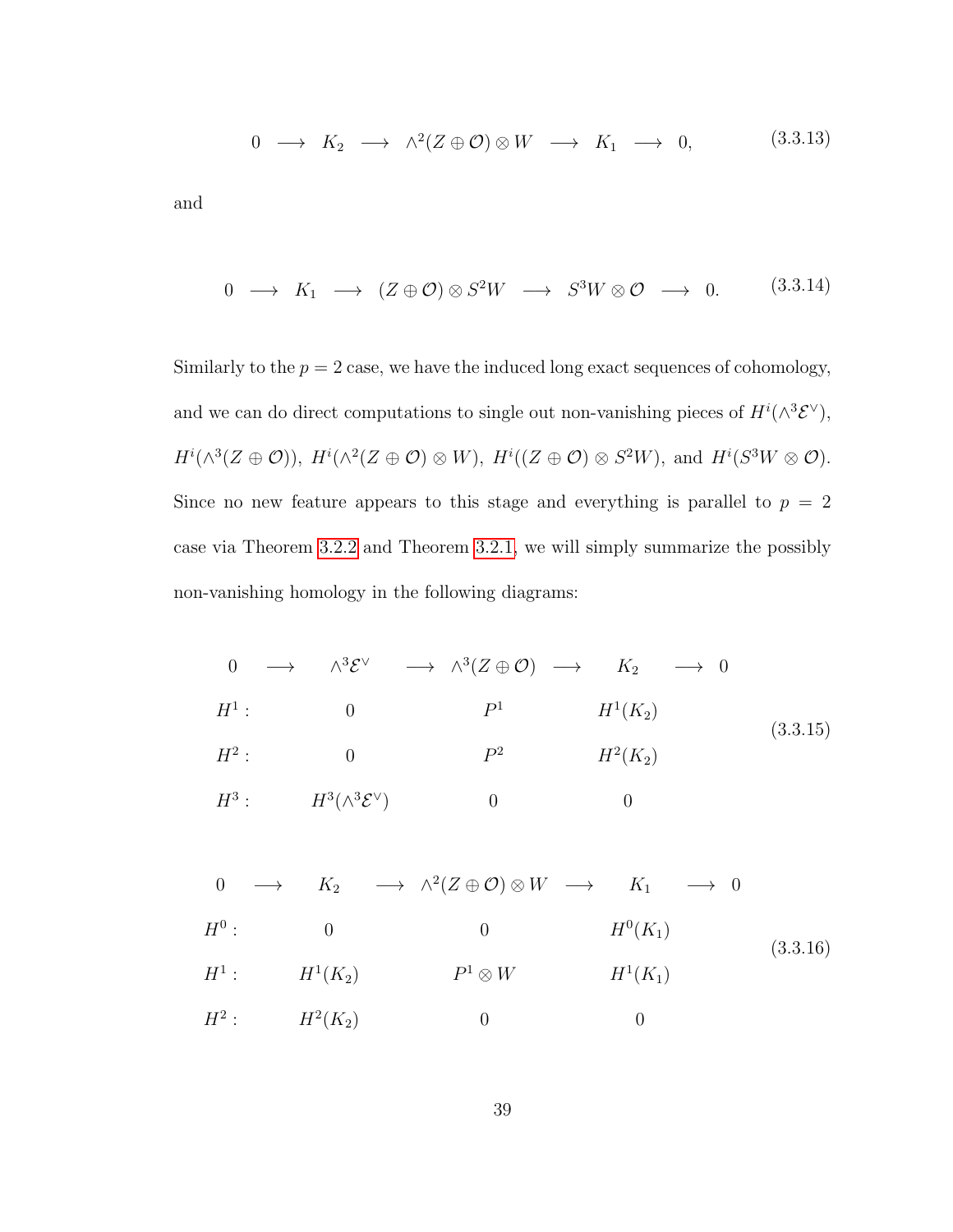$$0 \longrightarrow K_2 \longrightarrow \wedge^2(Z \oplus \mathcal{O}) \otimes W \longrightarrow K_1 \longrightarrow 0, \tag{3.3.13}$$

and

$$0 \longrightarrow K_1 \longrightarrow (Z \oplus \mathcal{O}) \otimes S^2 W \longrightarrow S^3 W \otimes \mathcal{O} \longrightarrow 0. \tag{3.3.14}$$

Similarly to the $p = 2$ case, we have the induced long exact sequences of cohomology, and we can do direct computations to single out non-vanishing pieces of $H^i(\wedge^3 \mathcal{E}^\vee)$, $H^i(\wedge^3(Z \oplus \mathcal{O}))$, $H^i(\wedge^2(Z \oplus \mathcal{O}) \otimes W)$, $H^i((Z \oplus \mathcal{O}) \otimes S^2 W)$, and $H^i(S^3 W \otimes \mathcal{O})$. Since no new feature appears to this stage and everything is parallel to $p = 2$ case via Theorem 3.2.2 and Theorem 3.2.1, we will simply summarize the possibly non-vanishing homology in the following diagrams:

$$\begin{array}{cccccccccc}
0 & \longrightarrow & \wedge^3 \mathcal{E}^\vee & \longrightarrow & \wedge^3(Z \oplus \mathcal{O}) & \longrightarrow & K_2 & \longrightarrow & 0 \\
H^1: & & 0 & & P^1 & & H^1(K_2) & & \\
H^2: & & 0 & & P^2 & & H^2(K_2) & & \\
H^3: & & H^3(\wedge^3 \mathcal{E}^\vee) & & 0 & & 0 & &
\end{array} \tag{3.3.15}$$

$$\begin{array}{cccccccccc}
0 & \longrightarrow & K_2 & \longrightarrow & \wedge^2(Z \oplus \mathcal{O}) \otimes W & \longrightarrow & K_1 & \longrightarrow & 0 \\
H^0: & & 0 & & 0 & & H^0(K_1) & & \\
H^1: & & H^1(K_2) & & P^1 \otimes W & & H^1(K_1) & & \\
H^2: & & H^2(K_2) & & 0 & & 0 & &
\end{array} \tag{3.3.16}$$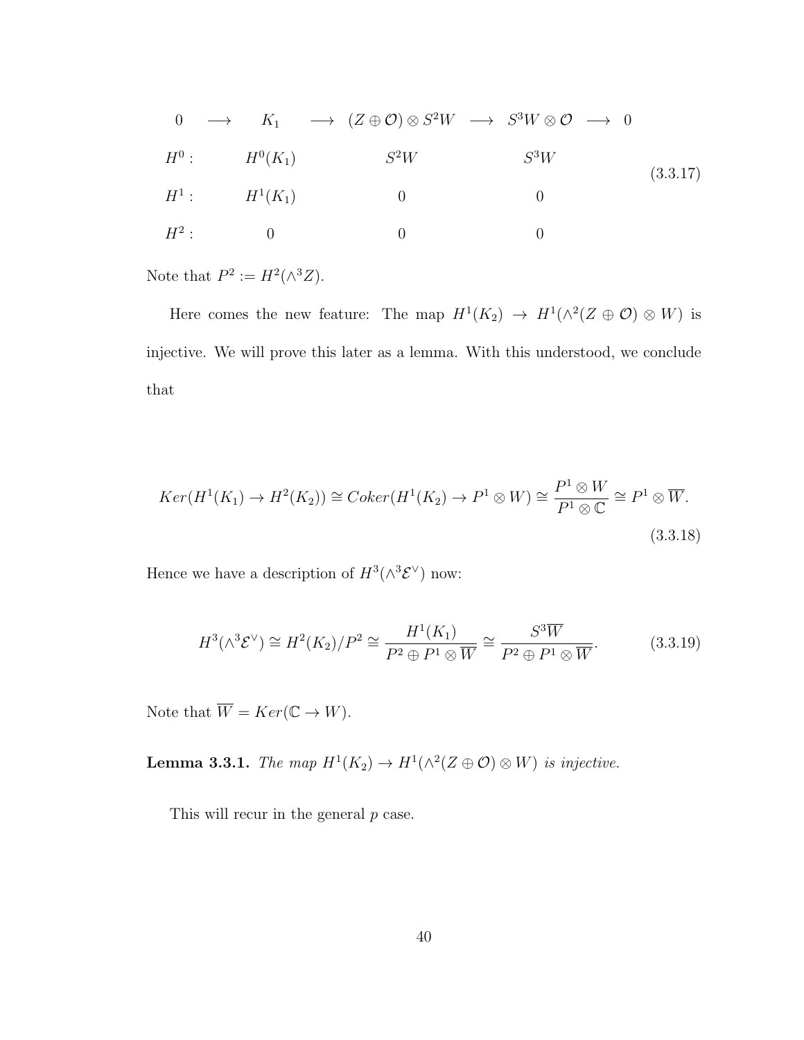$$
\begin{array}{lccccccccc}
 & 0 & \longrightarrow & K_1 & \longrightarrow & (Z \oplus \mathcal{O}) \otimes S^2W & \longrightarrow & S^3W \otimes \mathcal{O} & \longrightarrow & 0 \\
H^0: & & & H^0(K_1) & & S^2W & & S^3W & & \\
H^1: & & & H^1(K_1) & & 0 & & 0 & & \\
H^2: & & & 0 & & 0 & & 0 & &
\end{array}
\tag{3.3.17}
$$

Note that $P^2 := H^2(\wedge^3 Z)$.

Here comes the new feature: The map $H^1(K_2) \to H^1(\wedge^2(Z \oplus \mathcal{O}) \otimes W)$ is injective. We will prove this later as a lemma. With this understood, we conclude that

$$
Ker(H^1(K_1) \to H^2(K_2)) \cong Coker(H^1(K_2) \to P^1 \otimes W) \cong \frac{P^1 \otimes W}{P^1 \otimes \mathbb{C}} \cong P^1 \otimes \overline{W}.
\tag{3.3.18}
$$

Hence we have a description of $H^3(\wedge^3 \mathcal{E}^\vee)$ now:

$$
H^3(\wedge^3 \mathcal{E}^\vee) \cong H^2(K_2)/P^2 \cong \frac{H^1(K_1)}{P^2 \oplus P^1 \otimes \overline{W}} \cong \frac{S^3\overline{W}}{P^2 \oplus P^1 \otimes \overline{W}}.
\tag{3.3.19}
$$

Note that $\overline{W} = Ker(\mathbb{C} \to W)$.

**Lemma 3.3.1.** *The map $H^1(K_2) \to H^1(\wedge^2(Z \oplus \mathcal{O}) \otimes W)$ is injective.*

This will recur in the general $p$ case.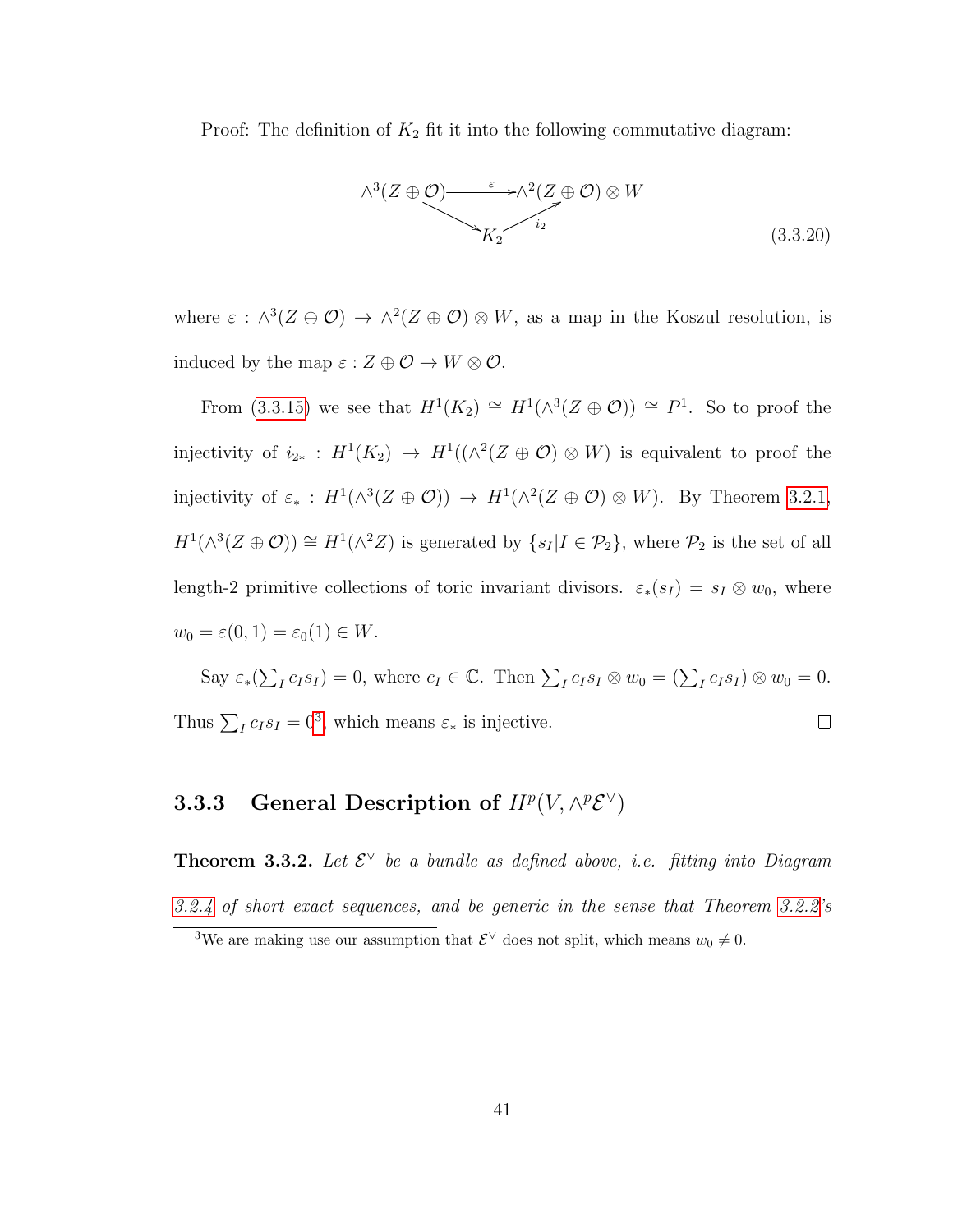Proof: The definition of $K_2$ fit it into the following commutative diagram:

$$
\begin{array}{ccc}
\wedge^3(Z \oplus \mathcal{O}) & \xrightarrow{\ \varepsilon\ } & \wedge^2(Z \oplus \mathcal{O}) \otimes W \\
& \searrow \quad \nearrow_{i_2} & \\
& K_2 &
\end{array}
\tag{3.3.20}
$$

where $\varepsilon : \wedge^3(Z \oplus \mathcal{O}) \to \wedge^2(Z \oplus \mathcal{O}) \otimes W$, as a map in the Koszul resolution, is induced by the map $\varepsilon : Z \oplus \mathcal{O} \to W \otimes \mathcal{O}$.

From (3.3.15) we see that $H^1(K_2) \cong H^1(\wedge^3(Z \oplus \mathcal{O})) \cong P^1$. So to proof the injectivity of $i_{2*} : H^1(K_2) \to H^1((\wedge^2(Z \oplus \mathcal{O}) \otimes W)$ is equivalent to proof the injectivity of $\varepsilon_* : H^1(\wedge^3(Z \oplus \mathcal{O})) \to H^1(\wedge^2(Z \oplus \mathcal{O}) \otimes W)$. By Theorem 3.2.1, $H^1(\wedge^3(Z \oplus \mathcal{O})) \cong H^1(\wedge^2 Z)$ is generated by $\{s_I | I \in \mathcal{P}_2\}$, where $\mathcal{P}_2$ is the set of all length-2 primitive collections of toric invariant divisors. $\varepsilon_*(s_I) = s_I \otimes w_0$, where $w_0 = \varepsilon(0, 1) = \varepsilon_0(1) \in W$.

Say $\varepsilon_*(\sum_I c_I s_I) = 0$, where $c_I \in \mathbb{C}$. Then $\sum_I c_I s_I \otimes w_0 = (\sum_I c_I s_I) \otimes w_0 = 0$. Thus $\sum_I c_I s_I = 0$[3], which means $\varepsilon_*$ is injective. $\square$

### 3.3.3 General Description of $H^p(V, \wedge^p \mathcal{E}^\vee)$

**Theorem 3.3.2.** *Let $\mathcal{E}^\vee$ be a bundle as defined above, i.e. fitting into Diagram 3.2.4 of short exact sequences, and be generic in the sense that Theorem 3.2.2's*

[3] We are making use our assumption that $\mathcal{E}^\vee$ does not split, which means $w_0 \neq 0$.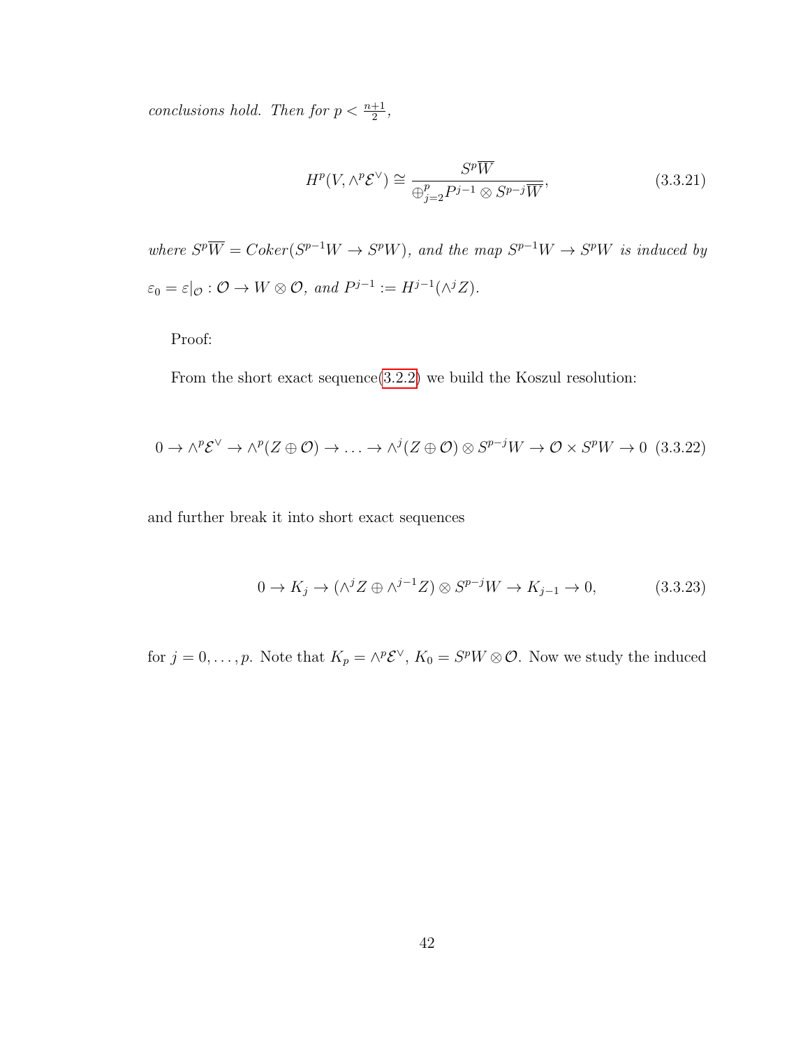*conclusions hold. Then for $p < \frac{n+1}{2}$,*

$$H^p(V, \wedge^p \mathcal{E}^\vee) \cong \frac{S^p\overline{W}}{\oplus_{j=2}^{p} P^{j-1} \otimes S^{p-j}\overline{W}}, \tag{3.3.21}$$

*where $S^p\overline{W} = Coker(S^{p-1}W \to S^pW)$, and the map $S^{p-1}W \to S^pW$ is induced by $\varepsilon_0 = \varepsilon|_{\mathcal{O}} : \mathcal{O} \to W \otimes \mathcal{O}$, and $P^{j-1} := H^{j-1}(\wedge^j Z)$.*

Proof:

From the short exact sequence(3.2.2) we build the Koszul resolution:

$$0 \to \wedge^p \mathcal{E}^\vee \to \wedge^p(Z \oplus \mathcal{O}) \to \ldots \to \wedge^j(Z \oplus \mathcal{O}) \otimes S^{p-j}W \to \mathcal{O} \times S^pW \to 0 \tag{3.3.22}$$

and further break it into short exact sequences

$$0 \to K_j \to (\wedge^j Z \oplus \wedge^{j-1} Z) \otimes S^{p-j}W \to K_{j-1} \to 0, \tag{3.3.23}$$

for $j = 0, \ldots, p$. Note that $K_p = \wedge^p \mathcal{E}^\vee$, $K_0 = S^pW \otimes \mathcal{O}$. Now we study the induced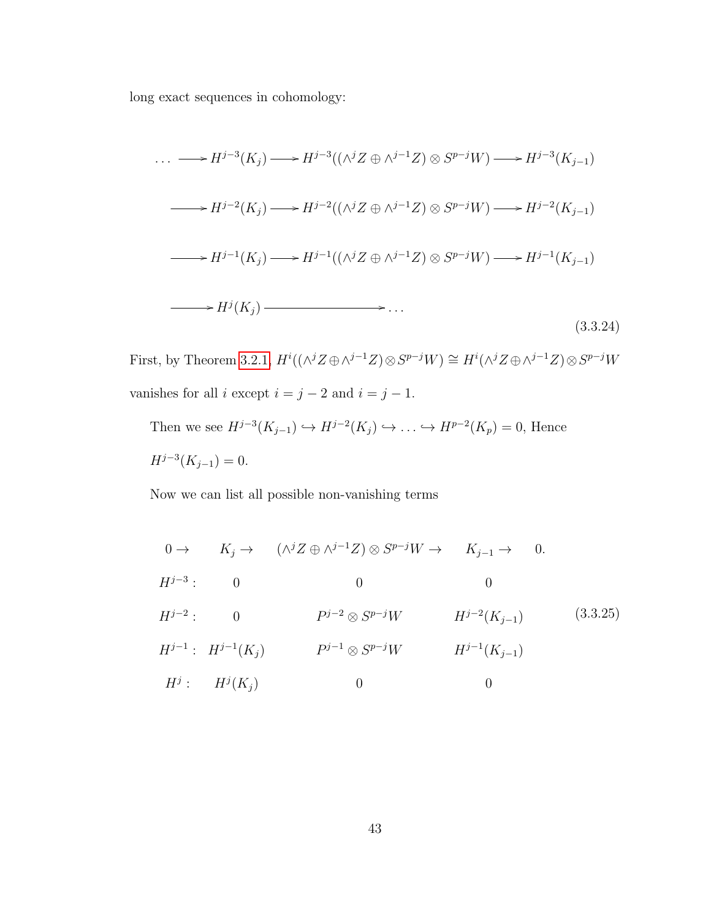long exact sequences in cohomology:

$$
\begin{aligned}
\cdots \longrightarrow H^{j-3}(K_j) &\longrightarrow H^{j-3}((\wedge^j Z \oplus \wedge^{j-1} Z) \otimes S^{p-j} W) \longrightarrow H^{j-3}(K_{j-1}) \\
\longrightarrow H^{j-2}(K_j) &\longrightarrow H^{j-2}((\wedge^j Z \oplus \wedge^{j-1} Z) \otimes S^{p-j} W) \longrightarrow H^{j-2}(K_{j-1}) \\
\longrightarrow H^{j-1}(K_j) &\longrightarrow H^{j-1}((\wedge^j Z \oplus \wedge^{j-1} Z) \otimes S^{p-j} W) \longrightarrow H^{j-1}(K_{j-1}) \\
\longrightarrow H^{j}(K_j) &\longrightarrow \cdots
\end{aligned}
\tag{3.3.24}
$$

First, by Theorem 3.2.1, $H^i((\wedge^j Z \oplus \wedge^{j-1} Z) \otimes S^{p-j} W) \cong H^i(\wedge^j Z \oplus \wedge^{j-1} Z) \otimes S^{p-j} W$ vanishes for all $i$ except $i = j-2$ and $i = j-1$.

Then we see $H^{j-3}(K_{j-1}) \hookrightarrow H^{j-2}(K_j) \hookrightarrow \ldots \hookrightarrow H^{p-2}(K_p) = 0$, Hence $H^{j-3}(K_{j-1}) = 0$.

Now we can list all possible non-vanishing terms

$$
\begin{array}{lcccc}
0 \to & K_j \to & (\wedge^j Z \oplus \wedge^{j-1} Z) \otimes S^{p-j} W \to & K_{j-1} \to & 0. \\
H^{j-3}: & 0 & 0 & 0 & \\
H^{j-2}: & 0 & P^{j-2} \otimes S^{p-j} W & H^{j-2}(K_{j-1}) & \\
H^{j-1}: & H^{j-1}(K_j) & P^{j-1} \otimes S^{p-j} W & H^{j-1}(K_{j-1}) & \\
H^{j}: & H^{j}(K_j) & 0 & 0 &
\end{array}
\tag{3.3.25}
$$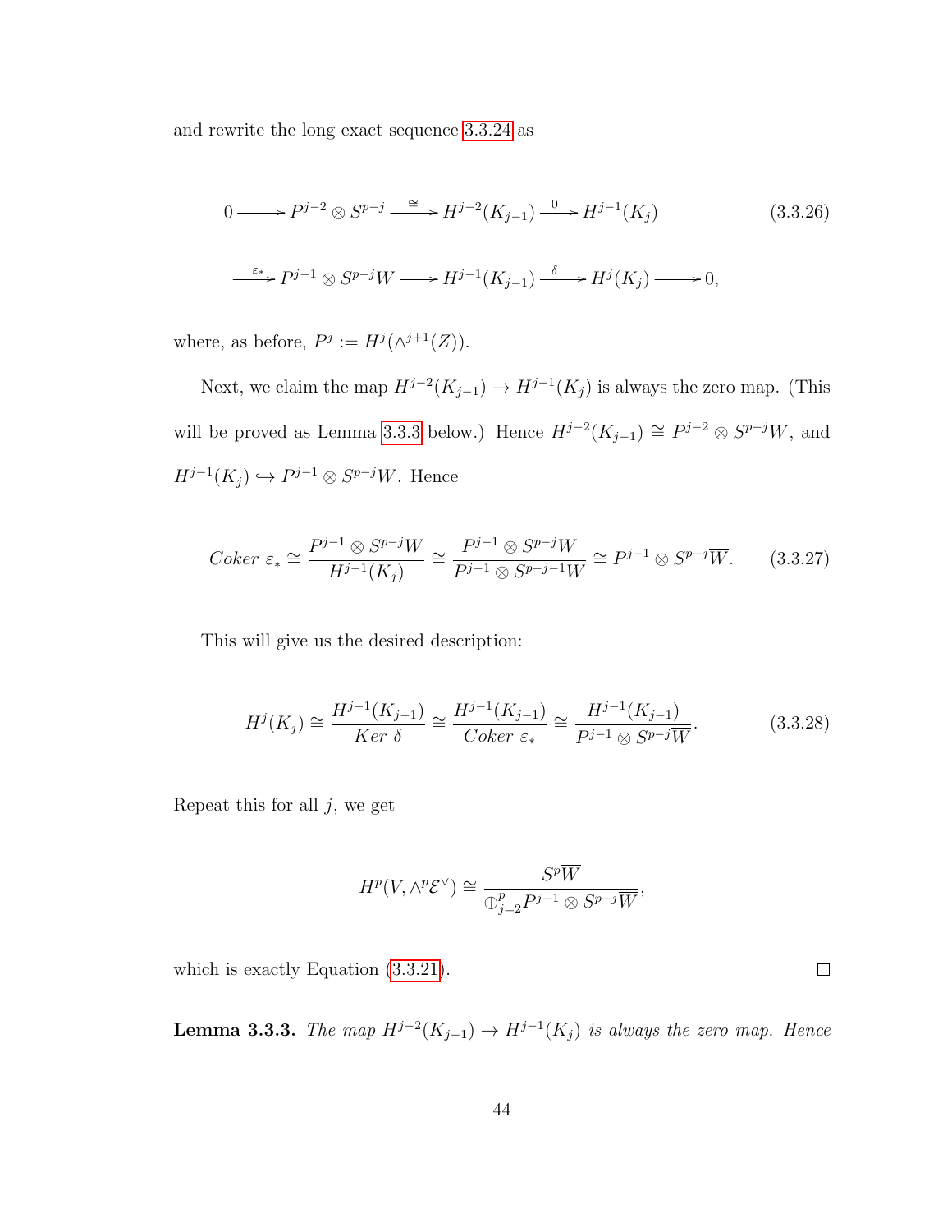and rewrite the long exact sequence 3.3.24 as

$$
\begin{aligned}
0 \longrightarrow P^{j-2} \otimes S^{p-j} \xrightarrow{\cong} H^{j-2}(K_{j-1}) \xrightarrow{0} H^{j-1}(K_j) \qquad\qquad (3.3.26)\\
\xrightarrow{\varepsilon_*} P^{j-1} \otimes S^{p-j}W \longrightarrow H^{j-1}(K_{j-1}) \xrightarrow{\delta} H^j(K_j) \longrightarrow 0,
\end{aligned}
$$

where, as before, $P^j := H^j(\wedge^{j+1}(Z))$.

Next, we claim the map $H^{j-2}(K_{j-1}) \to H^{j-1}(K_j)$ is always the zero map. (This will be proved as Lemma 3.3.3 below.) Hence $H^{j-2}(K_{j-1}) \cong P^{j-2} \otimes S^{p-j}W$, and $H^{j-1}(K_j) \hookrightarrow P^{j-1} \otimes S^{p-j}W$. Hence

$$
Coker\ \varepsilon_* \cong \frac{P^{j-1} \otimes S^{p-j}W}{H^{j-1}(K_j)} \cong \frac{P^{j-1} \otimes S^{p-j}W}{P^{j-1} \otimes S^{p-j-1}W} \cong P^{j-1} \otimes S^{p-j}\overline{W}. \qquad (3.3.27)
$$

This will give us the desired description:

$$
H^j(K_j) \cong \frac{H^{j-1}(K_{j-1})}{Ker\ \delta} \cong \frac{H^{j-1}(K_{j-1})}{Coker\ \varepsilon_*} \cong \frac{H^{j-1}(K_{j-1})}{P^{j-1} \otimes S^{p-j}\overline{W}}. \qquad (3.3.28)
$$

Repeat this for all $j$, we get

$$
H^p(V, \wedge^p \mathcal{E}^\vee) \cong \frac{S^p\overline{W}}{\oplus_{j=2}^p P^{j-1} \otimes S^{p-j}\overline{W}},
$$

which is exactly Equation (3.3.21). $\square$

**Lemma 3.3.3.** *The map $H^{j-2}(K_{j-1}) \to H^{j-1}(K_j)$ is always the zero map. Hence*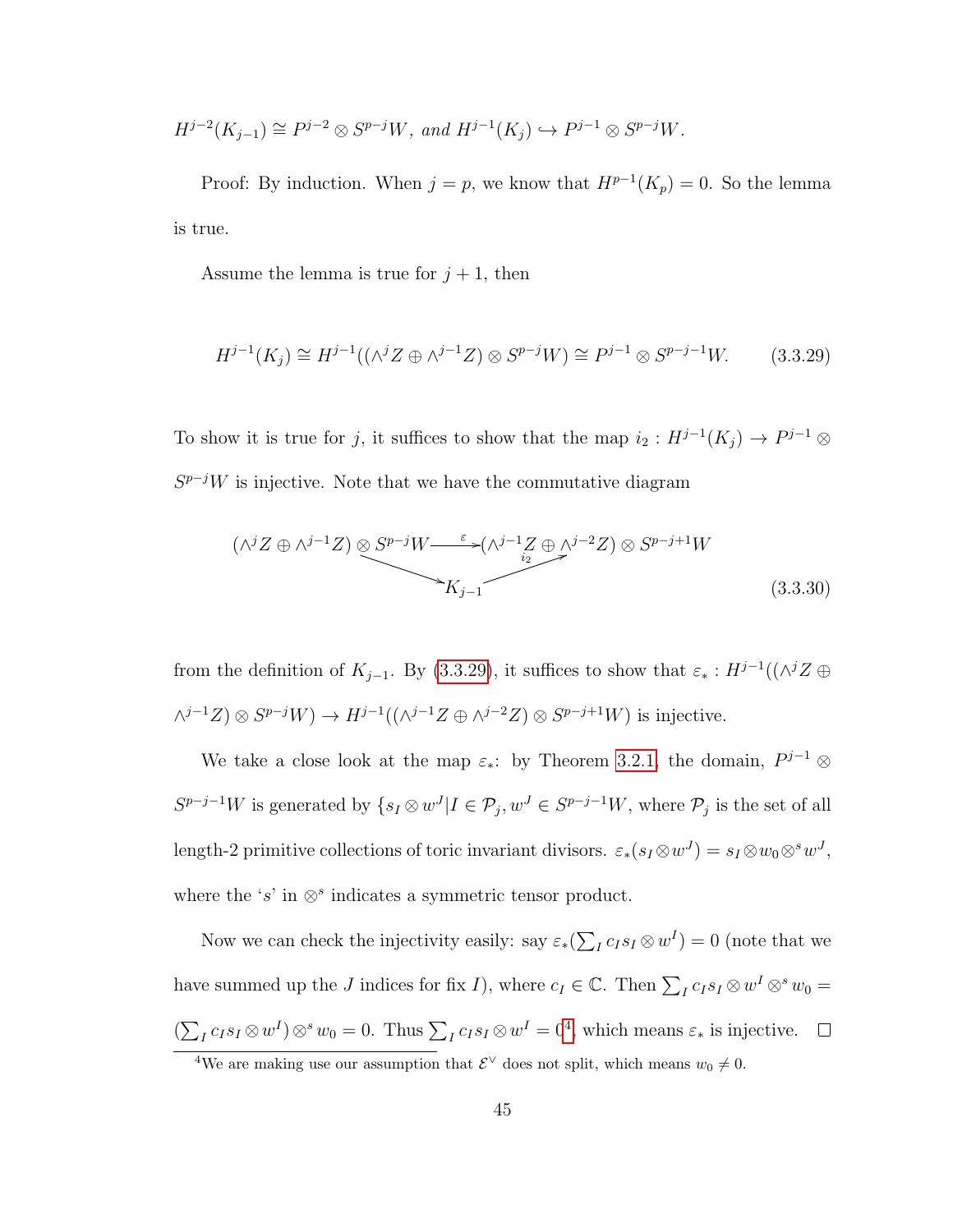$H^{j-2}(K_{j-1}) \cong P^{j-2} \otimes S^{p-j}W$, *and* $H^{j-1}(K_j) \hookrightarrow P^{j-1} \otimes S^{p-j}W$.

Proof: By induction. When $j = p$, we know that $H^{p-1}(K_p) = 0$. So the lemma is true.

Assume the lemma is true for $j+1$, then

$$H^{j-1}(K_j) \cong H^{j-1}((\wedge^j Z \oplus \wedge^{j-1} Z) \otimes S^{p-j}W) \cong P^{j-1} \otimes S^{p-j-1}W. \tag{3.3.29}$$

To show it is true for $j$, it suffices to show that the map $i_2 : H^{j-1}(K_j) \to P^{j-1} \otimes S^{p-j}W$ is injective. Note that we have the commutative diagram

$$\begin{array}{ccc} (\wedge^j Z \oplus \wedge^{j-1} Z) \otimes S^{p-j}W & \xrightarrow{\varepsilon} & (\wedge^{j-1} Z \oplus \wedge^{j-2} Z) \otimes S^{p-j+1}W \\ & \searrow \quad K_{j-1} \quad \nearrow_{i_2} & \end{array} \tag{3.3.30}$$

from the definition of $K_{j-1}$. By (3.3.29), it suffices to show that $\varepsilon_* : H^{j-1}((\wedge^j Z \oplus \wedge^{j-1} Z) \otimes S^{p-j}W) \to H^{j-1}((\wedge^{j-1} Z \oplus \wedge^{j-2} Z) \otimes S^{p-j+1}W)$ is injective.

We take a close look at the map $\varepsilon_*$: by Theorem 3.2.1, the domain, $P^{j-1} \otimes S^{p-j-1}W$ is generated by $\{s_I \otimes w^J | I \in \mathcal{P}_j, w^J \in S^{p-j-1}W$, where $\mathcal{P}_j$ is the set of all length-2 primitive collections of toric invariant divisors. $\varepsilon_*(s_I \otimes w^J) = s_I \otimes w_0 \otimes^s w^J$, where the '$s$' in $\otimes^s$ indicates a symmetric tensor product.

Now we can check the injectivity easily: say $\varepsilon_*(\sum_I c_I s_I \otimes w^I) = 0$ (note that we have summed up the $J$ indices for fix $I$), where $c_I \in \mathbb{C}$. Then $\sum_I c_I s_I \otimes w^I \otimes^s w_0 = (\sum_I c_I s_I \otimes w^I) \otimes^s w_0 = 0$. Thus $\sum_I c_I s_I \otimes w^I = 0$[4], which means $\varepsilon_*$ is injective. $\square$

[4] We are making use our assumption that $\mathcal{E}^\vee$ does not split, which means $w_0 \neq 0$.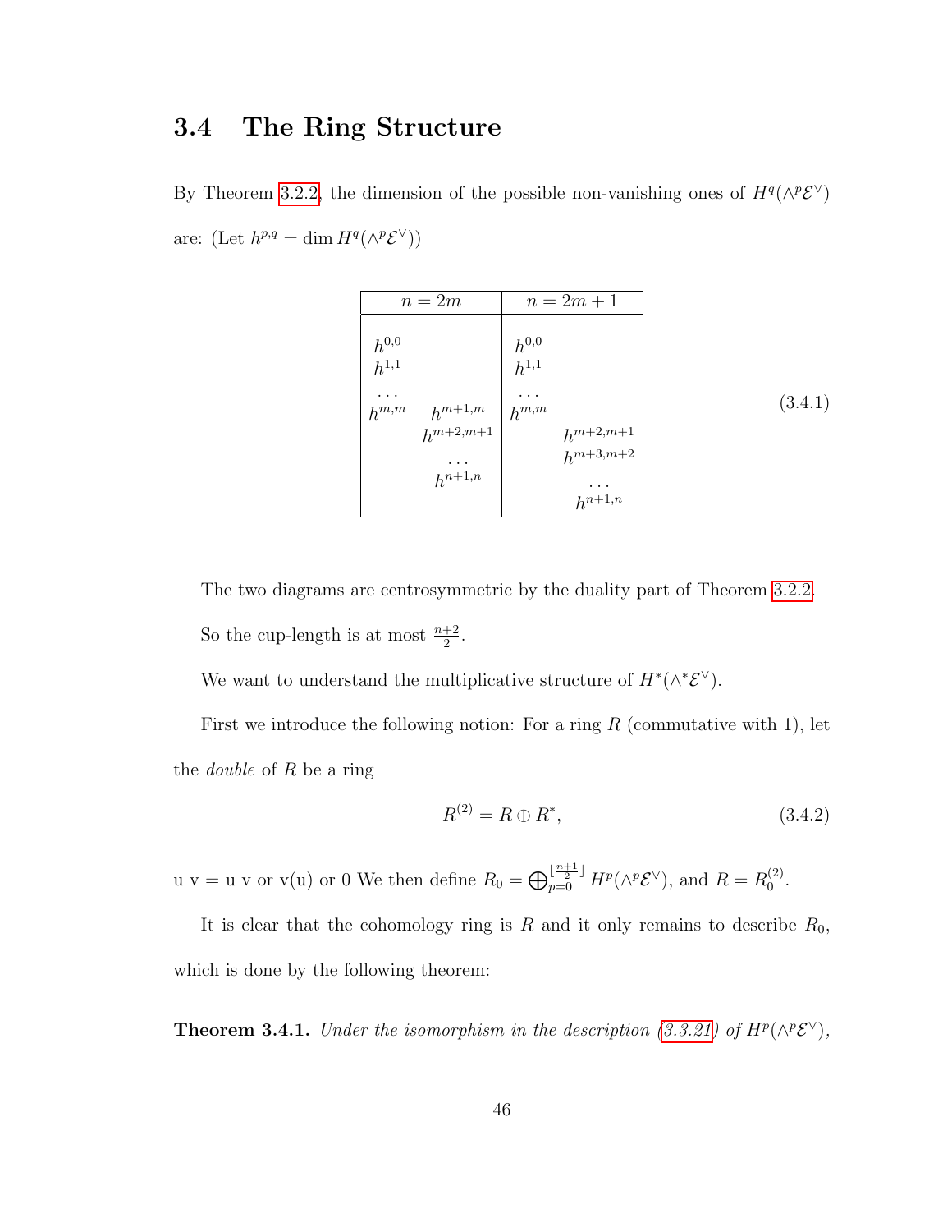## 3.4 The Ring Structure

By Theorem 3.2.2, the dimension of the possible non-vanishing ones of $H^q(\wedge^p\mathcal{E}^\vee)$ are: (Let $h^{p,q} = \dim H^q(\wedge^p\mathcal{E}^\vee)$)

| $n = 2m$ | | $n = 2m+1$ | |
|---|---|---|---|
| $h^{0,0}$ | | $h^{0,0}$ | |
| $h^{1,1}$ | | $h^{1,1}$ | |
| $\ldots$ | | $\ldots$ | |
| $h^{m,m}$ | $h^{m+1,m}$ | $h^{m,m}$ | |
| | $h^{m+2,m+1}$ | | $h^{m+2,m+1}$ |
| | $\ldots$ | | $h^{m+3,m+2}$ |
| | $h^{n+1,n}$ | | $\ldots$ |
| | | | $h^{n+1,n}$ |

(3.4.1)

The two diagrams are centrosymmetric by the duality part of Theorem 3.2.2.

So the cup-length is at most $\frac{n+2}{2}$.

We want to understand the multiplicative structure of $H^*(\wedge^*\mathcal{E}^\vee)$.

First we introduce the following notion: For a ring $R$ (commutative with 1), let the *double* of $R$ be a ring

$$R^{(2)} = R \oplus R^*, \tag{3.4.2}$$

u v = u v or v(u) or 0 We then define $R_0 = \bigoplus_{p=0}^{\lfloor \frac{n+1}{2} \rfloor} H^p(\wedge^p\mathcal{E}^\vee)$, and $R = R_0^{(2)}$.

It is clear that the cohomology ring is $R$ and it only remains to describe $R_0$, which is done by the following theorem:

**Theorem 3.4.1.** *Under the isomorphism in the description (3.3.21) of $H^p(\wedge^p\mathcal{E}^\vee)$,*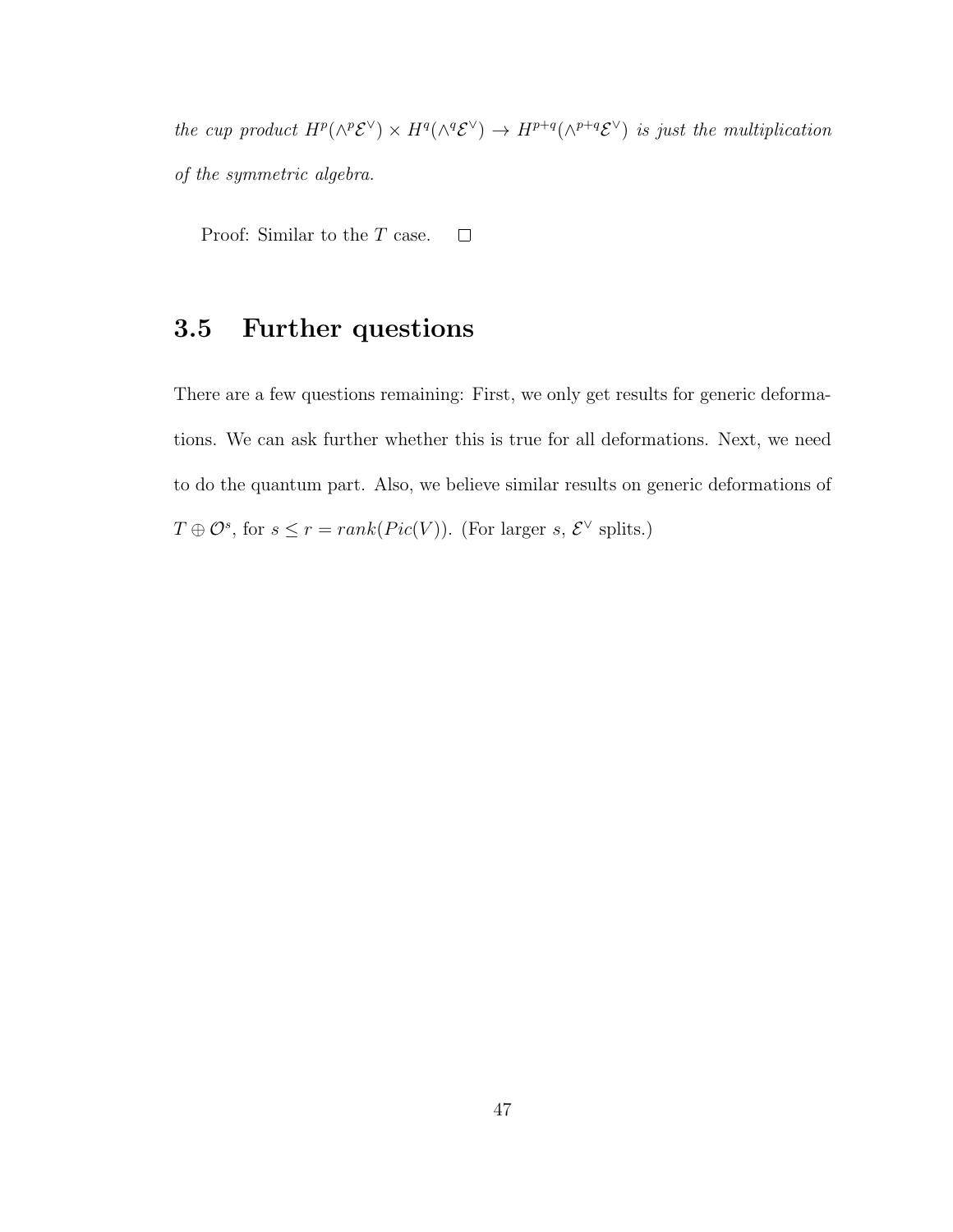*the cup product $H^p(\wedge^p \mathcal{E}^\vee) \times H^q(\wedge^q \mathcal{E}^\vee) \to H^{p+q}(\wedge^{p+q} \mathcal{E}^\vee)$ is just the multiplication of the symmetric algebra.*

Proof: Similar to the $T$ case. $\square$

## 3.5 Further questions

There are a few questions remaining: First, we only get results for generic deformations. We can ask further whether this is true for all deformations. Next, we need to do the quantum part. Also, we believe similar results on generic deformations of $T \oplus \mathcal{O}^s$, for $s \leq r = rank(Pic(V))$. (For larger $s$, $\mathcal{E}^\vee$ splits.)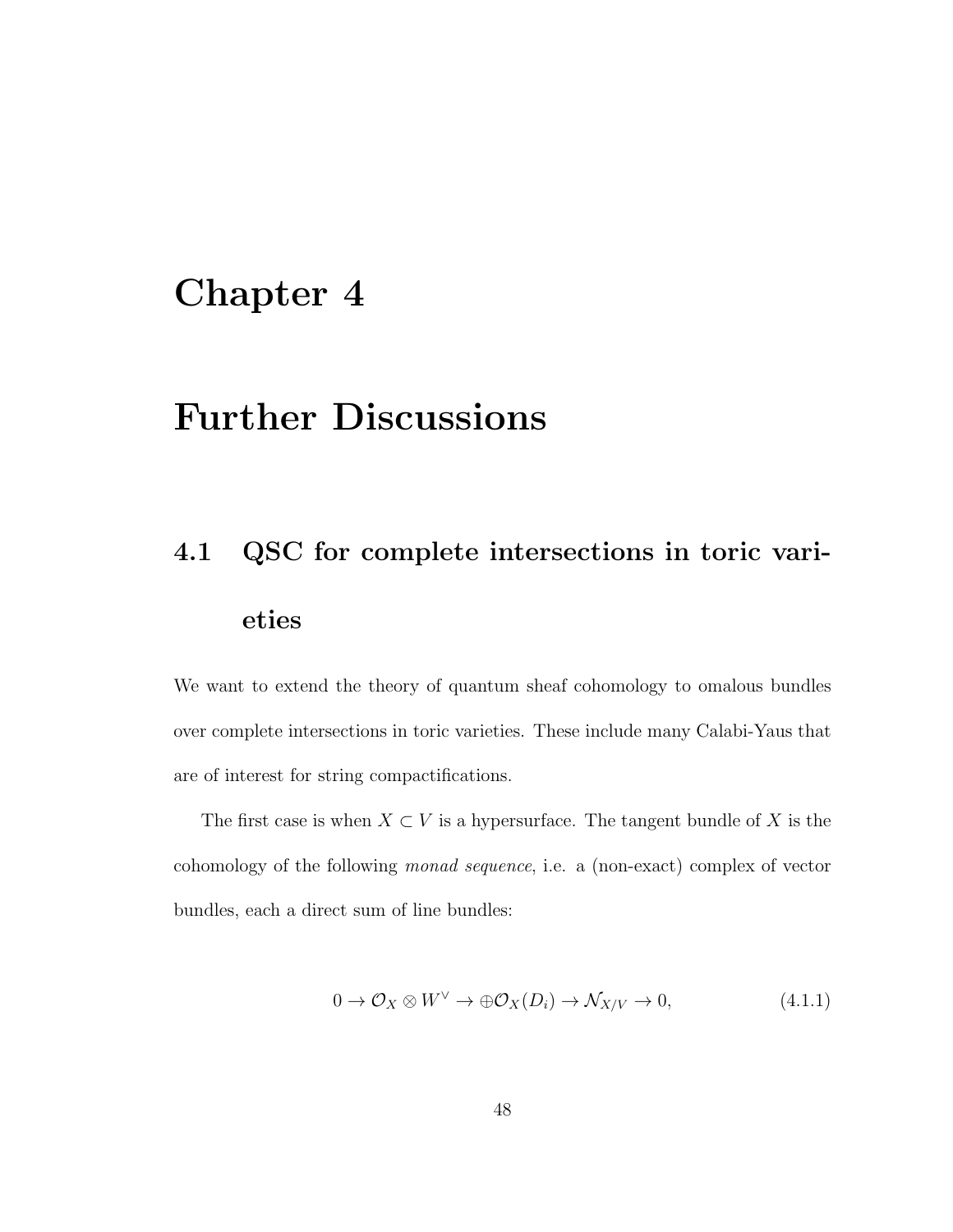# Chapter 4

# Further Discussions

## 4.1 QSC for complete intersections in toric varieties

We want to extend the theory of quantum sheaf cohomology to omalous bundles over complete intersections in toric varieties. These include many Calabi-Yaus that are of interest for string compactifications.

The first case is when $X \subset V$ is a hypersurface. The tangent bundle of $X$ is the cohomology of the following *monad sequence*, i.e. a (non-exact) complex of vector bundles, each a direct sum of line bundles:

$$0 \to \mathcal{O}_X \otimes W^\vee \to \oplus \mathcal{O}_X(D_i) \to \mathcal{N}_{X/V} \to 0, \tag{4.1.1}$$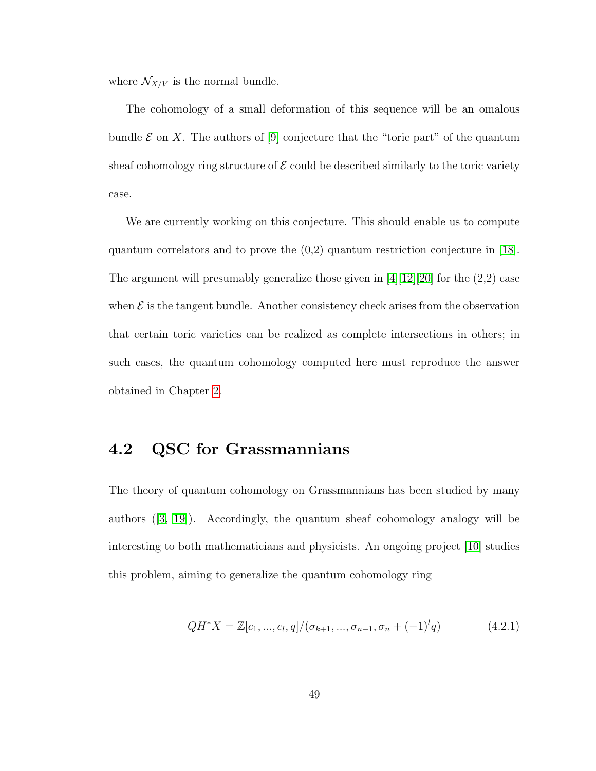where $\mathcal{N}_{X/V}$ is the normal bundle.

The cohomology of a small deformation of this sequence will be an omalous bundle $\mathcal{E}$ on $X$. The authors of [9] conjecture that the "toric part" of the quantum sheaf cohomology ring structure of $\mathcal{E}$ could be described similarly to the toric variety case.

We are currently working on this conjecture. This should enable us to compute quantum correlators and to prove the (0,2) quantum restriction conjecture in [18]. The argument will presumably generalize those given in [4][12][20] for the (2,2) case when $\mathcal{E}$ is the tangent bundle. Another consistency check arises from the observation that certain toric varieties can be realized as complete intersections in others; in such cases, the quantum cohomology computed here must reproduce the answer obtained in Chapter 2.

## 4.2 QSC for Grassmannians

The theory of quantum cohomology on Grassmannians has been studied by many authors ([3, 19]). Accordingly, the quantum sheaf cohomology analogy will be interesting to both mathematicians and physicists. An ongoing project [10] studies this problem, aiming to generalize the quantum cohomology ring

$$QH^*X = \mathbb{Z}[c_1, ..., c_l, q]/(\sigma_{k+1}, ..., \sigma_{n-1}, \sigma_n + (-1)^l q) \tag{4.2.1}$$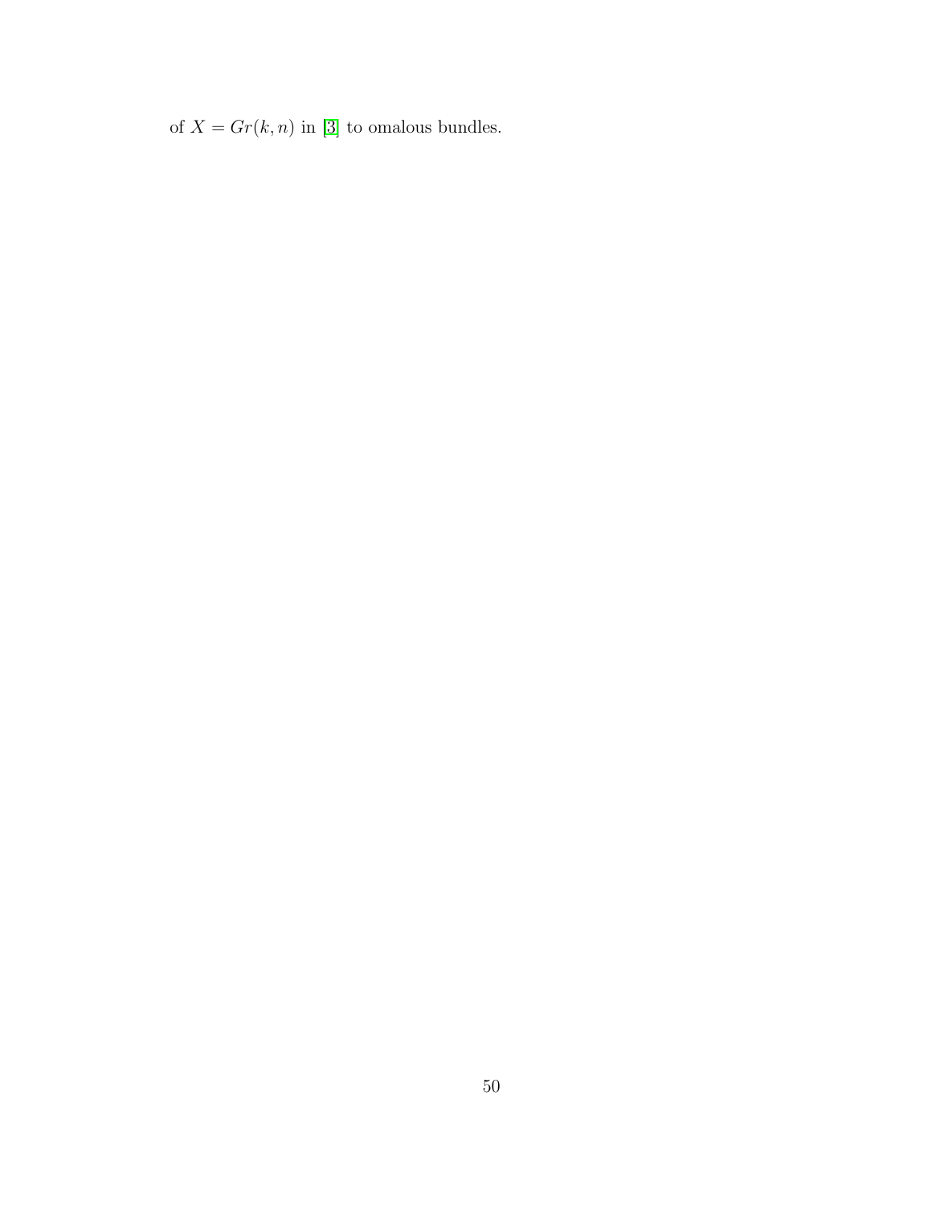of $X = Gr(k, n)$ in [3] to omalous bundles.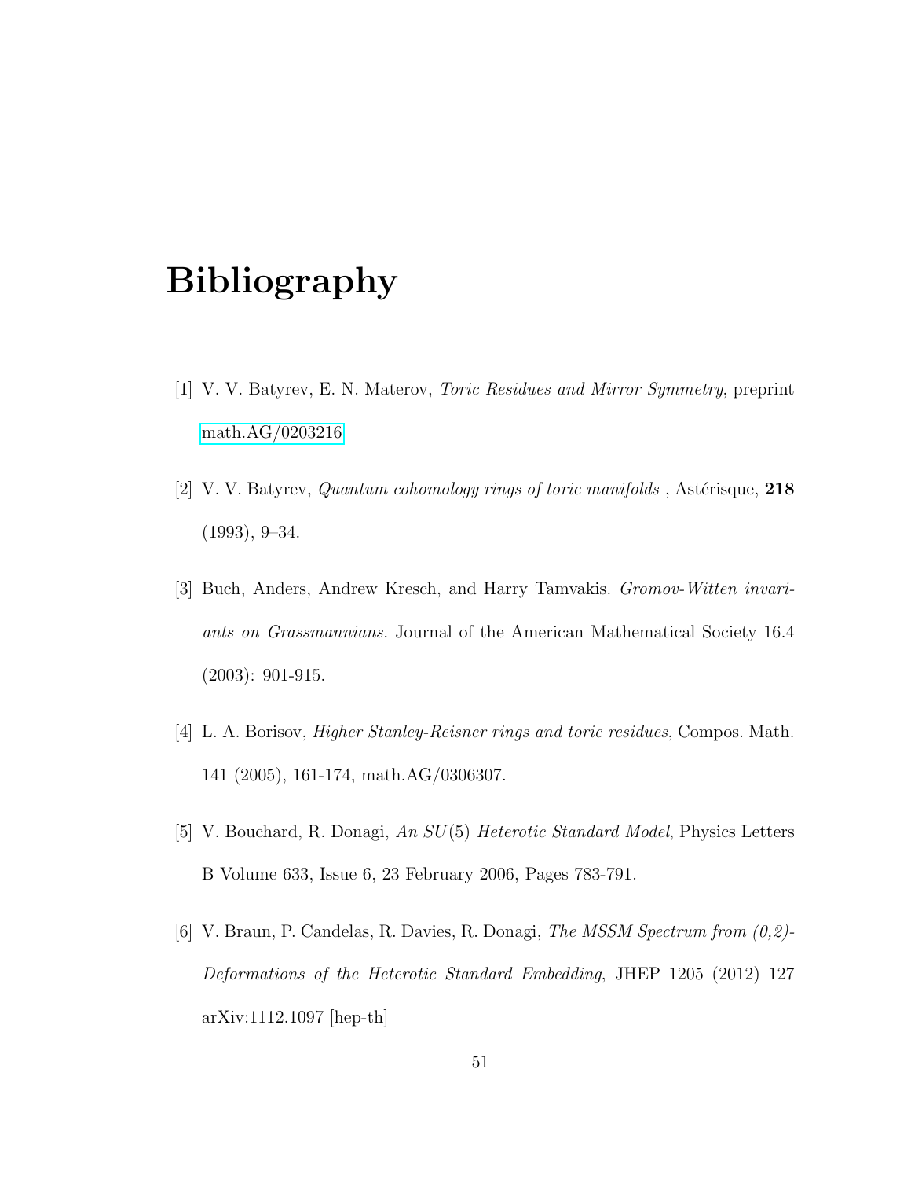# Bibliography

[1] V. V. Batyrev, E. N. Materov, *Toric Residues and Mirror Symmetry*, preprint math.AG/0203216

[2] V. V. Batyrev, *Quantum cohomology rings of toric manifolds* , Astérisque, **218** (1993), 9–34.

[3] Buch, Anders, Andrew Kresch, and Harry Tamvakis. *Gromov-Witten invariants on Grassmannians.* Journal of the American Mathematical Society 16.4 (2003): 901-915.

[4] L. A. Borisov, *Higher Stanley-Reisner rings and toric residues*, Compos. Math. 141 (2005), 161-174, math.AG/0306307.

[5] V. Bouchard, R. Donagi, *An $SU(5)$ Heterotic Standard Model*, Physics Letters B Volume 633, Issue 6, 23 February 2006, Pages 783-791.

[6] V. Braun, P. Candelas, R. Davies, R. Donagi, *The MSSM Spectrum from (0,2)-Deformations of the Heterotic Standard Embedding*, JHEP 1205 (2012) 127 arXiv:1112.1097 [hep-th]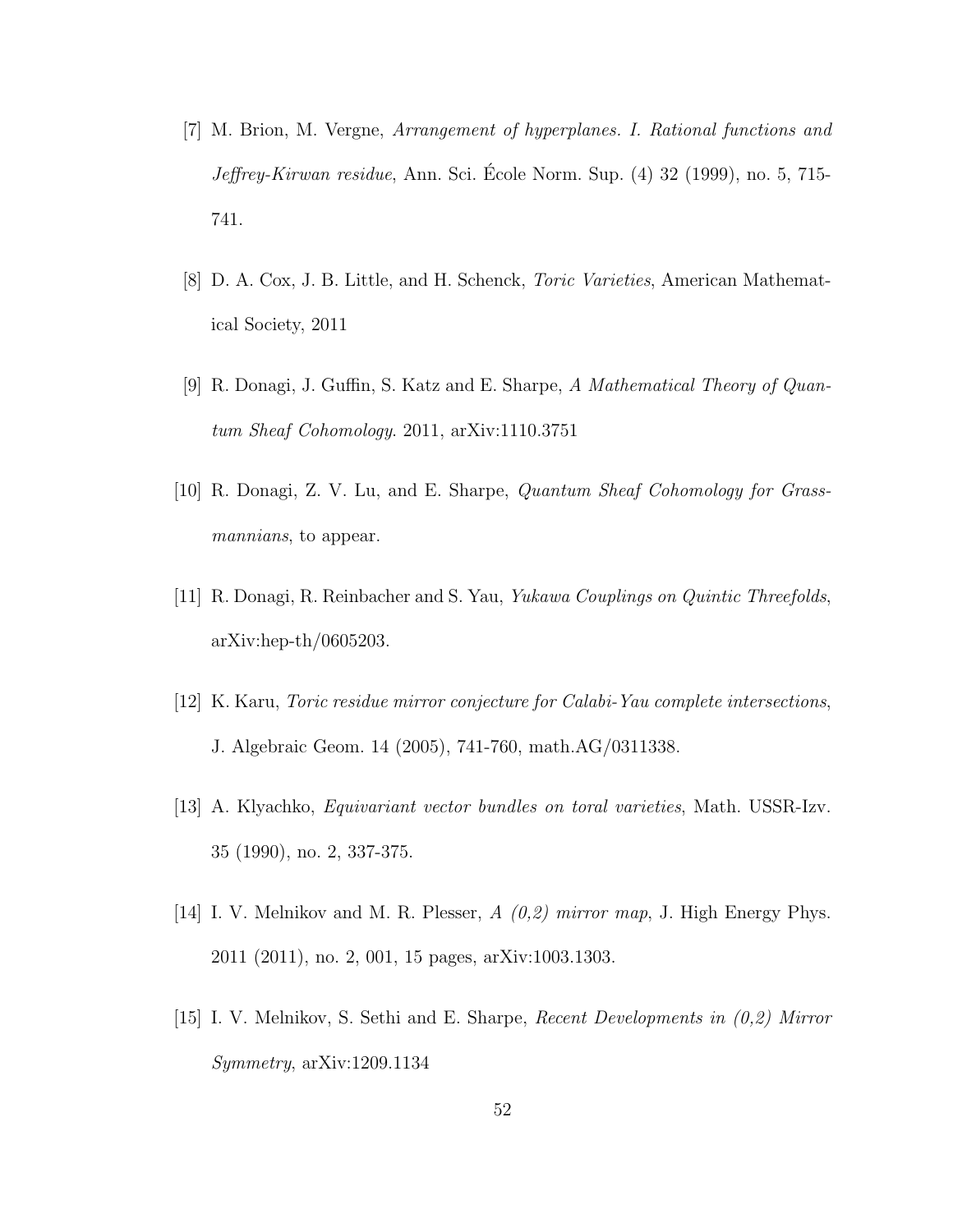[7] M. Brion, M. Vergne, *Arrangement of hyperplanes. I. Rational functions and Jeffrey-Kirwan residue*, Ann. Sci. École Norm. Sup. (4) 32 (1999), no. 5, 715-741.

[8] D. A. Cox, J. B. Little, and H. Schenck, *Toric Varieties*, American Mathematical Society, 2011

[9] R. Donagi, J. Guffin, S. Katz and E. Sharpe, *A Mathematical Theory of Quantum Sheaf Cohomology*. 2011, arXiv:1110.3751

[10] R. Donagi, Z. V. Lu, and E. Sharpe, *Quantum Sheaf Cohomology for Grassmannians*, to appear.

[11] R. Donagi, R. Reinbacher and S. Yau, *Yukawa Couplings on Quintic Threefolds*, arXiv:hep-th/0605203.

[12] K. Karu, *Toric residue mirror conjecture for Calabi-Yau complete intersections*, J. Algebraic Geom. 14 (2005), 741-760, math.AG/0311338.

[13] A. Klyachko, *Equivariant vector bundles on toral varieties*, Math. USSR-Izv. 35 (1990), no. 2, 337-375.

[14] I. V. Melnikov and M. R. Plesser, *A (0,2) mirror map*, J. High Energy Phys. 2011 (2011), no. 2, 001, 15 pages, arXiv:1003.1303.

[15] I. V. Melnikov, S. Sethi and E. Sharpe, *Recent Developments in (0,2) Mirror Symmetry*, arXiv:1209.1134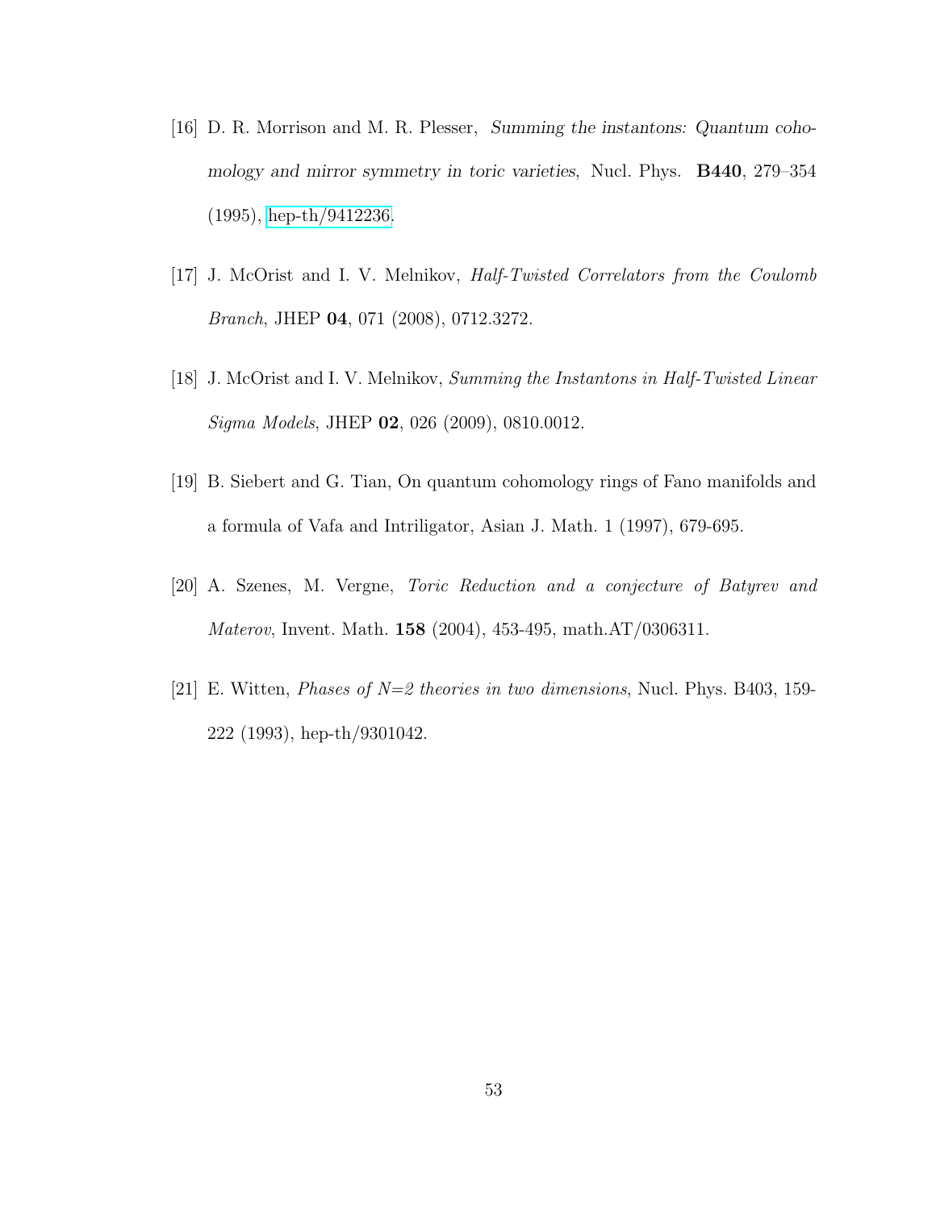[16] D. R. Morrison and M. R. Plesser, *Summing the instantons: Quantum cohomology and mirror symmetry in toric varieties*, Nucl. Phys. **B440**, 279–354 (1995), hep-th/9412236.

[17] J. McOrist and I. V. Melnikov, *Half-Twisted Correlators from the Coulomb Branch*, JHEP **04**, 071 (2008), 0712.3272.

[18] J. McOrist and I. V. Melnikov, *Summing the Instantons in Half-Twisted Linear Sigma Models*, JHEP **02**, 026 (2009), 0810.0012.

[19] B. Siebert and G. Tian, On quantum cohomology rings of Fano manifolds and a formula of Vafa and Intriligator, Asian J. Math. 1 (1997), 679-695.

[20] A. Szenes, M. Vergne, *Toric Reduction and a conjecture of Batyrev and Materov*, Invent. Math. **158** (2004), 453-495, math.AT/0306311.

[21] E. Witten, *Phases of N=2 theories in two dimensions*, Nucl. Phys. B403, 159-222 (1993), hep-th/9301042.